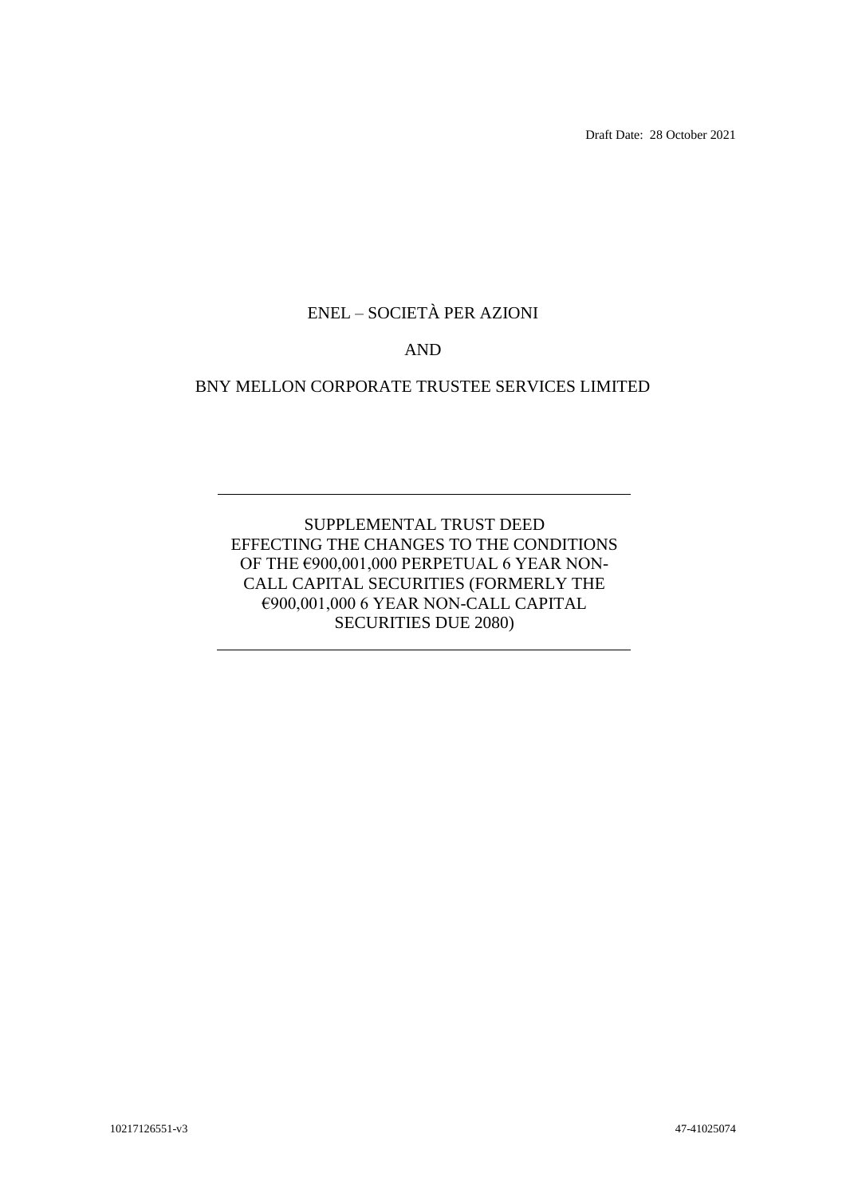Draft Date: 28 October 2021

ENEL – SOCIETÀ PER AZIONI

AND

BNY MELLON CORPORATE TRUSTEE SERVICES LIMITED

---

SUPPLEMENTAL TRUST DEED
EFFECTING THE CHANGES TO THE CONDITIONS
OF THE €900,001,000 PERPETUAL 6 YEAR NON-CALL CAPITAL SECURITIES (FORMERLY THE €900,001,000 6 YEAR NON-CALL CAPITAL SECURITIES DUE 2080)

---

10217126551-v3

47-41025074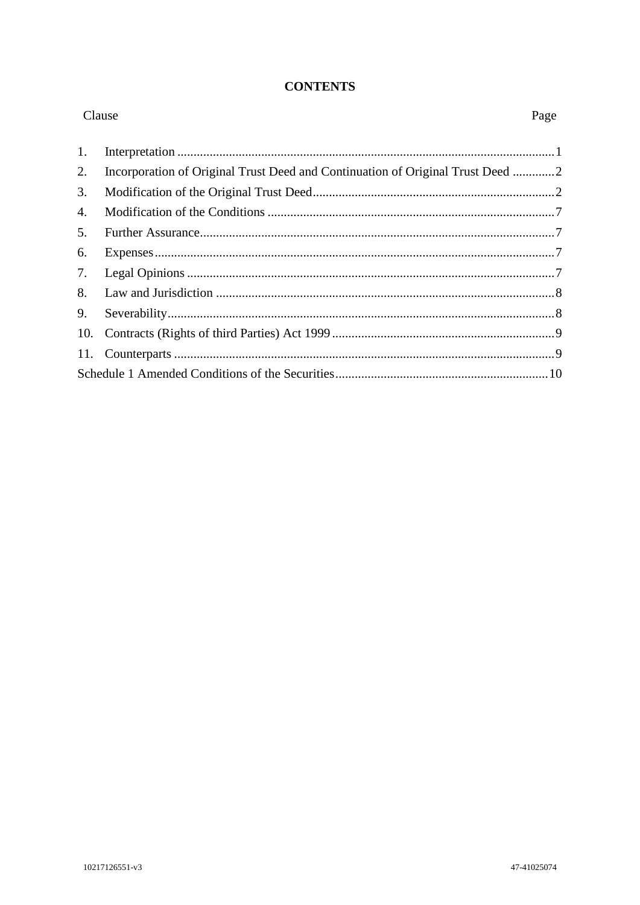# CONTENTS

| Clause | | Page |
|---|---|---|
| 1. | Interpretation | 1 |
| 2. | Incorporation of Original Trust Deed and Continuation of Original Trust Deed | 2 |
| 3. | Modification of the Original Trust Deed | 2 |
| 4. | Modification of the Conditions | 7 |
| 5. | Further Assurance | 7 |
| 6. | Expenses | 7 |
| 7. | Legal Opinions | 7 |
| 8. | Law and Jurisdiction | 8 |
| 9. | Severability | 8 |
| 10. | Contracts (Rights of third Parties) Act 1999 | 9 |
| 11. | Counterparts | 9 |
| Schedule 1 Amended Conditions of the Securities | | 10 |

10217126551-v3 47-41025074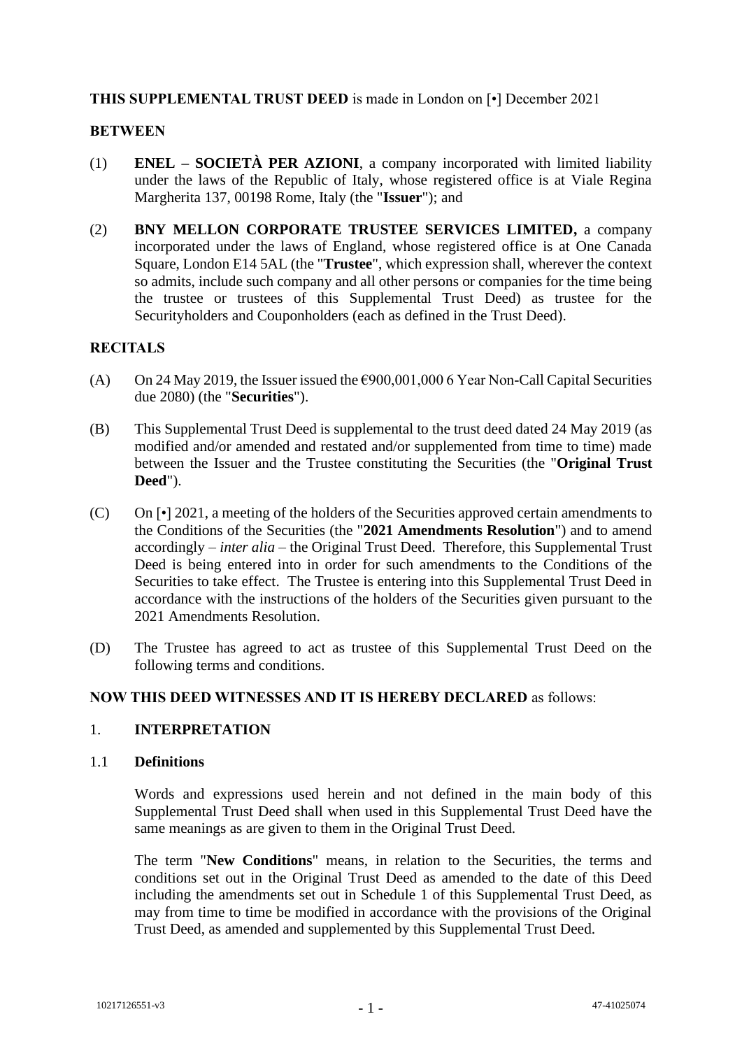**THIS SUPPLEMENTAL TRUST DEED** is made in London on [•] December 2021

**BETWEEN**

(1) **ENEL – SOCIETÀ PER AZIONI**, a company incorporated with limited liability under the laws of the Republic of Italy, whose registered office is at Viale Regina Margherita 137, 00198 Rome, Italy (the "**Issuer**"); and

(2) **BNY MELLON CORPORATE TRUSTEE SERVICES LIMITED,** a company incorporated under the laws of England, whose registered office is at One Canada Square, London E14 5AL (the "**Trustee**", which expression shall, wherever the context so admits, include such company and all other persons or companies for the time being the trustee or trustees of this Supplemental Trust Deed) as trustee for the Securityholders and Couponholders (each as defined in the Trust Deed).

**RECITALS**

(A) On 24 May 2019, the Issuer issued the €900,001,000 6 Year Non-Call Capital Securities due 2080) (the "**Securities**").

(B) This Supplemental Trust Deed is supplemental to the trust deed dated 24 May 2019 (as modified and/or amended and restated and/or supplemented from time to time) made between the Issuer and the Trustee constituting the Securities (the "**Original Trust Deed**").

(C) On [•] 2021, a meeting of the holders of the Securities approved certain amendments to the Conditions of the Securities (the "**2021 Amendments Resolution**") and to amend accordingly – *inter alia* – the Original Trust Deed. Therefore, this Supplemental Trust Deed is being entered into in order for such amendments to the Conditions of the Securities to take effect. The Trustee is entering into this Supplemental Trust Deed in accordance with the instructions of the holders of the Securities given pursuant to the 2021 Amendments Resolution.

(D) The Trustee has agreed to act as trustee of this Supplemental Trust Deed on the following terms and conditions.

**NOW THIS DEED WITNESSES AND IT IS HEREBY DECLARED** as follows:

## 1. INTERPRETATION

### 1.1 Definitions

Words and expressions used herein and not defined in the main body of this Supplemental Trust Deed shall when used in this Supplemental Trust Deed have the same meanings as are given to them in the Original Trust Deed.

The term "**New Conditions**" means, in relation to the Securities, the terms and conditions set out in the Original Trust Deed as amended to the date of this Deed including the amendments set out in Schedule 1 of this Supplemental Trust Deed, as may from time to time be modified in accordance with the provisions of the Original Trust Deed, as amended and supplemented by this Supplemental Trust Deed.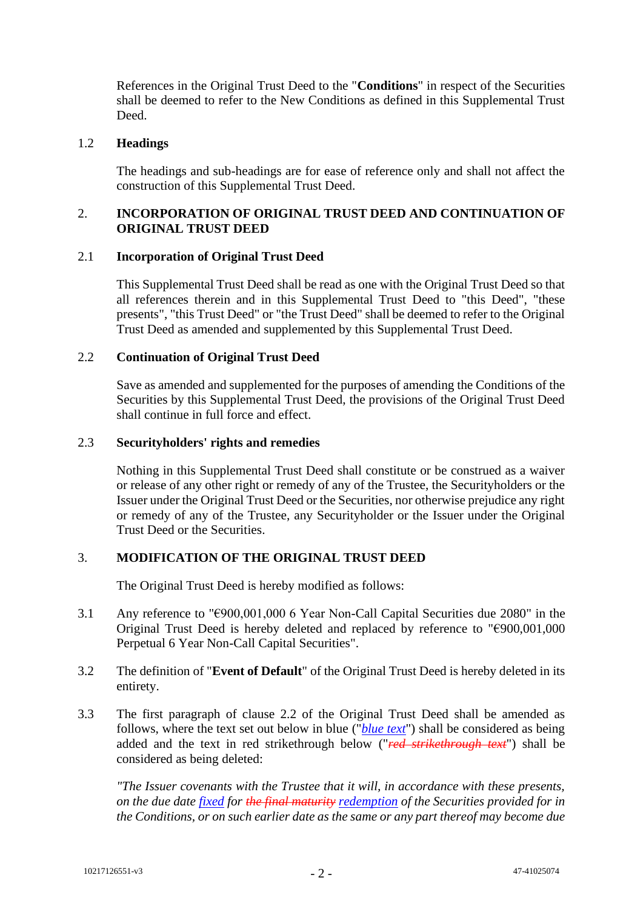References in the Original Trust Deed to the "**Conditions**" in respect of the Securities shall be deemed to refer to the New Conditions as defined in this Supplemental Trust Deed.

1.2 **Headings**

The headings and sub-headings are for ease of reference only and shall not affect the construction of this Supplemental Trust Deed.

2. **INCORPORATION OF ORIGINAL TRUST DEED AND CONTINUATION OF ORIGINAL TRUST DEED**

2.1 **Incorporation of Original Trust Deed**

This Supplemental Trust Deed shall be read as one with the Original Trust Deed so that all references therein and in this Supplemental Trust Deed to "this Deed", "these presents", "this Trust Deed" or "the Trust Deed" shall be deemed to refer to the Original Trust Deed as amended and supplemented by this Supplemental Trust Deed.

2.2 **Continuation of Original Trust Deed**

Save as amended and supplemented for the purposes of amending the Conditions of the Securities by this Supplemental Trust Deed, the provisions of the Original Trust Deed shall continue in full force and effect.

2.3 **Securityholders' rights and remedies**

Nothing in this Supplemental Trust Deed shall constitute or be construed as a waiver or release of any other right or remedy of any of the Trustee, the Securityholders or the Issuer under the Original Trust Deed or the Securities, nor otherwise prejudice any right or remedy of any of the Trustee, any Securityholder or the Issuer under the Original Trust Deed or the Securities.

3. **MODIFICATION OF THE ORIGINAL TRUST DEED**

The Original Trust Deed is hereby modified as follows:

3.1 Any reference to "€900,001,000 6 Year Non-Call Capital Securities due 2080" in the Original Trust Deed is hereby deleted and replaced by reference to "€900,001,000 Perpetual 6 Year Non-Call Capital Securities".

3.2 The definition of "**Event of Default**" of the Original Trust Deed is hereby deleted in its entirety.

3.3 The first paragraph of clause 2.2 of the Original Trust Deed shall be amended as follows, where the text set out below in blue ("*blue text*") shall be considered as being added and the text in red strikethrough below ("*~~red strikethrough text~~*") shall be considered as being deleted:

*"The Issuer covenants with the Trustee that it will, in accordance with these presents, on the due date fixed for ~~the final maturity~~ redemption of the Securities provided for in the Conditions, or on such earlier date as the same or any part thereof may become due*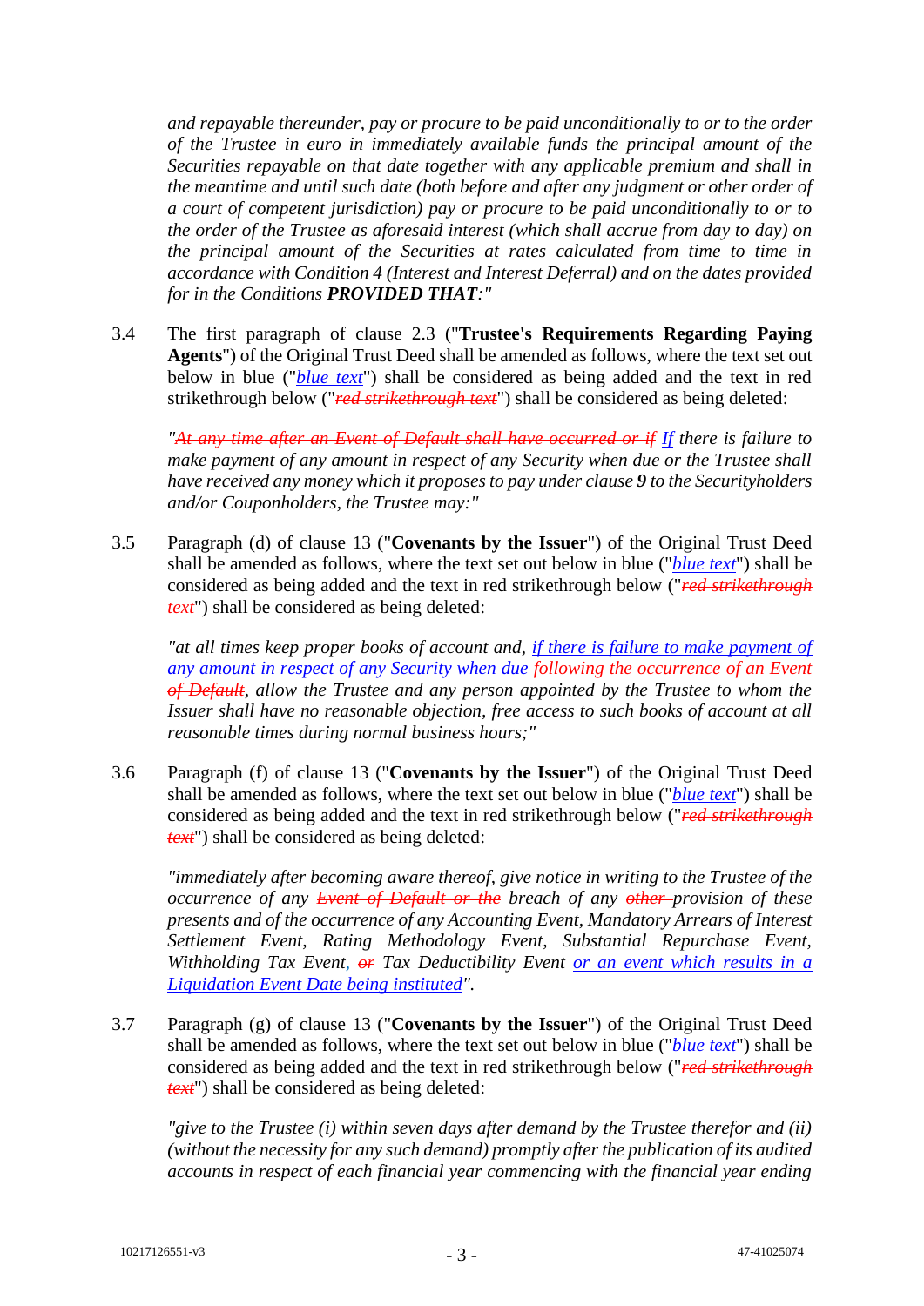*and repayable thereunder, pay or procure to be paid unconditionally to or to the order of the Trustee in euro in immediately available funds the principal amount of the Securities repayable on that date together with any applicable premium and shall in the meantime and until such date (both before and after any judgment or other order of a court of competent jurisdiction) pay or procure to be paid unconditionally to or to the order of the Trustee as aforesaid interest (which shall accrue from day to day) on the principal amount of the Securities at rates calculated from time to time in accordance with Condition 4 (Interest and Interest Deferral) and on the dates provided for in the Conditions **PROVIDED THAT**:"*

3.4 The first paragraph of clause 2.3 ("**Trustee's Requirements Regarding Paying Agents**") of the Original Trust Deed shall be amended as follows, where the text set out below in blue ("*blue text*") shall be considered as being added and the text in red strikethrough below ("~~*red strikethrough text*~~") shall be considered as being deleted:

*"~~At any time after an Event of Default shall have occurred or if~~ If there is failure to make payment of any amount in respect of any Security when due or the Trustee shall have received any money which it proposes to pay under clause **9** to the Securityholders and/or Couponholders, the Trustee may:"*

3.5 Paragraph (d) of clause 13 ("**Covenants by the Issuer**") of the Original Trust Deed shall be amended as follows, where the text set out below in blue ("*blue text*") shall be considered as being added and the text in red strikethrough below ("~~*red strikethrough text*~~") shall be considered as being deleted:

*"at all times keep proper books of account and, if there is failure to make payment of any amount in respect of any Security when due ~~following the occurrence of an Event of Default~~, allow the Trustee and any person appointed by the Trustee to whom the Issuer shall have no reasonable objection, free access to such books of account at all reasonable times during normal business hours;"*

3.6 Paragraph (f) of clause 13 ("**Covenants by the Issuer**") of the Original Trust Deed shall be amended as follows, where the text set out below in blue ("*blue text*") shall be considered as being added and the text in red strikethrough below ("~~*red strikethrough text*~~") shall be considered as being deleted:

*"immediately after becoming aware thereof, give notice in writing to the Trustee of the occurrence of any ~~Event of Default or the~~ breach of any ~~other~~ provision of these presents and of the occurrence of any Accounting Event, Mandatory Arrears of Interest Settlement Event, Rating Methodology Event, Substantial Repurchase Event, Withholding Tax Event, ~~or~~ Tax Deductibility Event or an event which results in a Liquidation Event Date being instituted".*

3.7 Paragraph (g) of clause 13 ("**Covenants by the Issuer**") of the Original Trust Deed shall be amended as follows, where the text set out below in blue ("*blue text*") shall be considered as being added and the text in red strikethrough below ("~~*red strikethrough text*~~") shall be considered as being deleted:

*"give to the Trustee (i) within seven days after demand by the Trustee therefor and (ii) (without the necessity for any such demand) promptly after the publication of its audited accounts in respect of each financial year commencing with the financial year ending*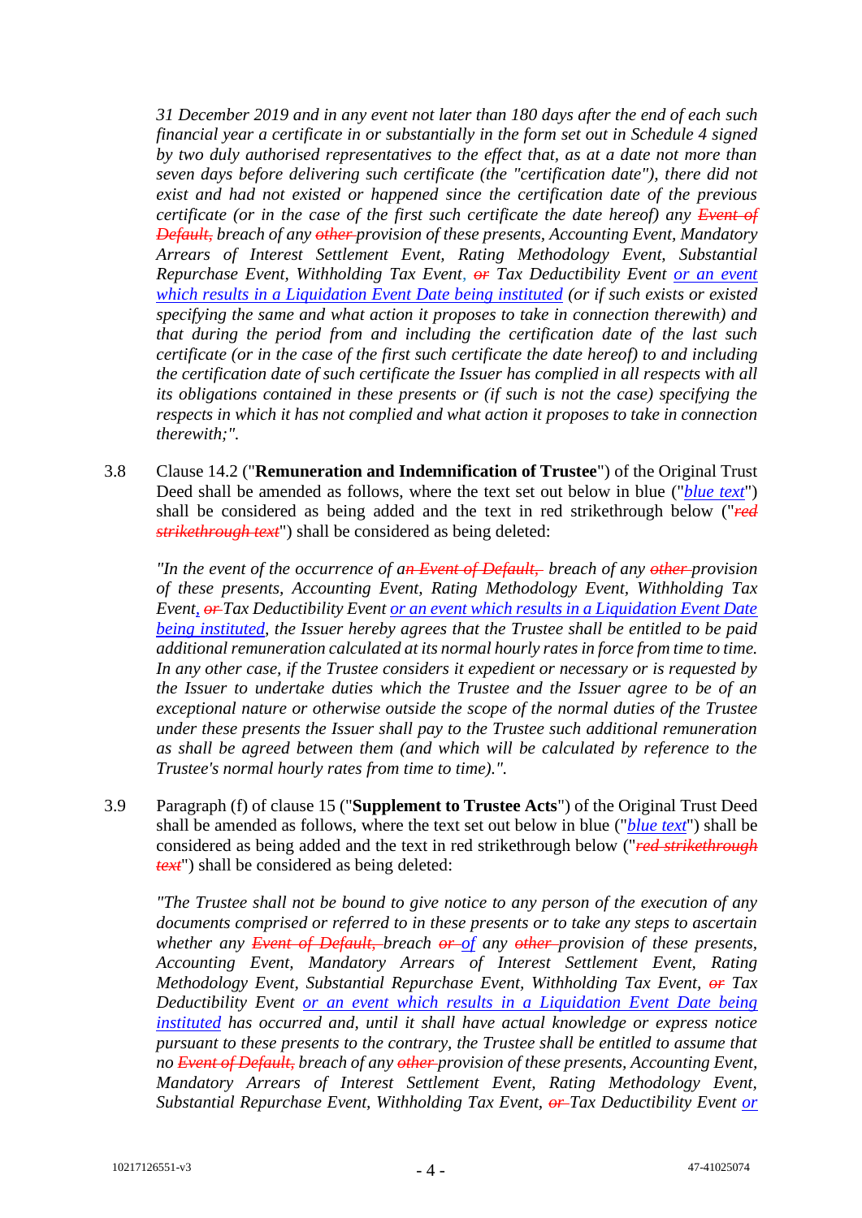*31 December 2019 and in any event not later than 180 days after the end of each such financial year a certificate in or substantially in the form set out in Schedule 4 signed by two duly authorised representatives to the effect that, as at a date not more than seven days before delivering such certificate (the "certification date"), there did not exist and had not existed or happened since the certification date of the previous certificate (or in the case of the first such certificate the date hereof) any ~~Event of Default,~~ breach of any ~~other~~ provision of these presents, Accounting Event, Mandatory Arrears of Interest Settlement Event, Rating Methodology Event, Substantial Repurchase Event, Withholding Tax Event, ~~or~~ Tax Deductibility Event or an event which results in a Liquidation Event Date being instituted (or if such exists or existed specifying the same and what action it proposes to take in connection therewith) and that during the period from and including the certification date of the last such certificate (or in the case of the first such certificate the date hereof) to and including the certification date of such certificate the Issuer has complied in all respects with all its obligations contained in these presents or (if such is not the case) specifying the respects in which it has not complied and what action it proposes to take in connection therewith;".*

3.8 Clause 14.2 ("**Remuneration and Indemnification of Trustee**") of the Original Trust Deed shall be amended as follows, where the text set out below in blue ("*blue text*") shall be considered as being added and the text in red strikethrough below ("~~*red strikethrough text*~~") shall be considered as being deleted:

*"In the event of the occurrence of a~~n Event of Default,~~ breach of any ~~other~~ provision of these presents, Accounting Event, Rating Methodology Event, Withholding Tax Event, ~~or~~ Tax Deductibility Event or an event which results in a Liquidation Event Date being instituted, the Issuer hereby agrees that the Trustee shall be entitled to be paid additional remuneration calculated at its normal hourly rates in force from time to time. In any other case, if the Trustee considers it expedient or necessary or is requested by the Issuer to undertake duties which the Trustee and the Issuer agree to be of an exceptional nature or otherwise outside the scope of the normal duties of the Trustee under these presents the Issuer shall pay to the Trustee such additional remuneration as shall be agreed between them (and which will be calculated by reference to the Trustee's normal hourly rates from time to time).".*

3.9 Paragraph (f) of clause 15 ("**Supplement to Trustee Acts**") of the Original Trust Deed shall be amended as follows, where the text set out below in blue ("*blue text*") shall be considered as being added and the text in red strikethrough below ("~~*red strikethrough text*~~") shall be considered as being deleted:

*"The Trustee shall not be bound to give notice to any person of the execution of any documents comprised or referred to in these presents or to take any steps to ascertain whether any ~~Event of Default,~~ breach ~~or~~ of any ~~other~~ provision of these presents, Accounting Event, Mandatory Arrears of Interest Settlement Event, Rating Methodology Event, Substantial Repurchase Event, Withholding Tax Event, ~~or~~ Tax Deductibility Event or an event which results in a Liquidation Event Date being instituted has occurred and, until it shall have actual knowledge or express notice pursuant to these presents to the contrary, the Trustee shall be entitled to assume that no ~~Event of Default,~~ breach of any ~~other~~ provision of these presents, Accounting Event, Mandatory Arrears of Interest Settlement Event, Rating Methodology Event, Substantial Repurchase Event, Withholding Tax Event, ~~or~~ Tax Deductibility Event or*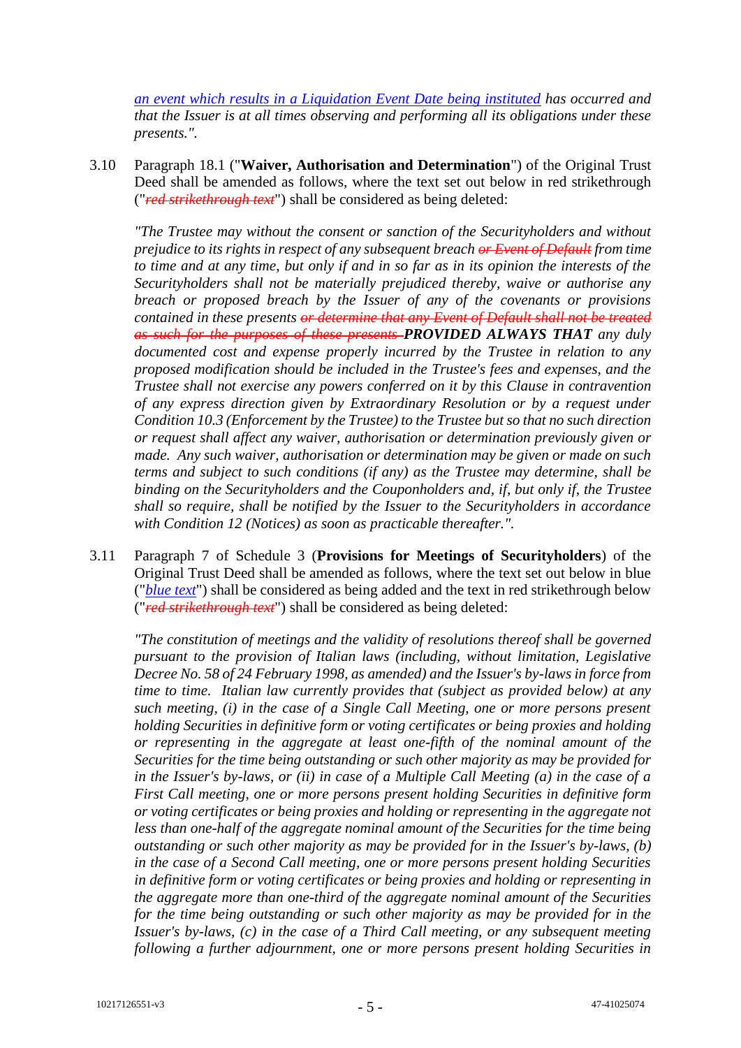*an event which results in a Liquidation Event Date being instituted has occurred and that the Issuer is at all times observing and performing all its obligations under these presents.".*

3.10 Paragraph 18.1 ("**Waiver, Authorisation and Determination**") of the Original Trust Deed shall be amended as follows, where the text set out below in red strikethrough ("~~*red strikethrough text*~~") shall be considered as being deleted:

*"The Trustee may without the consent or sanction of the Securityholders and without prejudice to its rights in respect of any subsequent breach ~~or Event of Default~~ from time to time and at any time, but only if and in so far as in its opinion the interests of the Securityholders shall not be materially prejudiced thereby, waive or authorise any breach or proposed breach by the Issuer of any of the covenants or provisions contained in these presents ~~or determine that any Event of Default shall not be treated as such for the purposes of these presents~~ **PROVIDED ALWAYS THAT** any duly documented cost and expense properly incurred by the Trustee in relation to any proposed modification should be included in the Trustee's fees and expenses, and the Trustee shall not exercise any powers conferred on it by this Clause in contravention of any express direction given by Extraordinary Resolution or by a request under Condition 10.3 (Enforcement by the Trustee) to the Trustee but so that no such direction or request shall affect any waiver, authorisation or determination previously given or made. Any such waiver, authorisation or determination may be given or made on such terms and subject to such conditions (if any) as the Trustee may determine, shall be binding on the Securityholders and the Couponholders and, if, but only if, the Trustee shall so require, shall be notified by the Issuer to the Securityholders in accordance with Condition 12 (Notices) as soon as practicable thereafter.".*

3.11 Paragraph 7 of Schedule 3 (**Provisions for Meetings of Securityholders**) of the Original Trust Deed shall be amended as follows, where the text set out below in blue ("*blue text*") shall be considered as being added and the text in red strikethrough below ("~~*red strikethrough text*~~") shall be considered as being deleted:

*"The constitution of meetings and the validity of resolutions thereof shall be governed pursuant to the provision of Italian laws (including, without limitation, Legislative Decree No. 58 of 24 February 1998, as amended) and the Issuer's by-laws in force from time to time. Italian law currently provides that (subject as provided below) at any such meeting, (i) in the case of a Single Call Meeting, one or more persons present holding Securities in definitive form or voting certificates or being proxies and holding or representing in the aggregate at least one-fifth of the nominal amount of the Securities for the time being outstanding or such other majority as may be provided for in the Issuer's by-laws, or (ii) in case of a Multiple Call Meeting (a) in the case of a First Call meeting, one or more persons present holding Securities in definitive form or voting certificates or being proxies and holding or representing in the aggregate not less than one-half of the aggregate nominal amount of the Securities for the time being outstanding or such other majority as may be provided for in the Issuer's by-laws, (b) in the case of a Second Call meeting, one or more persons present holding Securities in definitive form or voting certificates or being proxies and holding or representing in the aggregate more than one-third of the aggregate nominal amount of the Securities for the time being outstanding or such other majority as may be provided for in the Issuer's by-laws, (c) in the case of a Third Call meeting, or any subsequent meeting following a further adjournment, one or more persons present holding Securities in*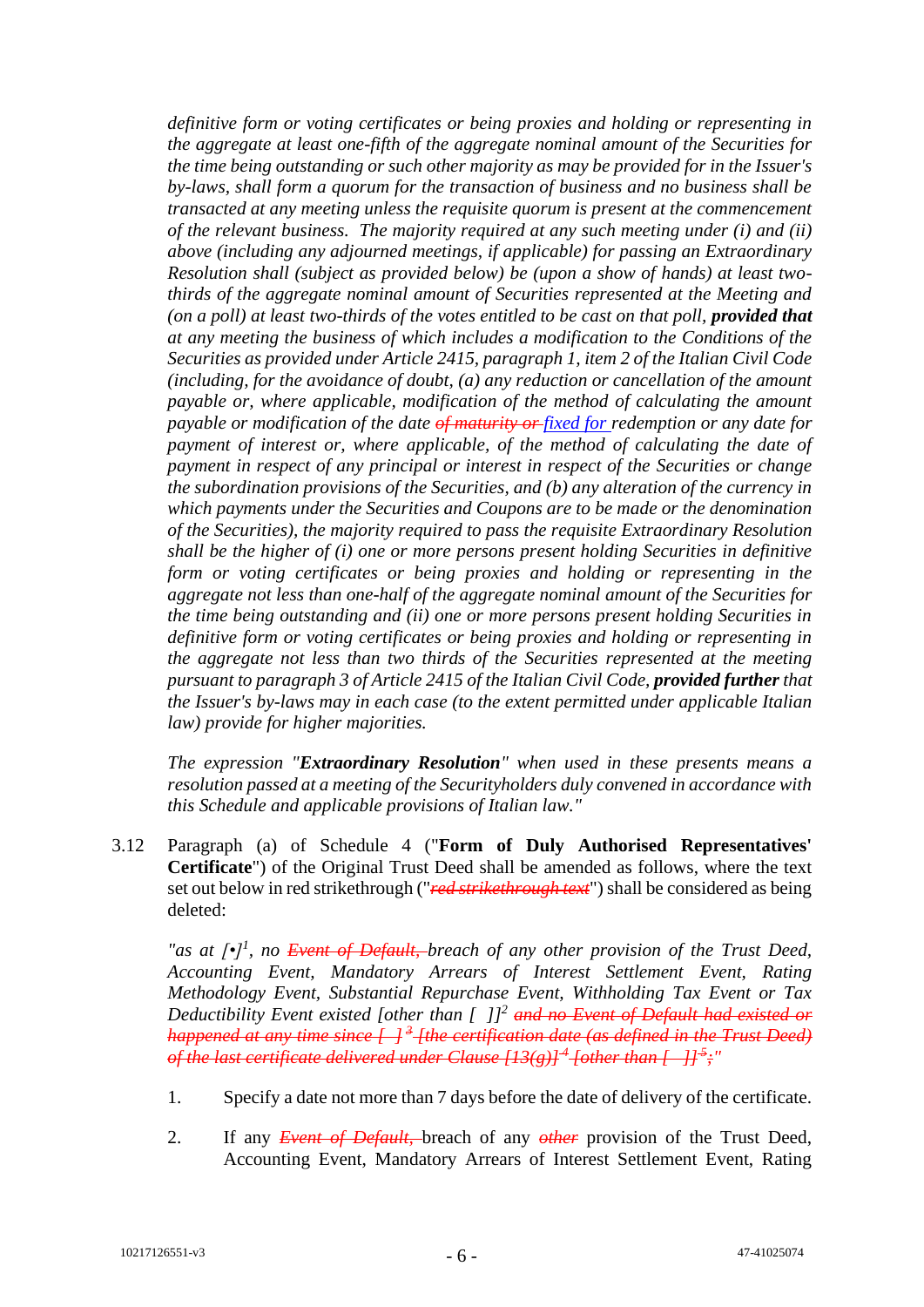*definitive form or voting certificates or being proxies and holding or representing in the aggregate at least one-fifth of the aggregate nominal amount of the Securities for the time being outstanding or such other majority as may be provided for in the Issuer's by-laws, shall form a quorum for the transaction of business and no business shall be transacted at any meeting unless the requisite quorum is present at the commencement of the relevant business. The majority required at any such meeting under (i) and (ii) above (including any adjourned meetings, if applicable) for passing an Extraordinary Resolution shall (subject as provided below) be (upon a show of hands) at least two-thirds of the aggregate nominal amount of Securities represented at the Meeting and (on a poll) at least two-thirds of the votes entitled to be cast on that poll,* ***provided that*** *at any meeting the business of which includes a modification to the Conditions of the Securities as provided under Article 2415, paragraph 1, item 2 of the Italian Civil Code (including, for the avoidance of doubt, (a) any reduction or cancellation of the amount payable or, where applicable, modification of the method of calculating the amount payable or modification of the date ~~of maturity or~~ fixed for redemption or any date for payment of interest or, where applicable, of the method of calculating the date of payment in respect of any principal or interest in respect of the Securities or change the subordination provisions of the Securities, and (b) any alteration of the currency in which payments under the Securities and Coupons are to be made or the denomination of the Securities), the majority required to pass the requisite Extraordinary Resolution shall be the higher of (i) one or more persons present holding Securities in definitive form or voting certificates or being proxies and holding or representing in the aggregate not less than one-half of the aggregate nominal amount of the Securities for the time being outstanding and (ii) one or more persons present holding Securities in definitive form or voting certificates or being proxies and holding or representing in the aggregate not less than two thirds of the Securities represented at the meeting pursuant to paragraph 3 of Article 2415 of the Italian Civil Code,* ***provided further*** *that the Issuer's by-laws may in each case (to the extent permitted under applicable Italian law) provide for higher majorities.*

*The expression "**Extraordinary Resolution**" when used in these presents means a resolution passed at a meeting of the Securityholders duly convened in accordance with this Schedule and applicable provisions of Italian law."*

3.12 Paragraph (a) of Schedule 4 ("**Form of Duly Authorised Representatives' Certificate**") of the Original Trust Deed shall be amended as follows, where the text set out below in red strikethrough ("~~red strikethrough text~~") shall be considered as being deleted:

*"as at [•][1], no ~~Event of Default,~~ breach of any other provision of the Trust Deed, Accounting Event, Mandatory Arrears of Interest Settlement Event, Rating Methodology Event, Substantial Repurchase Event, Withholding Tax Event or Tax Deductibility Event existed [other than [ ]][2] ~~and no Event of Default had existed or happened at any time since [ ][3] [the certification date (as defined in the Trust Deed) of the last certificate delivered under Clause [13(g)]][4] [other than [ ]][5];~~"*

1. Specify a date not more than 7 days before the date of delivery of the certificate.

2. If any ~~*Event of Default,*~~ breach of any ~~*other*~~ provision of the Trust Deed, Accounting Event, Mandatory Arrears of Interest Settlement Event, Rating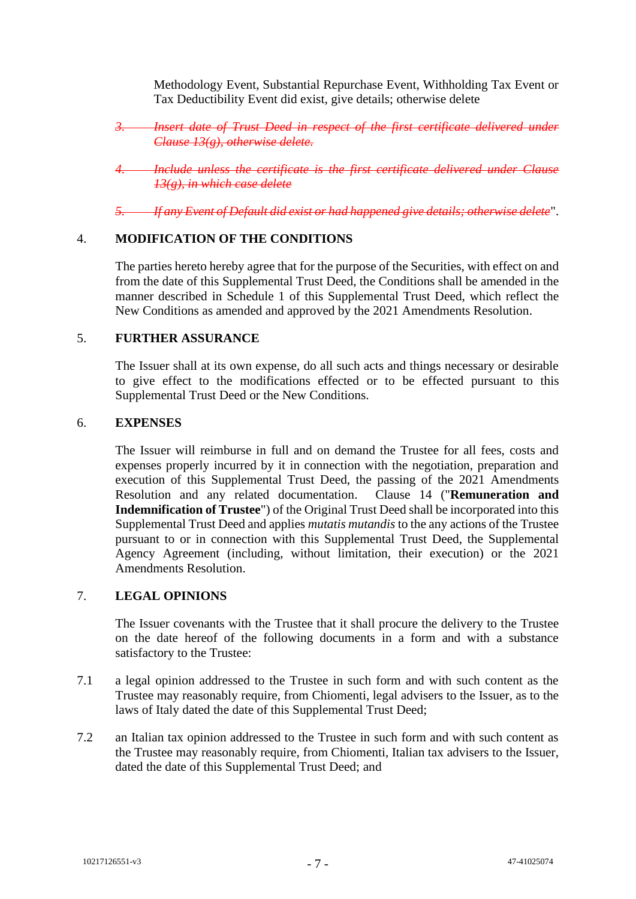Methodology Event, Substantial Repurchase Event, Withholding Tax Event or Tax Deductibility Event did exist, give details; otherwise delete

~~3. *Insert date of Trust Deed in respect of the first certificate delivered under Clause 13(g), otherwise delete.*~~

~~4. *Include unless the certificate is the first certificate delivered under Clause 13(g), in which case delete*~~

~~5. *If any Event of Default did exist or had happened give details; otherwise delete*~~".

## 4. MODIFICATION OF THE CONDITIONS

The parties hereto hereby agree that for the purpose of the Securities, with effect on and from the date of this Supplemental Trust Deed, the Conditions shall be amended in the manner described in Schedule 1 of this Supplemental Trust Deed, which reflect the New Conditions as amended and approved by the 2021 Amendments Resolution.

## 5. FURTHER ASSURANCE

The Issuer shall at its own expense, do all such acts and things necessary or desirable to give effect to the modifications effected or to be effected pursuant to this Supplemental Trust Deed or the New Conditions.

## 6. EXPENSES

The Issuer will reimburse in full and on demand the Trustee for all fees, costs and expenses properly incurred by it in connection with the negotiation, preparation and execution of this Supplemental Trust Deed, the passing of the 2021 Amendments Resolution and any related documentation. Clause 14 ("**Remuneration and Indemnification of Trustee**") of the Original Trust Deed shall be incorporated into this Supplemental Trust Deed and applies *mutatis mutandis* to the any actions of the Trustee pursuant to or in connection with this Supplemental Trust Deed, the Supplemental Agency Agreement (including, without limitation, their execution) or the 2021 Amendments Resolution.

## 7. LEGAL OPINIONS

The Issuer covenants with the Trustee that it shall procure the delivery to the Trustee on the date hereof of the following documents in a form and with a substance satisfactory to the Trustee:

7.1 a legal opinion addressed to the Trustee in such form and with such content as the Trustee may reasonably require, from Chiomenti, legal advisers to the Issuer, as to the laws of Italy dated the date of this Supplemental Trust Deed;

7.2 an Italian tax opinion addressed to the Trustee in such form and with such content as the Trustee may reasonably require, from Chiomenti, Italian tax advisers to the Issuer, dated the date of this Supplemental Trust Deed; and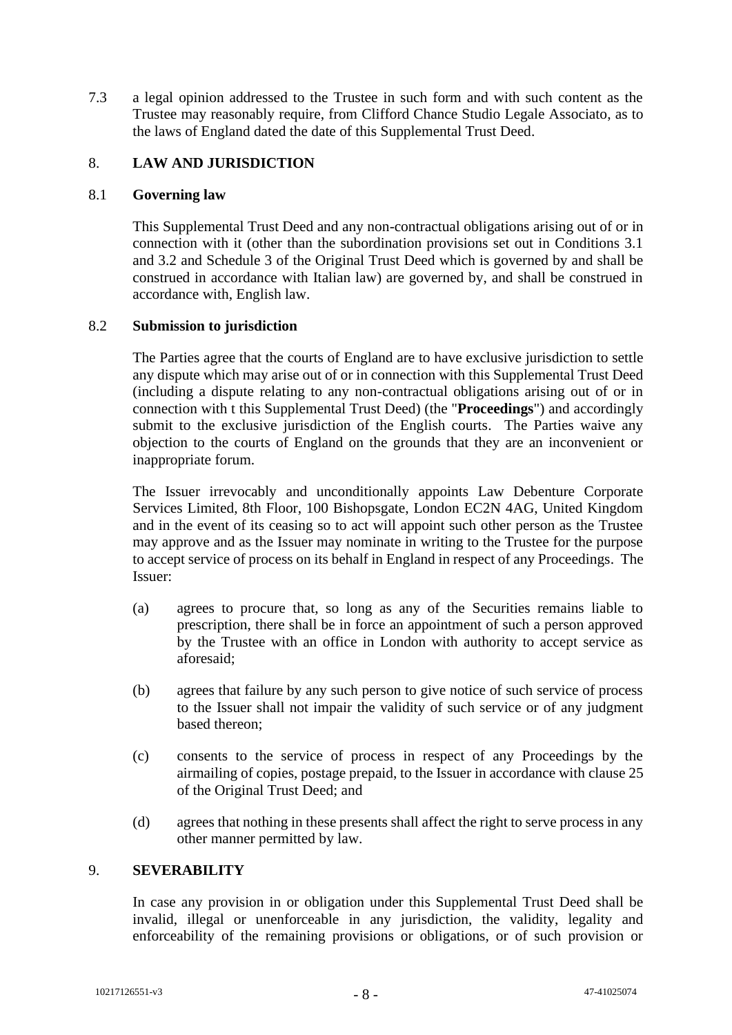7.3 a legal opinion addressed to the Trustee in such form and with such content as the Trustee may reasonably require, from Clifford Chance Studio Legale Associato, as to the laws of England dated the date of this Supplemental Trust Deed.

## 8. LAW AND JURISDICTION

### 8.1 Governing law

This Supplemental Trust Deed and any non-contractual obligations arising out of or in connection with it (other than the subordination provisions set out in Conditions 3.1 and 3.2 and Schedule 3 of the Original Trust Deed which is governed by and shall be construed in accordance with Italian law) are governed by, and shall be construed in accordance with, English law.

### 8.2 Submission to jurisdiction

The Parties agree that the courts of England are to have exclusive jurisdiction to settle any dispute which may arise out of or in connection with this Supplemental Trust Deed (including a dispute relating to any non-contractual obligations arising out of or in connection with t this Supplemental Trust Deed) (the "**Proceedings**") and accordingly submit to the exclusive jurisdiction of the English courts. The Parties waive any objection to the courts of England on the grounds that they are an inconvenient or inappropriate forum.

The Issuer irrevocably and unconditionally appoints Law Debenture Corporate Services Limited, 8th Floor, 100 Bishopsgate, London EC2N 4AG, United Kingdom and in the event of its ceasing so to act will appoint such other person as the Trustee may approve and as the Issuer may nominate in writing to the Trustee for the purpose to accept service of process on its behalf in England in respect of any Proceedings. The Issuer:

(a) agrees to procure that, so long as any of the Securities remains liable to prescription, there shall be in force an appointment of such a person approved by the Trustee with an office in London with authority to accept service as aforesaid;

(b) agrees that failure by any such person to give notice of such service of process to the Issuer shall not impair the validity of such service or of any judgment based thereon;

(c) consents to the service of process in respect of any Proceedings by the airmailing of copies, postage prepaid, to the Issuer in accordance with clause 25 of the Original Trust Deed; and

(d) agrees that nothing in these presents shall affect the right to serve process in any other manner permitted by law.

## 9. SEVERABILITY

In case any provision in or obligation under this Supplemental Trust Deed shall be invalid, illegal or unenforceable in any jurisdiction, the validity, legality and enforceability of the remaining provisions or obligations, or of such provision or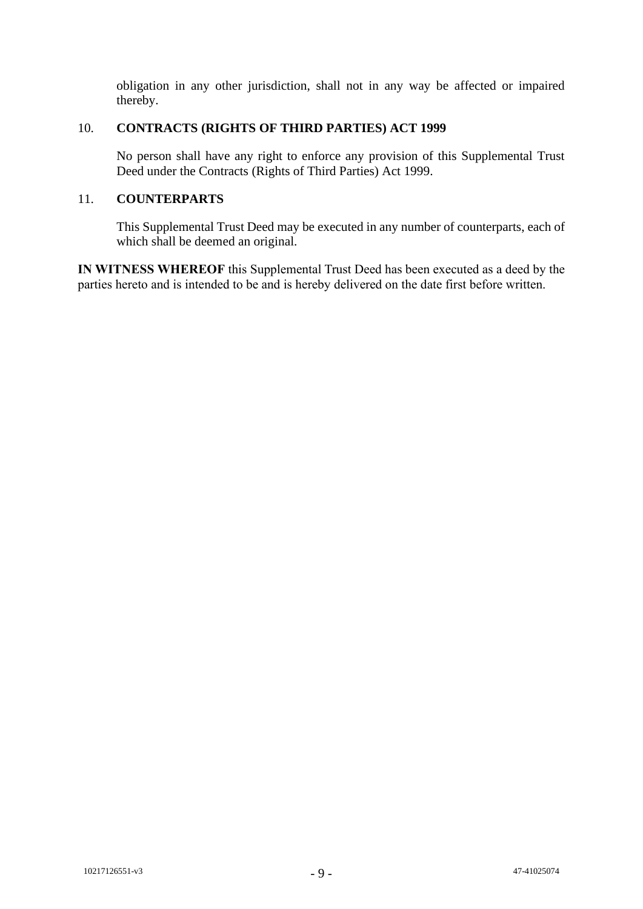obligation in any other jurisdiction, shall not in any way be affected or impaired thereby.

## 10. CONTRACTS (RIGHTS OF THIRD PARTIES) ACT 1999

No person shall have any right to enforce any provision of this Supplemental Trust Deed under the Contracts (Rights of Third Parties) Act 1999.

## 11. COUNTERPARTS

This Supplemental Trust Deed may be executed in any number of counterparts, each of which shall be deemed an original.

**IN WITNESS WHEREOF** this Supplemental Trust Deed has been executed as a deed by the parties hereto and is intended to be and is hereby delivered on the date first before written.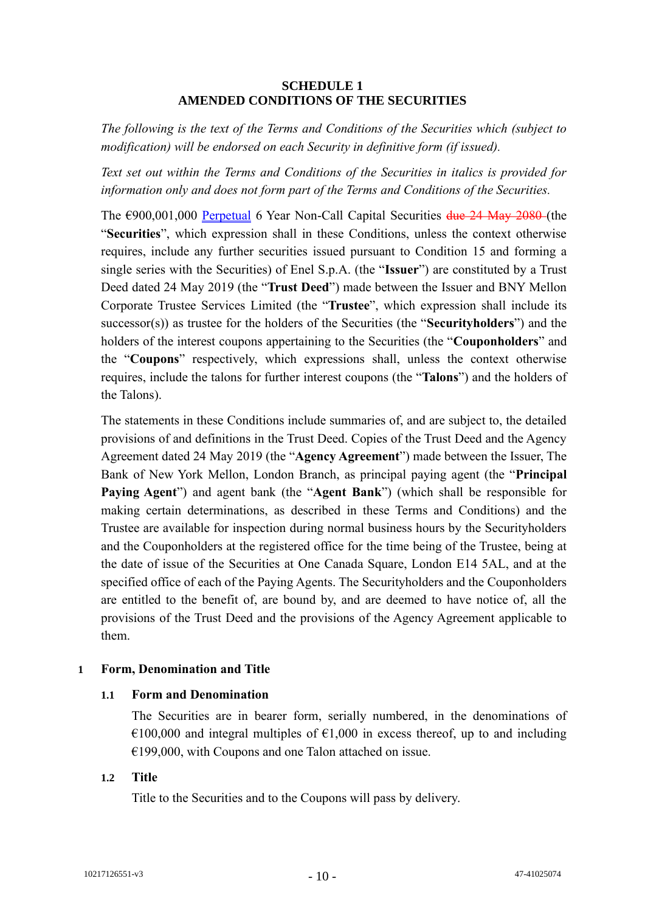**SCHEDULE 1**
**AMENDED CONDITIONS OF THE SECURITIES**

*The following is the text of the Terms and Conditions of the Securities which (subject to modification) will be endorsed on each Security in definitive form (if issued).*

*Text set out within the Terms and Conditions of the Securities in italics is provided for information only and does not form part of the Terms and Conditions of the Securities.*

The €900,001,000 Perpetual 6 Year Non-Call Capital Securities ~~due 24 May 2080~~ (the "**Securities**", which expression shall in these Conditions, unless the context otherwise requires, include any further securities issued pursuant to Condition 15 and forming a single series with the Securities) of Enel S.p.A. (the "**Issuer**") are constituted by a Trust Deed dated 24 May 2019 (the "**Trust Deed**") made between the Issuer and BNY Mellon Corporate Trustee Services Limited (the "**Trustee**", which expression shall include its successor(s)) as trustee for the holders of the Securities (the "**Securityholders**") and the holders of the interest coupons appertaining to the Securities (the "**Couponholders**" and the "**Coupons**" respectively, which expressions shall, unless the context otherwise requires, include the talons for further interest coupons (the "**Talons**") and the holders of the Talons).

The statements in these Conditions include summaries of, and are subject to, the detailed provisions of and definitions in the Trust Deed. Copies of the Trust Deed and the Agency Agreement dated 24 May 2019 (the "**Agency Agreement**") made between the Issuer, The Bank of New York Mellon, London Branch, as principal paying agent (the "**Principal Paying Agent**") and agent bank (the "**Agent Bank**") (which shall be responsible for making certain determinations, as described in these Terms and Conditions) and the Trustee are available for inspection during normal business hours by the Securityholders and the Couponholders at the registered office for the time being of the Trustee, being at the date of issue of the Securities at One Canada Square, London E14 5AL, and at the specified office of each of the Paying Agents. The Securityholders and the Couponholders are entitled to the benefit of, are bound by, and are deemed to have notice of, all the provisions of the Trust Deed and the provisions of the Agency Agreement applicable to them.

## 1 Form, Denomination and Title

### 1.1 Form and Denomination

The Securities are in bearer form, serially numbered, in the denominations of €100,000 and integral multiples of €1,000 in excess thereof, up to and including €199,000, with Coupons and one Talon attached on issue.

### 1.2 Title

Title to the Securities and to the Coupons will pass by delivery.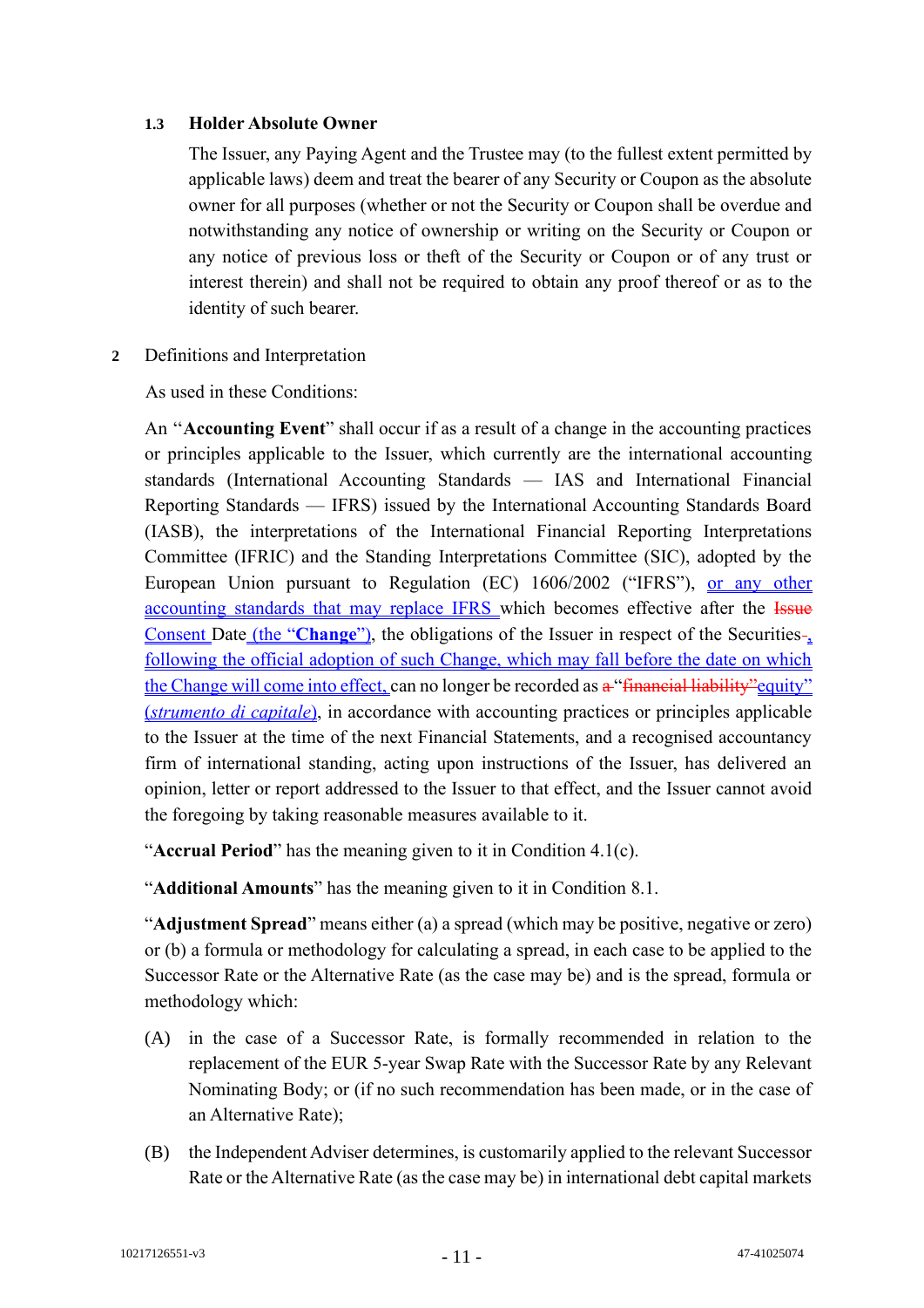### 1.3 Holder Absolute Owner

The Issuer, any Paying Agent and the Trustee may (to the fullest extent permitted by applicable laws) deem and treat the bearer of any Security or Coupon as the absolute owner for all purposes (whether or not the Security or Coupon shall be overdue and notwithstanding any notice of ownership or writing on the Security or Coupon or any notice of previous loss or theft of the Security or Coupon or of any trust or interest therein) and shall not be required to obtain any proof thereof or as to the identity of such bearer.

## 2 Definitions and Interpretation

As used in these Conditions:

An "**Accounting Event**" shall occur if as a result of a change in the accounting practices or principles applicable to the Issuer, which currently are the international accounting standards (International Accounting Standards — IAS and International Financial Reporting Standards — IFRS) issued by the International Accounting Standards Board (IASB), the interpretations of the International Financial Reporting Interpretations Committee (IFRIC) and the Standing Interpretations Committee (SIC), adopted by the European Union pursuant to Regulation (EC) 1606/2002 ("IFRS"), or any other accounting standards that may replace IFRS which becomes effective after the ~~Issue~~ Consent Date (the "**Change**"), the obligations of the Issuer in respect of the Securities~~-~~, following the official adoption of such Change, which may fall before the date on which the Change will come into effect, can no longer be recorded as ~~a~~ "~~financial liability~~"equity" (*strumento di capitale*), in accordance with accounting practices or principles applicable to the Issuer at the time of the next Financial Statements, and a recognised accountancy firm of international standing, acting upon instructions of the Issuer, has delivered an opinion, letter or report addressed to the Issuer to that effect, and the Issuer cannot avoid the foregoing by taking reasonable measures available to it.

"**Accrual Period**" has the meaning given to it in Condition 4.1(c).

"**Additional Amounts**" has the meaning given to it in Condition 8.1.

"**Adjustment Spread**" means either (a) a spread (which may be positive, negative or zero) or (b) a formula or methodology for calculating a spread, in each case to be applied to the Successor Rate or the Alternative Rate (as the case may be) and is the spread, formula or methodology which:

(A) in the case of a Successor Rate, is formally recommended in relation to the replacement of the EUR 5-year Swap Rate with the Successor Rate by any Relevant Nominating Body; or (if no such recommendation has been made, or in the case of an Alternative Rate);

(B) the Independent Adviser determines, is customarily applied to the relevant Successor Rate or the Alternative Rate (as the case may be) in international debt capital markets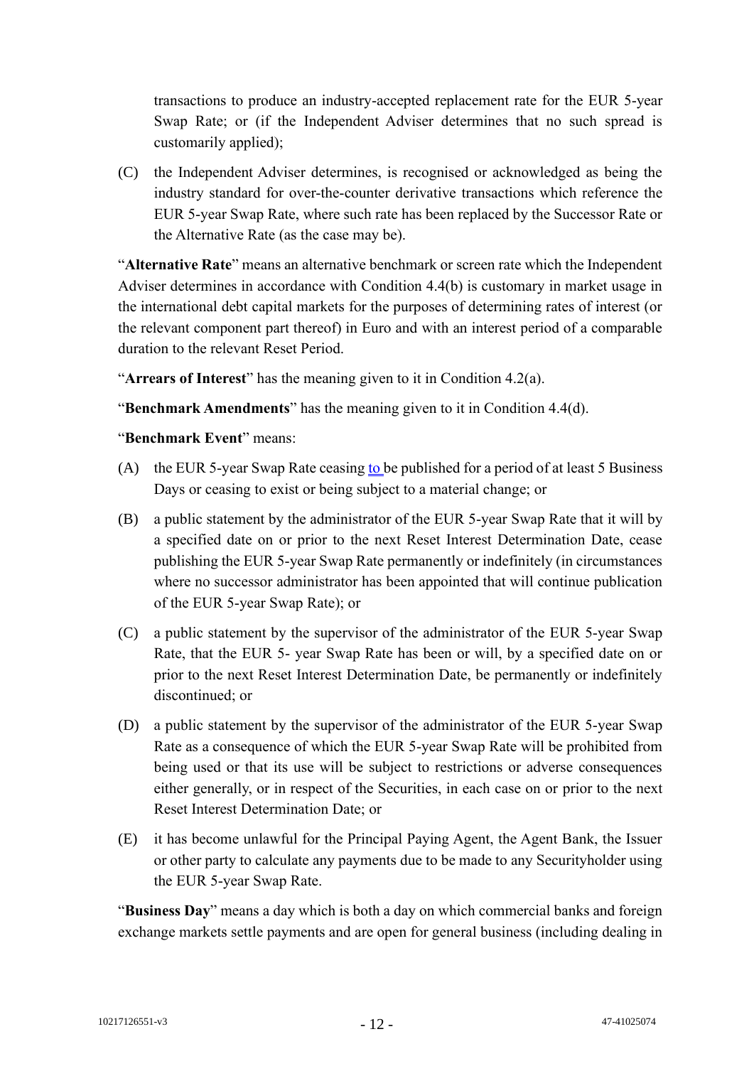transactions to produce an industry-accepted replacement rate for the EUR 5-year Swap Rate; or (if the Independent Adviser determines that no such spread is customarily applied);

(C) the Independent Adviser determines, is recognised or acknowledged as being the industry standard for over-the-counter derivative transactions which reference the EUR 5-year Swap Rate, where such rate has been replaced by the Successor Rate or the Alternative Rate (as the case may be).

"**Alternative Rate**" means an alternative benchmark or screen rate which the Independent Adviser determines in accordance with Condition 4.4(b) is customary in market usage in the international debt capital markets for the purposes of determining rates of interest (or the relevant component part thereof) in Euro and with an interest period of a comparable duration to the relevant Reset Period.

"**Arrears of Interest**" has the meaning given to it in Condition 4.2(a).

"**Benchmark Amendments**" has the meaning given to it in Condition 4.4(d).

"**Benchmark Event**" means:

(A) the EUR 5-year Swap Rate ceasing to be published for a period of at least 5 Business Days or ceasing to exist or being subject to a material change; or

(B) a public statement by the administrator of the EUR 5-year Swap Rate that it will by a specified date on or prior to the next Reset Interest Determination Date, cease publishing the EUR 5-year Swap Rate permanently or indefinitely (in circumstances where no successor administrator has been appointed that will continue publication of the EUR 5-year Swap Rate); or

(C) a public statement by the supervisor of the administrator of the EUR 5-year Swap Rate, that the EUR 5- year Swap Rate has been or will, by a specified date on or prior to the next Reset Interest Determination Date, be permanently or indefinitely discontinued; or

(D) a public statement by the supervisor of the administrator of the EUR 5-year Swap Rate as a consequence of which the EUR 5-year Swap Rate will be prohibited from being used or that its use will be subject to restrictions or adverse consequences either generally, or in respect of the Securities, in each case on or prior to the next Reset Interest Determination Date; or

(E) it has become unlawful for the Principal Paying Agent, the Agent Bank, the Issuer or other party to calculate any payments due to be made to any Securityholder using the EUR 5-year Swap Rate.

"**Business Day**" means a day which is both a day on which commercial banks and foreign exchange markets settle payments and are open for general business (including dealing in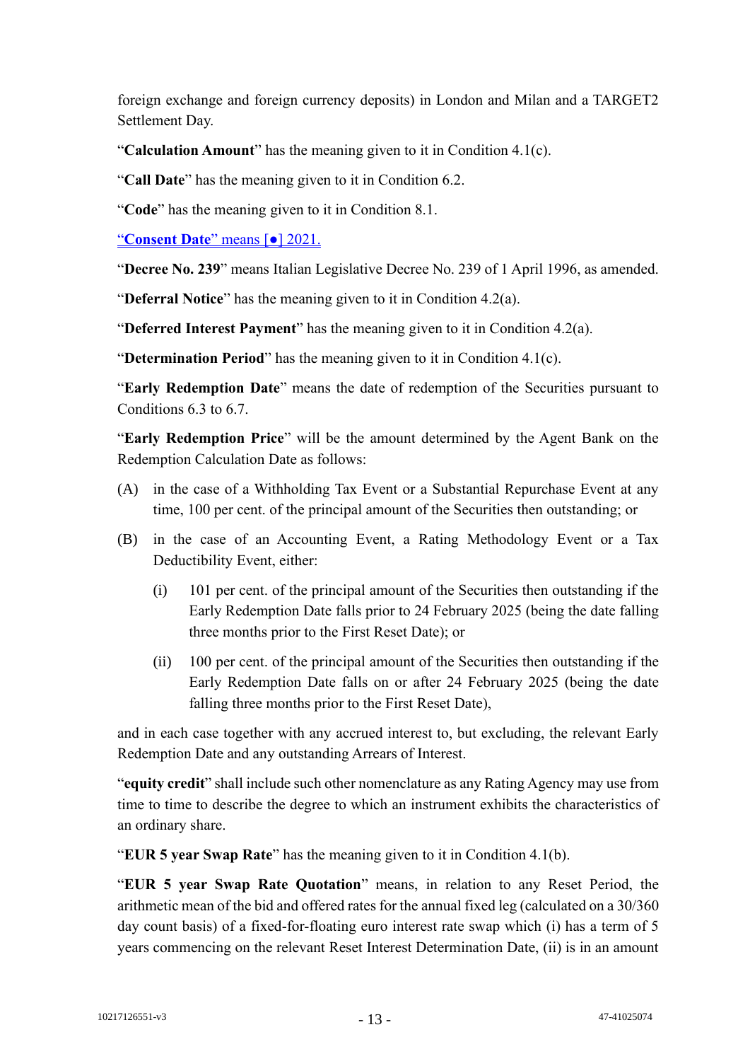foreign exchange and foreign currency deposits) in London and Milan and a TARGET2 Settlement Day.

"**Calculation Amount**" has the meaning given to it in Condition 4.1(c).

"**Call Date**" has the meaning given to it in Condition 6.2.

"**Code**" has the meaning given to it in Condition 8.1.

"**Consent Date**" means [●] 2021.

"**Decree No. 239**" means Italian Legislative Decree No. 239 of 1 April 1996, as amended.

"**Deferral Notice**" has the meaning given to it in Condition 4.2(a).

"**Deferred Interest Payment**" has the meaning given to it in Condition 4.2(a).

"**Determination Period**" has the meaning given to it in Condition 4.1(c).

"**Early Redemption Date**" means the date of redemption of the Securities pursuant to Conditions 6.3 to 6.7.

"**Early Redemption Price**" will be the amount determined by the Agent Bank on the Redemption Calculation Date as follows:

(A) in the case of a Withholding Tax Event or a Substantial Repurchase Event at any time, 100 per cent. of the principal amount of the Securities then outstanding; or

(B) in the case of an Accounting Event, a Rating Methodology Event or a Tax Deductibility Event, either:

   (i) 101 per cent. of the principal amount of the Securities then outstanding if the Early Redemption Date falls prior to 24 February 2025 (being the date falling three months prior to the First Reset Date); or

   (ii) 100 per cent. of the principal amount of the Securities then outstanding if the Early Redemption Date falls on or after 24 February 2025 (being the date falling three months prior to the First Reset Date),

and in each case together with any accrued interest to, but excluding, the relevant Early Redemption Date and any outstanding Arrears of Interest.

"**equity credit**" shall include such other nomenclature as any Rating Agency may use from time to time to describe the degree to which an instrument exhibits the characteristics of an ordinary share.

"**EUR 5 year Swap Rate**" has the meaning given to it in Condition 4.1(b).

"**EUR 5 year Swap Rate Quotation**" means, in relation to any Reset Period, the arithmetic mean of the bid and offered rates for the annual fixed leg (calculated on a 30/360 day count basis) of a fixed-for-floating euro interest rate swap which (i) has a term of 5 years commencing on the relevant Reset Interest Determination Date, (ii) is in an amount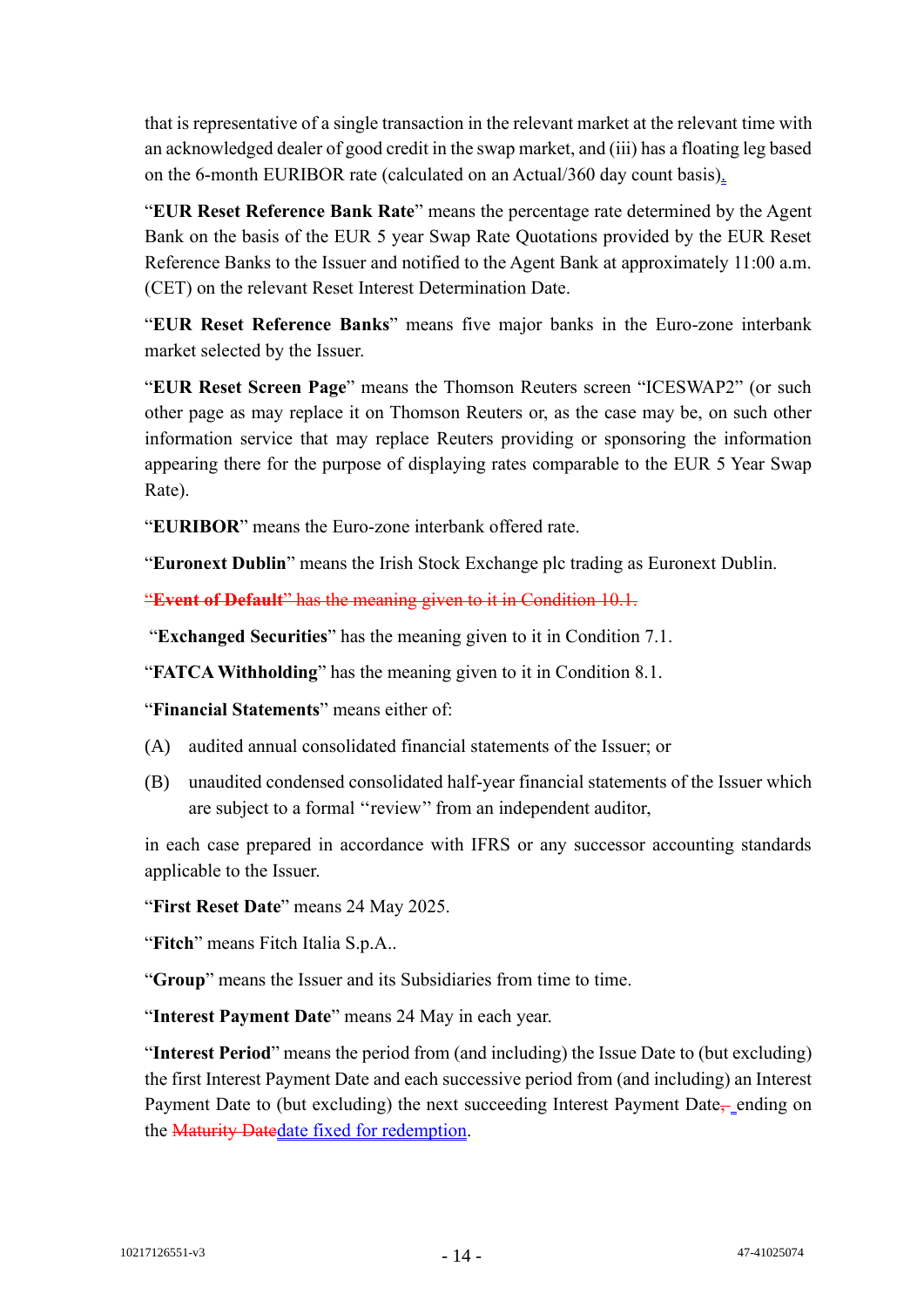that is representative of a single transaction in the relevant market at the relevant time with an acknowledged dealer of good credit in the swap market, and (iii) has a floating leg based on the 6-month EURIBOR rate (calculated on an Actual/360 day count basis).

"**EUR Reset Reference Bank Rate**" means the percentage rate determined by the Agent Bank on the basis of the EUR 5 year Swap Rate Quotations provided by the EUR Reset Reference Banks to the Issuer and notified to the Agent Bank at approximately 11:00 a.m. (CET) on the relevant Reset Interest Determination Date.

"**EUR Reset Reference Banks**" means five major banks in the Euro-zone interbank market selected by the Issuer.

"**EUR Reset Screen Page**" means the Thomson Reuters screen "ICESWAP2" (or such other page as may replace it on Thomson Reuters or, as the case may be, on such other information service that may replace Reuters providing or sponsoring the information appearing there for the purpose of displaying rates comparable to the EUR 5 Year Swap Rate).

"**EURIBOR**" means the Euro-zone interbank offered rate.

"**Euronext Dublin**" means the Irish Stock Exchange plc trading as Euronext Dublin.

~~"**Event of Default**" has the meaning given to it in Condition 10.1.~~

"**Exchanged Securities**" has the meaning given to it in Condition 7.1.

"**FATCA Withholding**" has the meaning given to it in Condition 8.1.

"**Financial Statements**" means either of:

(A) audited annual consolidated financial statements of the Issuer; or

(B) unaudited condensed consolidated half-year financial statements of the Issuer which are subject to a formal "review" from an independent auditor,

in each case prepared in accordance with IFRS or any successor accounting standards applicable to the Issuer.

"**First Reset Date**" means 24 May 2025.

"**Fitch**" means Fitch Italia S.p.A..

"**Group**" means the Issuer and its Subsidiaries from time to time.

"**Interest Payment Date**" means 24 May in each year.

"**Interest Period**" means the period from (and including) the Issue Date to (but excluding) the first Interest Payment Date and each successive period from (and including) an Interest Payment Date to (but excluding) the next succeeding Interest Payment Date~~,~~ ending on the ~~Maturity Date~~date fixed for redemption.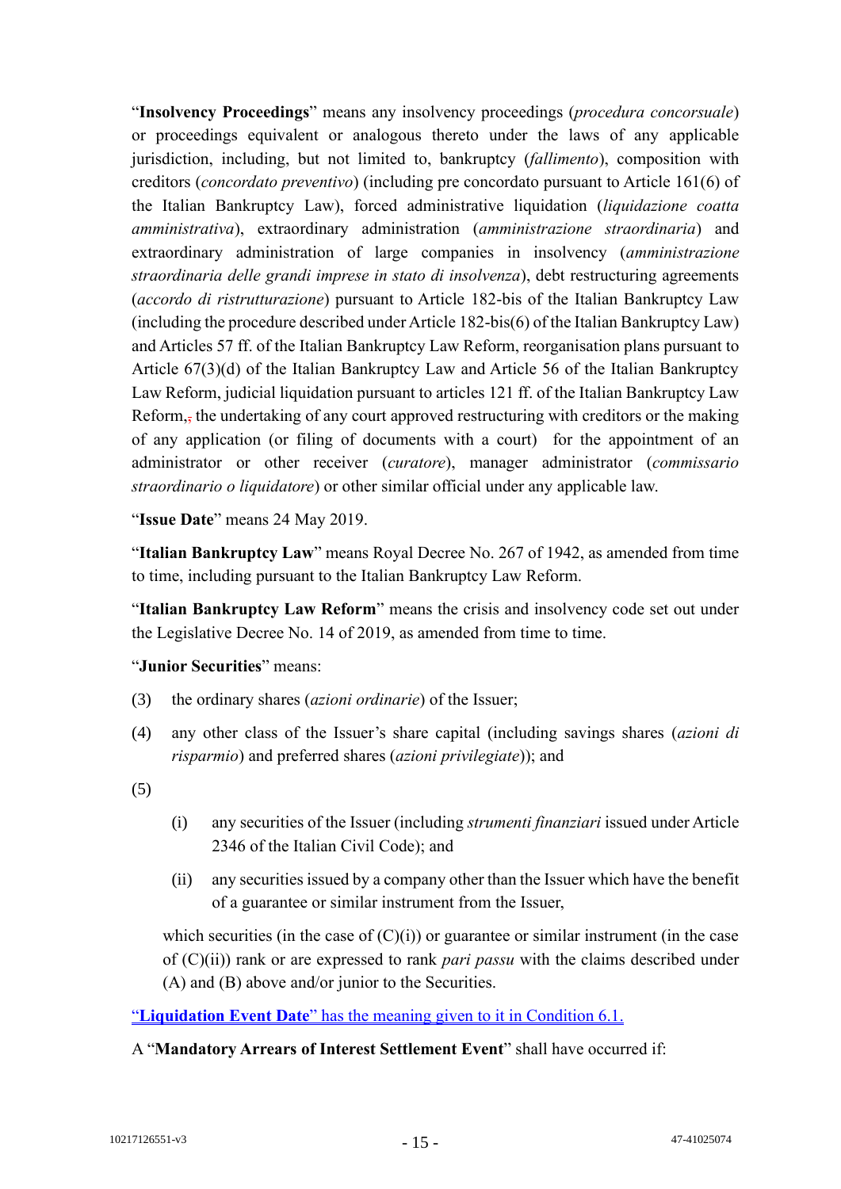"**Insolvency Proceedings**" means any insolvency proceedings (*procedura concorsuale*) or proceedings equivalent or analogous thereto under the laws of any applicable jurisdiction, including, but not limited to, bankruptcy (*fallimento*), composition with creditors (*concordato preventivo*) (including pre concordato pursuant to Article 161(6) of the Italian Bankruptcy Law), forced administrative liquidation (*liquidazione coatta amministrativa*), extraordinary administration (*amministrazione straordinaria*) and extraordinary administration of large companies in insolvency (*amministrazione straordinaria delle grandi imprese in stato di insolvenza*), debt restructuring agreements (*accordo di ristrutturazione*) pursuant to Article 182-bis of the Italian Bankruptcy Law (including the procedure described under Article 182-bis(6) of the Italian Bankruptcy Law) and Articles 57 ff. of the Italian Bankruptcy Law Reform, reorganisation plans pursuant to Article 67(3)(d) of the Italian Bankruptcy Law and Article 56 of the Italian Bankruptcy Law Reform, judicial liquidation pursuant to articles 121 ff. of the Italian Bankruptcy Law Reform,, the undertaking of any court approved restructuring with creditors or the making of any application (or filing of documents with a court) for the appointment of an administrator or other receiver (*curatore*), manager administrator (*commissario straordinario o liquidatore*) or other similar official under any applicable law.

"**Issue Date**" means 24 May 2019.

"**Italian Bankruptcy Law**" means Royal Decree No. 267 of 1942, as amended from time to time, including pursuant to the Italian Bankruptcy Law Reform.

"**Italian Bankruptcy Law Reform**" means the crisis and insolvency code set out under the Legislative Decree No. 14 of 2019, as amended from time to time.

"**Junior Securities**" means:

(3) the ordinary shares (*azioni ordinarie*) of the Issuer;

(4) any other class of the Issuer's share capital (including savings shares (*azioni di risparmio*) and preferred shares (*azioni privilegiate*)); and

(5)

(i) any securities of the Issuer (including *strumenti finanziari* issued under Article 2346 of the Italian Civil Code); and

(ii) any securities issued by a company other than the Issuer which have the benefit of a guarantee or similar instrument from the Issuer,

which securities (in the case of (C)(i)) or guarantee or similar instrument (in the case of (C)(ii)) rank or are expressed to rank *pari passu* with the claims described under (A) and (B) above and/or junior to the Securities.

"**Liquidation Event Date**" has the meaning given to it in Condition 6.1.

A "**Mandatory Arrears of Interest Settlement Event**" shall have occurred if: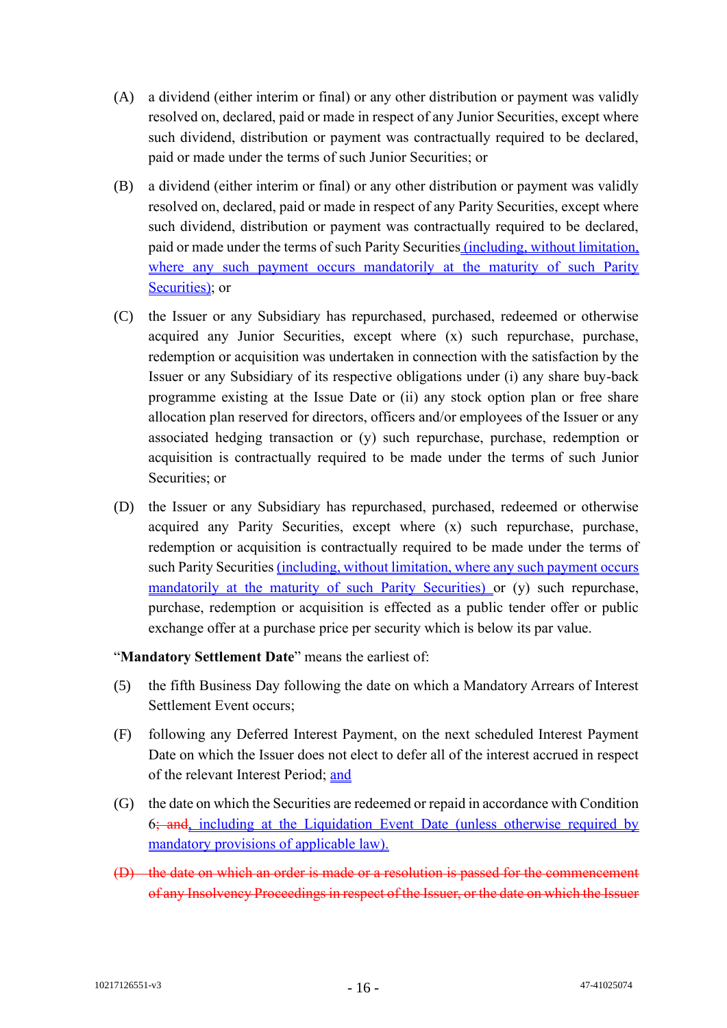(A) a dividend (either interim or final) or any other distribution or payment was validly resolved on, declared, paid or made in respect of any Junior Securities, except where such dividend, distribution or payment was contractually required to be declared, paid or made under the terms of such Junior Securities; or

(B) a dividend (either interim or final) or any other distribution or payment was validly resolved on, declared, paid or made in respect of any Parity Securities, except where such dividend, distribution or payment was contractually required to be declared, paid or made under the terms of such Parity Securities (including, without limitation, where any such payment occurs mandatorily at the maturity of such Parity Securities); or

(C) the Issuer or any Subsidiary has repurchased, purchased, redeemed or otherwise acquired any Junior Securities, except where (x) such repurchase, purchase, redemption or acquisition was undertaken in connection with the satisfaction by the Issuer or any Subsidiary of its respective obligations under (i) any share buy-back programme existing at the Issue Date or (ii) any stock option plan or free share allocation plan reserved for directors, officers and/or employees of the Issuer or any associated hedging transaction or (y) such repurchase, purchase, redemption or acquisition is contractually required to be made under the terms of such Junior Securities; or

(D) the Issuer or any Subsidiary has repurchased, purchased, redeemed or otherwise acquired any Parity Securities, except where (x) such repurchase, purchase, redemption or acquisition is contractually required to be made under the terms of such Parity Securities (including, without limitation, where any such payment occurs mandatorily at the maturity of such Parity Securities) or (y) such repurchase, purchase, redemption or acquisition is effected as a public tender offer or public exchange offer at a purchase price per security which is below its par value.

"**Mandatory Settlement Date**" means the earliest of:

(5) the fifth Business Day following the date on which a Mandatory Arrears of Interest Settlement Event occurs;

(F) following any Deferred Interest Payment, on the next scheduled Interest Payment Date on which the Issuer does not elect to defer all of the interest accrued in respect of the relevant Interest Period; and

(G) the date on which the Securities are redeemed or repaid in accordance with Condition 6~~; and~~, including at the Liquidation Event Date (unless otherwise required by mandatory provisions of applicable law).

~~(D) the date on which an order is made or a resolution is passed for the commencement of any Insolvency Proceedings in respect of the Issuer, or the date on which the Issuer~~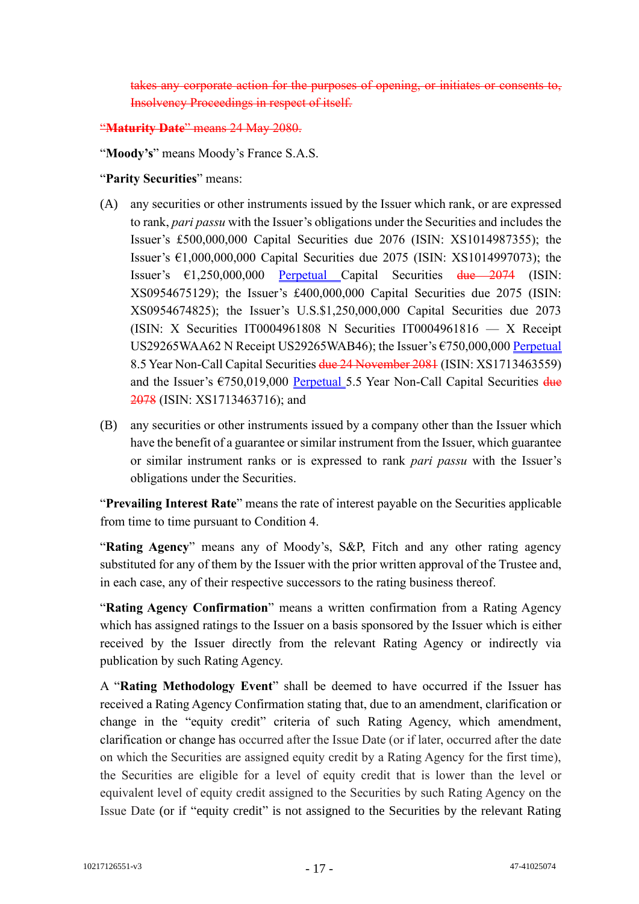takes any corporate action for the purposes of opening, or initiates or consents to, Insolvency Proceedings in respect of itself.

"**Maturity Date**" means 24 May 2080.

"**Moody's**" means Moody's France S.A.S.

"**Parity Securities**" means:

(A) any securities or other instruments issued by the Issuer which rank, or are expressed to rank, *pari passu* with the Issuer's obligations under the Securities and includes the Issuer's £500,000,000 Capital Securities due 2076 (ISIN: XS1014987355); the Issuer's €1,000,000,000 Capital Securities due 2075 (ISIN: XS1014997073); the Issuer's €1,250,000,000 Perpetual Capital Securities due 2074 (ISIN: XS0954675129); the Issuer's £400,000,000 Capital Securities due 2075 (ISIN: XS0954674825); the Issuer's U.S.$1,250,000,000 Capital Securities due 2073 (ISIN: X Securities IT0004961808 N Securities IT0004961816 — X Receipt US29265WAA62 N Receipt US29265WAB46); the Issuer's €750,000,000 Perpetual 8.5 Year Non-Call Capital Securities due 24 November 2081 (ISIN: XS1713463559) and the Issuer's €750,019,000 Perpetual 5.5 Year Non-Call Capital Securities due 2078 (ISIN: XS1713463716); and

(B) any securities or other instruments issued by a company other than the Issuer which have the benefit of a guarantee or similar instrument from the Issuer, which guarantee or similar instrument ranks or is expressed to rank *pari passu* with the Issuer's obligations under the Securities.

"**Prevailing Interest Rate**" means the rate of interest payable on the Securities applicable from time to time pursuant to Condition 4.

"**Rating Agency**" means any of Moody's, S&P, Fitch and any other rating agency substituted for any of them by the Issuer with the prior written approval of the Trustee and, in each case, any of their respective successors to the rating business thereof.

"**Rating Agency Confirmation**" means a written confirmation from a Rating Agency which has assigned ratings to the Issuer on a basis sponsored by the Issuer which is either received by the Issuer directly from the relevant Rating Agency or indirectly via publication by such Rating Agency.

A "**Rating Methodology Event**" shall be deemed to have occurred if the Issuer has received a Rating Agency Confirmation stating that, due to an amendment, clarification or change in the "equity credit" criteria of such Rating Agency, which amendment, clarification or change has occurred after the Issue Date (or if later, occurred after the date on which the Securities are assigned equity credit by a Rating Agency for the first time), the Securities are eligible for a level of equity credit that is lower than the level or equivalent level of equity credit assigned to the Securities by such Rating Agency on the Issue Date (or if "equity credit" is not assigned to the Securities by the relevant Rating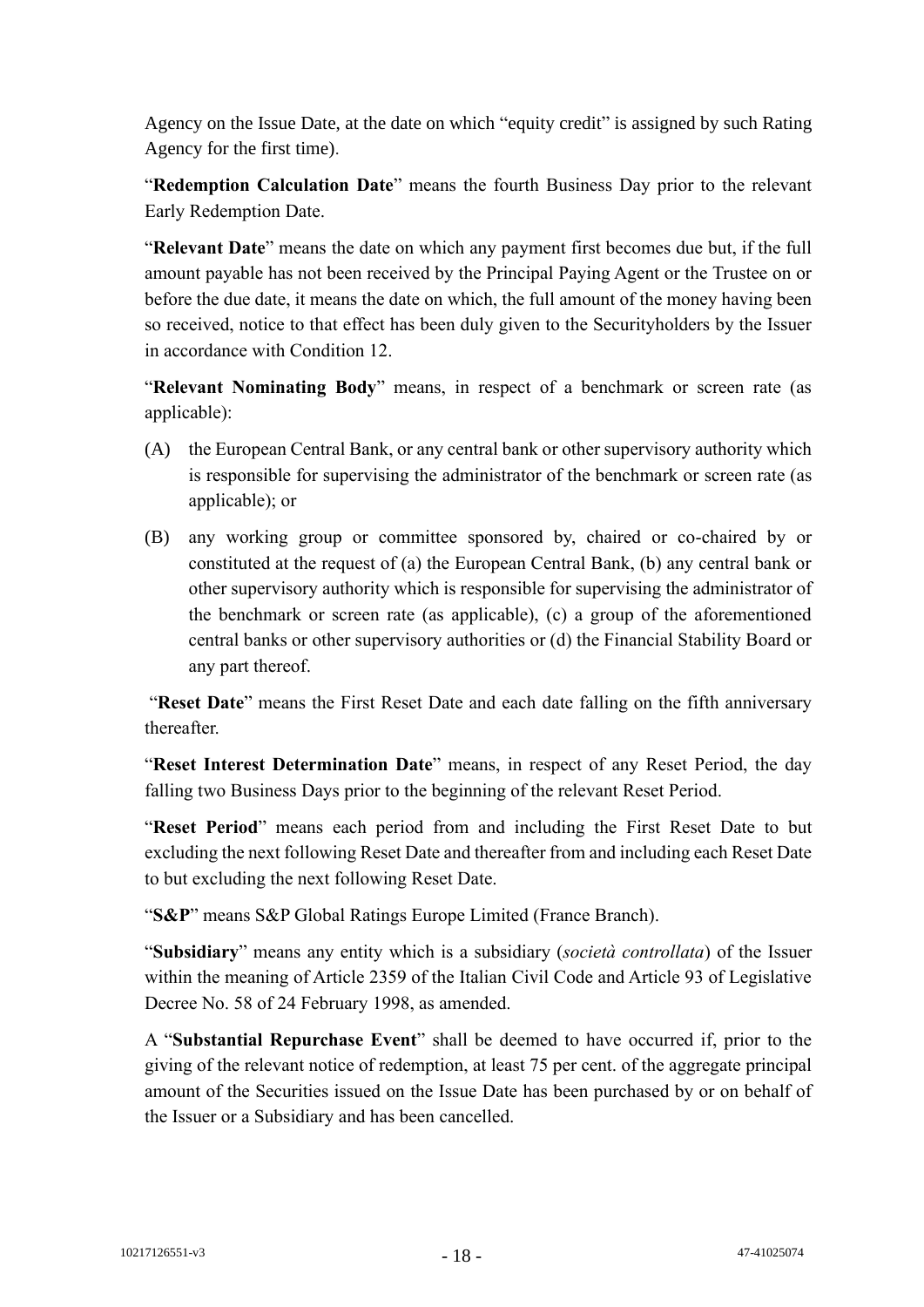Agency on the Issue Date, at the date on which "equity credit" is assigned by such Rating Agency for the first time).

"**Redemption Calculation Date**" means the fourth Business Day prior to the relevant Early Redemption Date.

"**Relevant Date**" means the date on which any payment first becomes due but, if the full amount payable has not been received by the Principal Paying Agent or the Trustee on or before the due date, it means the date on which, the full amount of the money having been so received, notice to that effect has been duly given to the Securityholders by the Issuer in accordance with Condition 12.

"**Relevant Nominating Body**" means, in respect of a benchmark or screen rate (as applicable):

(A) the European Central Bank, or any central bank or other supervisory authority which is responsible for supervising the administrator of the benchmark or screen rate (as applicable); or

(B) any working group or committee sponsored by, chaired or co-chaired by or constituted at the request of (a) the European Central Bank, (b) any central bank or other supervisory authority which is responsible for supervising the administrator of the benchmark or screen rate (as applicable), (c) a group of the aforementioned central banks or other supervisory authorities or (d) the Financial Stability Board or any part thereof.

"**Reset Date**" means the First Reset Date and each date falling on the fifth anniversary thereafter.

"**Reset Interest Determination Date**" means, in respect of any Reset Period, the day falling two Business Days prior to the beginning of the relevant Reset Period.

"**Reset Period**" means each period from and including the First Reset Date to but excluding the next following Reset Date and thereafter from and including each Reset Date to but excluding the next following Reset Date.

"**S&P**" means S&P Global Ratings Europe Limited (France Branch).

"**Subsidiary**" means any entity which is a subsidiary (*società controllata*) of the Issuer within the meaning of Article 2359 of the Italian Civil Code and Article 93 of Legislative Decree No. 58 of 24 February 1998, as amended.

A "**Substantial Repurchase Event**" shall be deemed to have occurred if, prior to the giving of the relevant notice of redemption, at least 75 per cent. of the aggregate principal amount of the Securities issued on the Issue Date has been purchased by or on behalf of the Issuer or a Subsidiary and has been cancelled.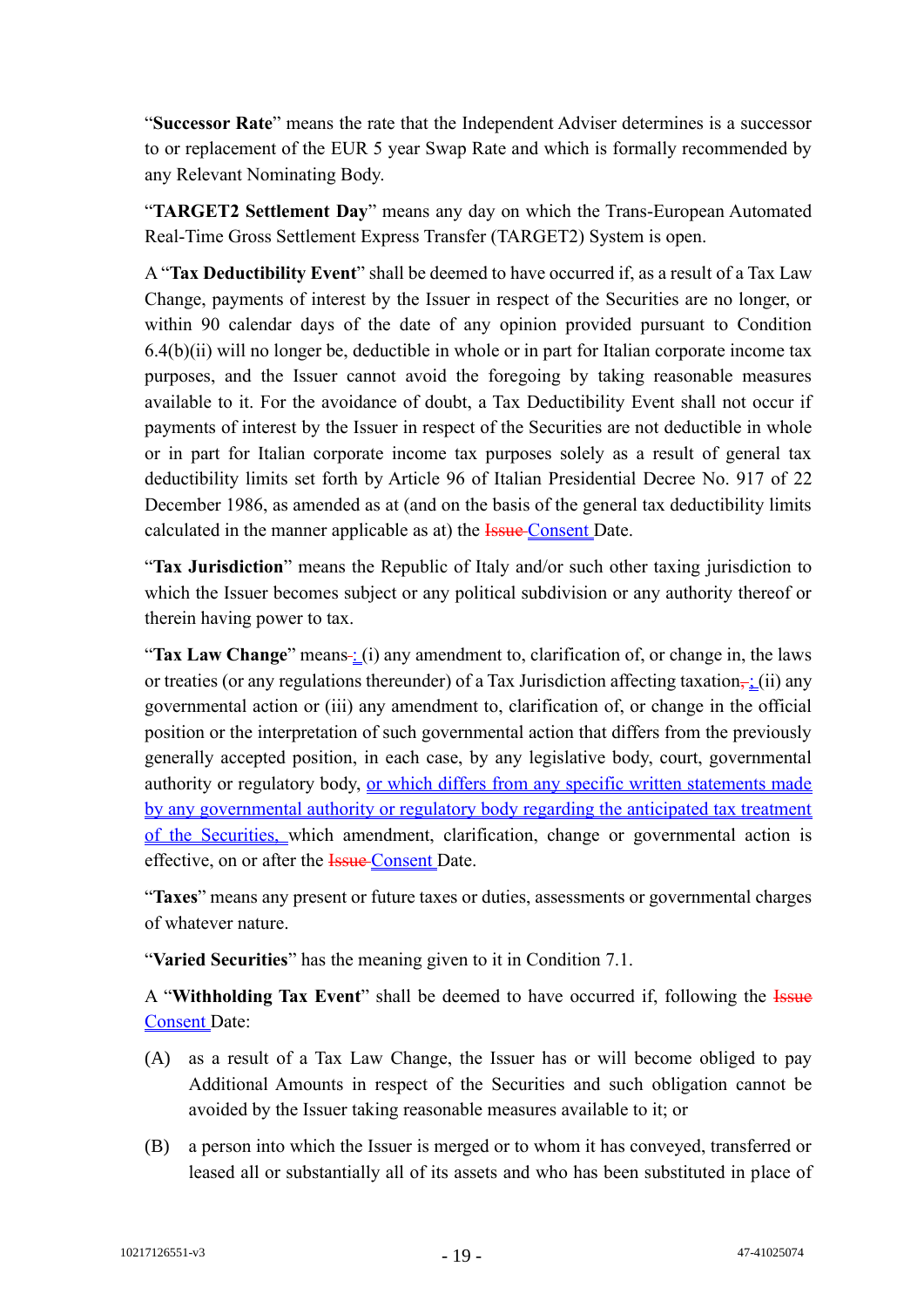"**Successor Rate**" means the rate that the Independent Adviser determines is a successor to or replacement of the EUR 5 year Swap Rate and which is formally recommended by any Relevant Nominating Body.

"**TARGET2 Settlement Day**" means any day on which the Trans-European Automated Real-Time Gross Settlement Express Transfer (TARGET2) System is open.

A "**Tax Deductibility Event**" shall be deemed to have occurred if, as a result of a Tax Law Change, payments of interest by the Issuer in respect of the Securities are no longer, or within 90 calendar days of the date of any opinion provided pursuant to Condition 6.4(b)(ii) will no longer be, deductible in whole or in part for Italian corporate income tax purposes, and the Issuer cannot avoid the foregoing by taking reasonable measures available to it. For the avoidance of doubt, a Tax Deductibility Event shall not occur if payments of interest by the Issuer in respect of the Securities are not deductible in whole or in part for Italian corporate income tax purposes solely as a result of general tax deductibility limits set forth by Article 96 of Italian Presidential Decree No. 917 of 22 December 1986, as amended as at (and on the basis of the general tax deductibility limits calculated in the manner applicable as at) the ~~Issue~~ Consent Date.

"**Tax Jurisdiction**" means the Republic of Italy and/or such other taxing jurisdiction to which the Issuer becomes subject or any political subdivision or any authority thereof or therein having power to tax.

"**Tax Law Change**" means: (i) any amendment to, clarification of, or change in, the laws or treaties (or any regulations thereunder) of a Tax Jurisdiction affecting taxation~~,~~; (ii) any governmental action or (iii) any amendment to, clarification of, or change in the official position or the interpretation of such governmental action that differs from the previously generally accepted position, in each case, by any legislative body, court, governmental authority or regulatory body, or which differs from any specific written statements made by any governmental authority or regulatory body regarding the anticipated tax treatment of the Securities, which amendment, clarification, change or governmental action is effective, on or after the ~~Issue~~ Consent Date.

"**Taxes**" means any present or future taxes or duties, assessments or governmental charges of whatever nature.

"**Varied Securities**" has the meaning given to it in Condition 7.1.

A "**Withholding Tax Event**" shall be deemed to have occurred if, following the ~~Issue~~ Consent Date:

(A) as a result of a Tax Law Change, the Issuer has or will become obliged to pay Additional Amounts in respect of the Securities and such obligation cannot be avoided by the Issuer taking reasonable measures available to it; or

(B) a person into which the Issuer is merged or to whom it has conveyed, transferred or leased all or substantially all of its assets and who has been substituted in place of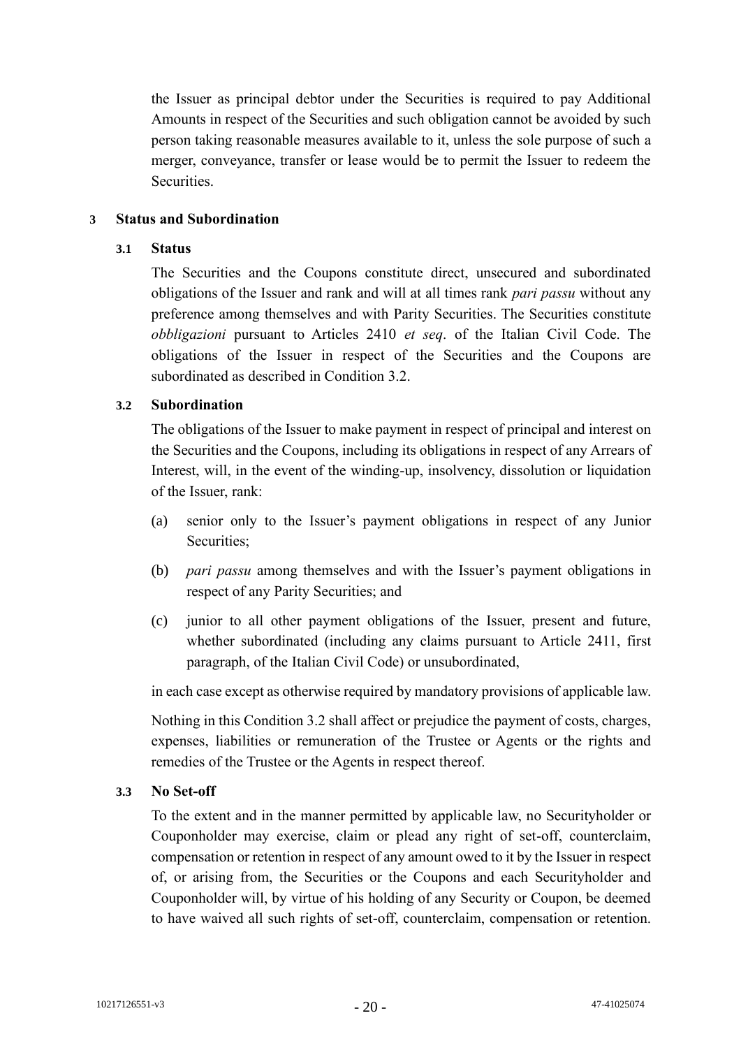the Issuer as principal debtor under the Securities is required to pay Additional Amounts in respect of the Securities and such obligation cannot be avoided by such person taking reasonable measures available to it, unless the sole purpose of such a merger, conveyance, transfer or lease would be to permit the Issuer to redeem the Securities.

## 3 Status and Subordination

### 3.1 Status

The Securities and the Coupons constitute direct, unsecured and subordinated obligations of the Issuer and rank and will at all times rank *pari passu* without any preference among themselves and with Parity Securities. The Securities constitute *obbligazioni* pursuant to Articles 2410 *et seq*. of the Italian Civil Code. The obligations of the Issuer in respect of the Securities and the Coupons are subordinated as described in Condition 3.2.

### 3.2 Subordination

The obligations of the Issuer to make payment in respect of principal and interest on the Securities and the Coupons, including its obligations in respect of any Arrears of Interest, will, in the event of the winding-up, insolvency, dissolution or liquidation of the Issuer, rank:

(a) senior only to the Issuer's payment obligations in respect of any Junior Securities;

(b) *pari passu* among themselves and with the Issuer's payment obligations in respect of any Parity Securities; and

(c) junior to all other payment obligations of the Issuer, present and future, whether subordinated (including any claims pursuant to Article 2411, first paragraph, of the Italian Civil Code) or unsubordinated,

in each case except as otherwise required by mandatory provisions of applicable law.

Nothing in this Condition 3.2 shall affect or prejudice the payment of costs, charges, expenses, liabilities or remuneration of the Trustee or Agents or the rights and remedies of the Trustee or the Agents in respect thereof.

### 3.3 No Set-off

To the extent and in the manner permitted by applicable law, no Securityholder or Couponholder may exercise, claim or plead any right of set-off, counterclaim, compensation or retention in respect of any amount owed to it by the Issuer in respect of, or arising from, the Securities or the Coupons and each Securityholder and Couponholder will, by virtue of his holding of any Security or Coupon, be deemed to have waived all such rights of set-off, counterclaim, compensation or retention.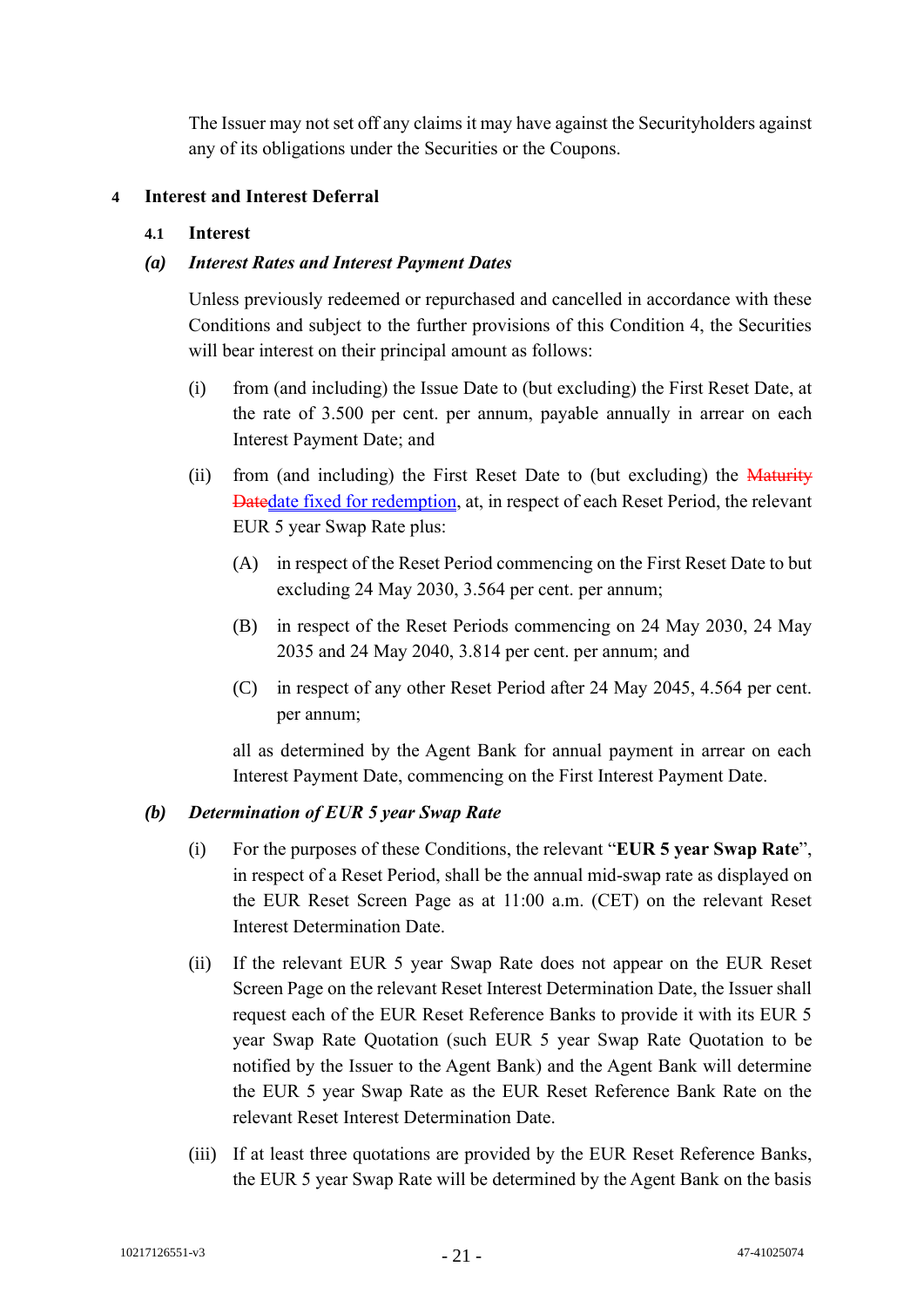The Issuer may not set off any claims it may have against the Securityholders against any of its obligations under the Securities or the Coupons.

## 4 Interest and Interest Deferral

### 4.1 Interest

### *(a) Interest Rates and Interest Payment Dates*

Unless previously redeemed or repurchased and cancelled in accordance with these Conditions and subject to the further provisions of this Condition 4, the Securities will bear interest on their principal amount as follows:

(i) from (and including) the Issue Date to (but excluding) the First Reset Date, at the rate of 3.500 per cent. per annum, payable annually in arrear on each Interest Payment Date; and

(ii) from (and including) the First Reset Date to (but excluding) the ~~Maturity Date~~date fixed for redemption, at, in respect of each Reset Period, the relevant EUR 5 year Swap Rate plus:

(A) in respect of the Reset Period commencing on the First Reset Date to but excluding 24 May 2030, 3.564 per cent. per annum;

(B) in respect of the Reset Periods commencing on 24 May 2030, 24 May 2035 and 24 May 2040, 3.814 per cent. per annum; and

(C) in respect of any other Reset Period after 24 May 2045, 4.564 per cent. per annum;

all as determined by the Agent Bank for annual payment in arrear on each Interest Payment Date, commencing on the First Interest Payment Date.

### *(b) Determination of EUR 5 year Swap Rate*

(i) For the purposes of these Conditions, the relevant "**EUR 5 year Swap Rate**", in respect of a Reset Period, shall be the annual mid-swap rate as displayed on the EUR Reset Screen Page as at 11:00 a.m. (CET) on the relevant Reset Interest Determination Date.

(ii) If the relevant EUR 5 year Swap Rate does not appear on the EUR Reset Screen Page on the relevant Reset Interest Determination Date, the Issuer shall request each of the EUR Reset Reference Banks to provide it with its EUR 5 year Swap Rate Quotation (such EUR 5 year Swap Rate Quotation to be notified by the Issuer to the Agent Bank) and the Agent Bank will determine the EUR 5 year Swap Rate as the EUR Reset Reference Bank Rate on the relevant Reset Interest Determination Date.

(iii) If at least three quotations are provided by the EUR Reset Reference Banks, the EUR 5 year Swap Rate will be determined by the Agent Bank on the basis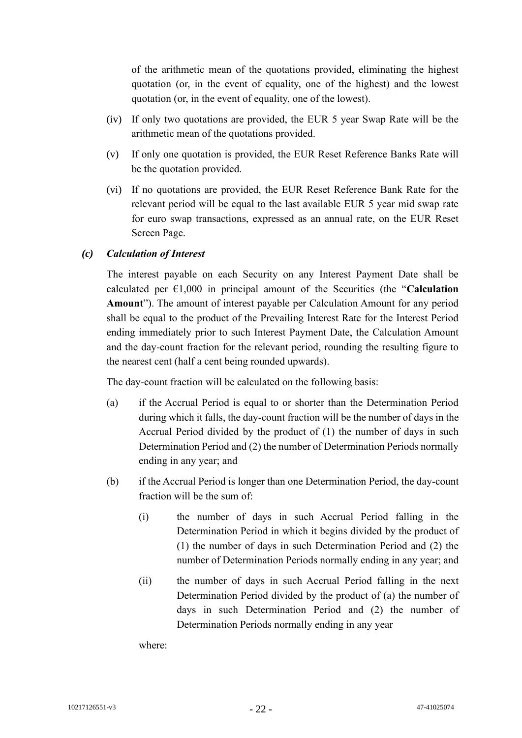of the arithmetic mean of the quotations provided, eliminating the highest quotation (or, in the event of equality, one of the highest) and the lowest quotation (or, in the event of equality, one of the lowest).

(iv) If only two quotations are provided, the EUR 5 year Swap Rate will be the arithmetic mean of the quotations provided.

(v) If only one quotation is provided, the EUR Reset Reference Banks Rate will be the quotation provided.

(vi) If no quotations are provided, the EUR Reset Reference Bank Rate for the relevant period will be equal to the last available EUR 5 year mid swap rate for euro swap transactions, expressed as an annual rate, on the EUR Reset Screen Page.

***(c) Calculation of Interest***

The interest payable on each Security on any Interest Payment Date shall be calculated per €1,000 in principal amount of the Securities (the "**Calculation Amount**"). The amount of interest payable per Calculation Amount for any period shall be equal to the product of the Prevailing Interest Rate for the Interest Period ending immediately prior to such Interest Payment Date, the Calculation Amount and the day-count fraction for the relevant period, rounding the resulting figure to the nearest cent (half a cent being rounded upwards).

The day-count fraction will be calculated on the following basis:

(a) if the Accrual Period is equal to or shorter than the Determination Period during which it falls, the day-count fraction will be the number of days in the Accrual Period divided by the product of (1) the number of days in such Determination Period and (2) the number of Determination Periods normally ending in any year; and

(b) if the Accrual Period is longer than one Determination Period, the day-count fraction will be the sum of:

  (i) the number of days in such Accrual Period falling in the Determination Period in which it begins divided by the product of (1) the number of days in such Determination Period and (2) the number of Determination Periods normally ending in any year; and

  (ii) the number of days in such Accrual Period falling in the next Determination Period divided by the product of (a) the number of days in such Determination Period and (2) the number of Determination Periods normally ending in any year

where: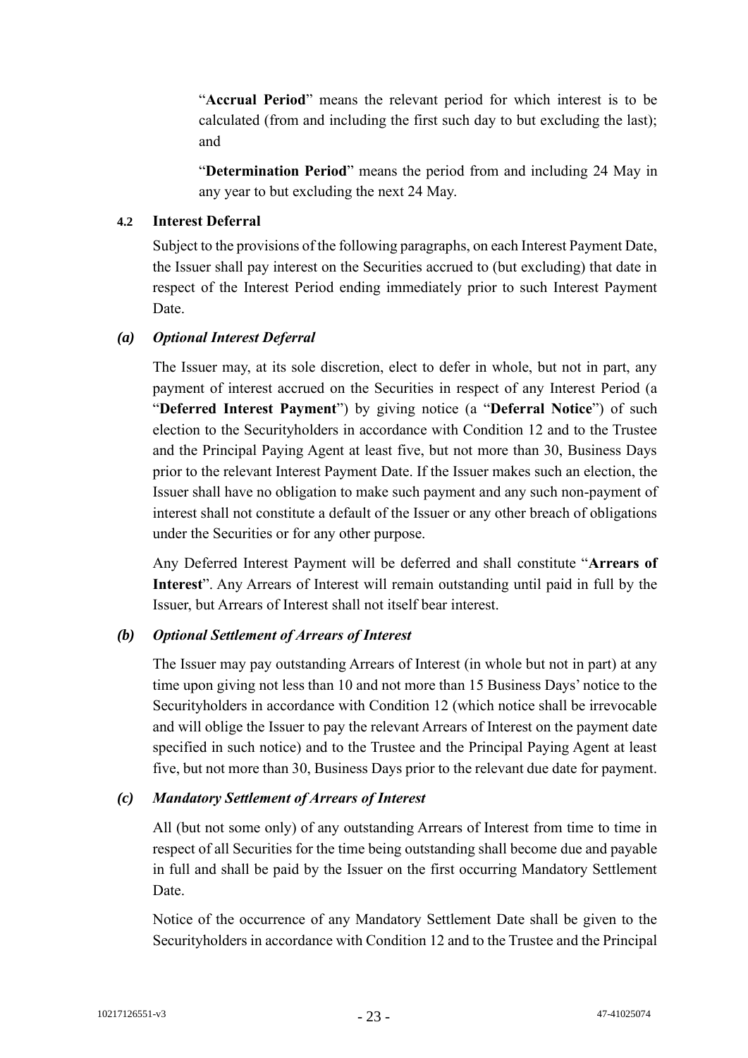"**Accrual Period**" means the relevant period for which interest is to be calculated (from and including the first such day to but excluding the last); and

"**Determination Period**" means the period from and including 24 May in any year to but excluding the next 24 May.

### 4.2 Interest Deferral

Subject to the provisions of the following paragraphs, on each Interest Payment Date, the Issuer shall pay interest on the Securities accrued to (but excluding) that date in respect of the Interest Period ending immediately prior to such Interest Payment Date.

#### *(a) Optional Interest Deferral*

The Issuer may, at its sole discretion, elect to defer in whole, but not in part, any payment of interest accrued on the Securities in respect of any Interest Period (a "**Deferred Interest Payment**") by giving notice (a "**Deferral Notice**") of such election to the Securityholders in accordance with Condition 12 and to the Trustee and the Principal Paying Agent at least five, but not more than 30, Business Days prior to the relevant Interest Payment Date. If the Issuer makes such an election, the Issuer shall have no obligation to make such payment and any such non-payment of interest shall not constitute a default of the Issuer or any other breach of obligations under the Securities or for any other purpose.

Any Deferred Interest Payment will be deferred and shall constitute "**Arrears of Interest**". Any Arrears of Interest will remain outstanding until paid in full by the Issuer, but Arrears of Interest shall not itself bear interest.

#### *(b) Optional Settlement of Arrears of Interest*

The Issuer may pay outstanding Arrears of Interest (in whole but not in part) at any time upon giving not less than 10 and not more than 15 Business Days' notice to the Securityholders in accordance with Condition 12 (which notice shall be irrevocable and will oblige the Issuer to pay the relevant Arrears of Interest on the payment date specified in such notice) and to the Trustee and the Principal Paying Agent at least five, but not more than 30, Business Days prior to the relevant due date for payment.

#### *(c) Mandatory Settlement of Arrears of Interest*

All (but not some only) of any outstanding Arrears of Interest from time to time in respect of all Securities for the time being outstanding shall become due and payable in full and shall be paid by the Issuer on the first occurring Mandatory Settlement Date.

Notice of the occurrence of any Mandatory Settlement Date shall be given to the Securityholders in accordance with Condition 12 and to the Trustee and the Principal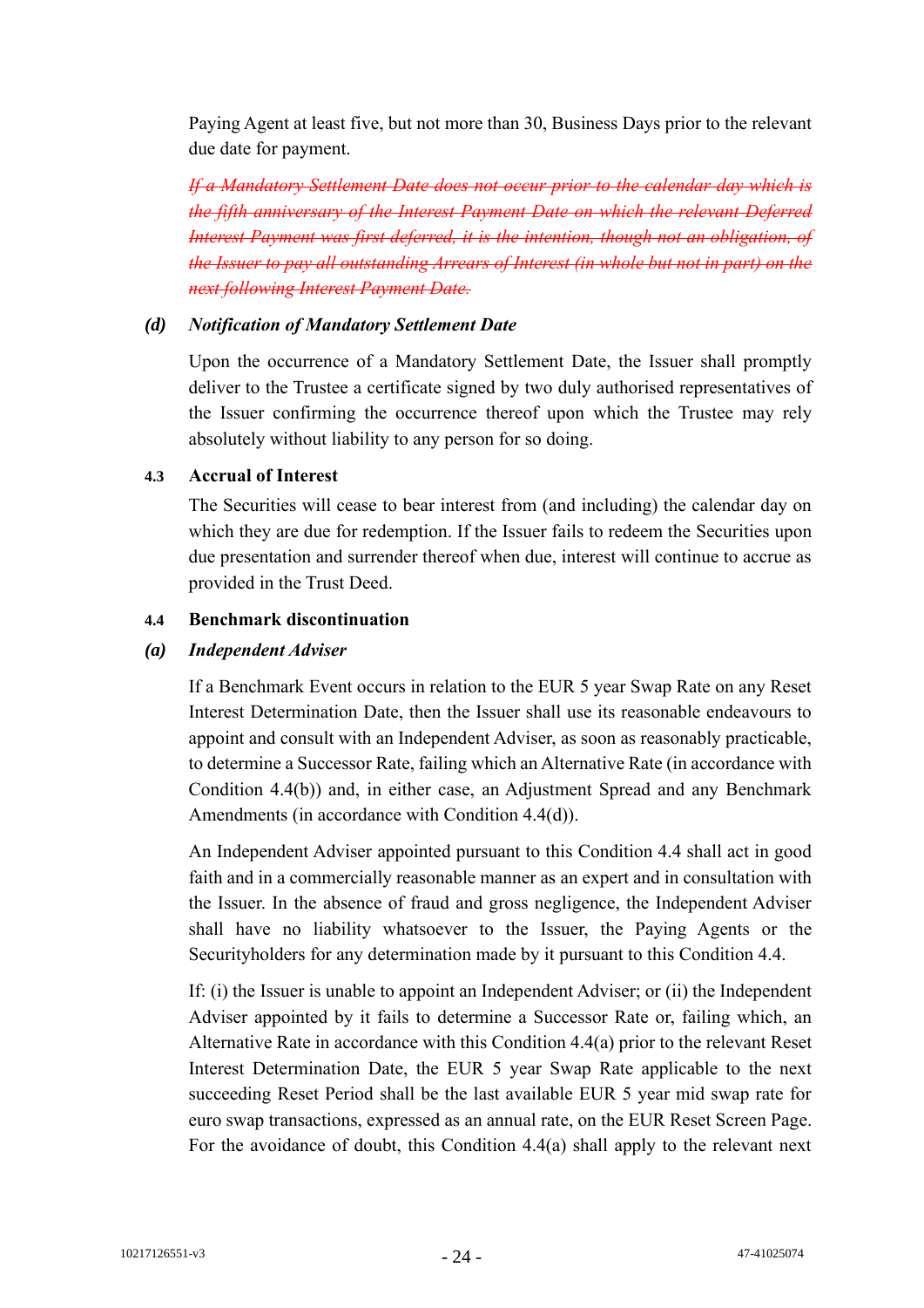Paying Agent at least five, but not more than 30, Business Days prior to the relevant due date for payment.

~~*If a Mandatory Settlement Date does not occur prior to the calendar day which is the fifth anniversary of the Interest Payment Date on which the relevant Deferred Interest Payment was first deferred, it is the intention, though not an obligation, of the Issuer to pay all outstanding Arrears of Interest (in whole but not in part) on the next following Interest Payment Date.*~~

***(d) Notification of Mandatory Settlement Date***

Upon the occurrence of a Mandatory Settlement Date, the Issuer shall promptly deliver to the Trustee a certificate signed by two duly authorised representatives of the Issuer confirming the occurrence thereof upon which the Trustee may rely absolutely without liability to any person for so doing.

**4.3 Accrual of Interest**

The Securities will cease to bear interest from (and including) the calendar day on which they are due for redemption. If the Issuer fails to redeem the Securities upon due presentation and surrender thereof when due, interest will continue to accrue as provided in the Trust Deed.

**4.4 Benchmark discontinuation**

***(a) Independent Adviser***

If a Benchmark Event occurs in relation to the EUR 5 year Swap Rate on any Reset Interest Determination Date, then the Issuer shall use its reasonable endeavours to appoint and consult with an Independent Adviser, as soon as reasonably practicable, to determine a Successor Rate, failing which an Alternative Rate (in accordance with Condition 4.4(b)) and, in either case, an Adjustment Spread and any Benchmark Amendments (in accordance with Condition 4.4(d)).

An Independent Adviser appointed pursuant to this Condition 4.4 shall act in good faith and in a commercially reasonable manner as an expert and in consultation with the Issuer. In the absence of fraud and gross negligence, the Independent Adviser shall have no liability whatsoever to the Issuer, the Paying Agents or the Securityholders for any determination made by it pursuant to this Condition 4.4.

If: (i) the Issuer is unable to appoint an Independent Adviser; or (ii) the Independent Adviser appointed by it fails to determine a Successor Rate or, failing which, an Alternative Rate in accordance with this Condition 4.4(a) prior to the relevant Reset Interest Determination Date, the EUR 5 year Swap Rate applicable to the next succeeding Reset Period shall be the last available EUR 5 year mid swap rate for euro swap transactions, expressed as an annual rate, on the EUR Reset Screen Page. For the avoidance of doubt, this Condition 4.4(a) shall apply to the relevant next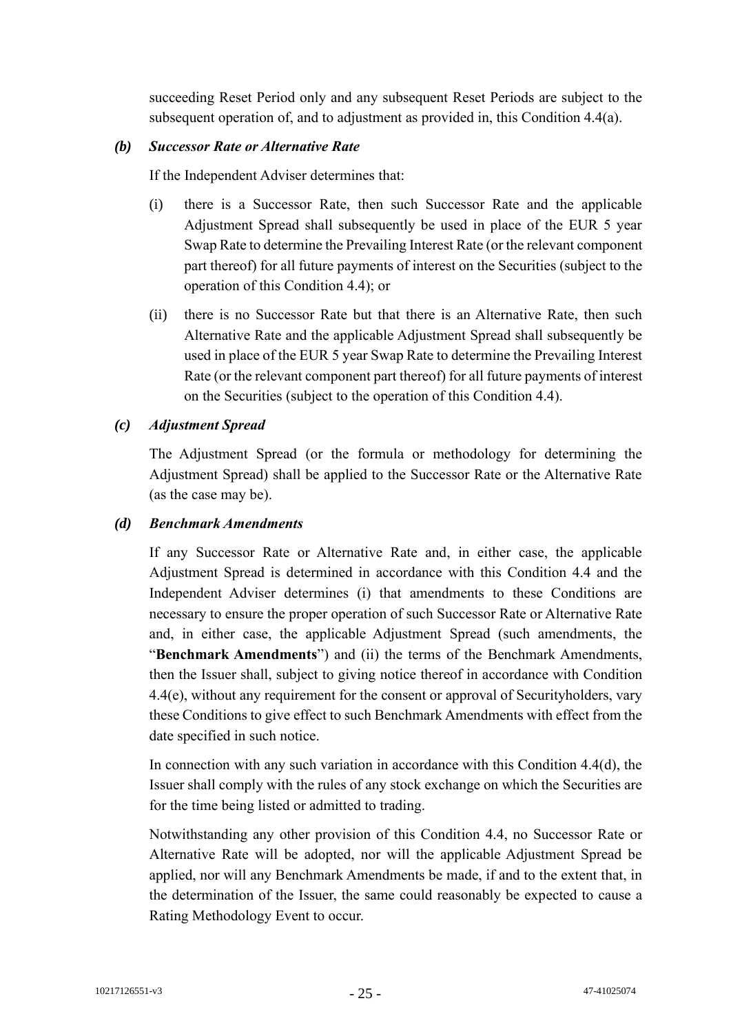succeeding Reset Period only and any subsequent Reset Periods are subject to the subsequent operation of, and to adjustment as provided in, this Condition 4.4(a).

***(b) Successor Rate or Alternative Rate***

If the Independent Adviser determines that:

(i) there is a Successor Rate, then such Successor Rate and the applicable Adjustment Spread shall subsequently be used in place of the EUR 5 year Swap Rate to determine the Prevailing Interest Rate (or the relevant component part thereof) for all future payments of interest on the Securities (subject to the operation of this Condition 4.4); or

(ii) there is no Successor Rate but that there is an Alternative Rate, then such Alternative Rate and the applicable Adjustment Spread shall subsequently be used in place of the EUR 5 year Swap Rate to determine the Prevailing Interest Rate (or the relevant component part thereof) for all future payments of interest on the Securities (subject to the operation of this Condition 4.4).

***(c) Adjustment Spread***

The Adjustment Spread (or the formula or methodology for determining the Adjustment Spread) shall be applied to the Successor Rate or the Alternative Rate (as the case may be).

***(d) Benchmark Amendments***

If any Successor Rate or Alternative Rate and, in either case, the applicable Adjustment Spread is determined in accordance with this Condition 4.4 and the Independent Adviser determines (i) that amendments to these Conditions are necessary to ensure the proper operation of such Successor Rate or Alternative Rate and, in either case, the applicable Adjustment Spread (such amendments, the "**Benchmark Amendments**") and (ii) the terms of the Benchmark Amendments, then the Issuer shall, subject to giving notice thereof in accordance with Condition 4.4(e), without any requirement for the consent or approval of Securityholders, vary these Conditions to give effect to such Benchmark Amendments with effect from the date specified in such notice.

In connection with any such variation in accordance with this Condition 4.4(d), the Issuer shall comply with the rules of any stock exchange on which the Securities are for the time being listed or admitted to trading.

Notwithstanding any other provision of this Condition 4.4, no Successor Rate or Alternative Rate will be adopted, nor will the applicable Adjustment Spread be applied, nor will any Benchmark Amendments be made, if and to the extent that, in the determination of the Issuer, the same could reasonably be expected to cause a Rating Methodology Event to occur.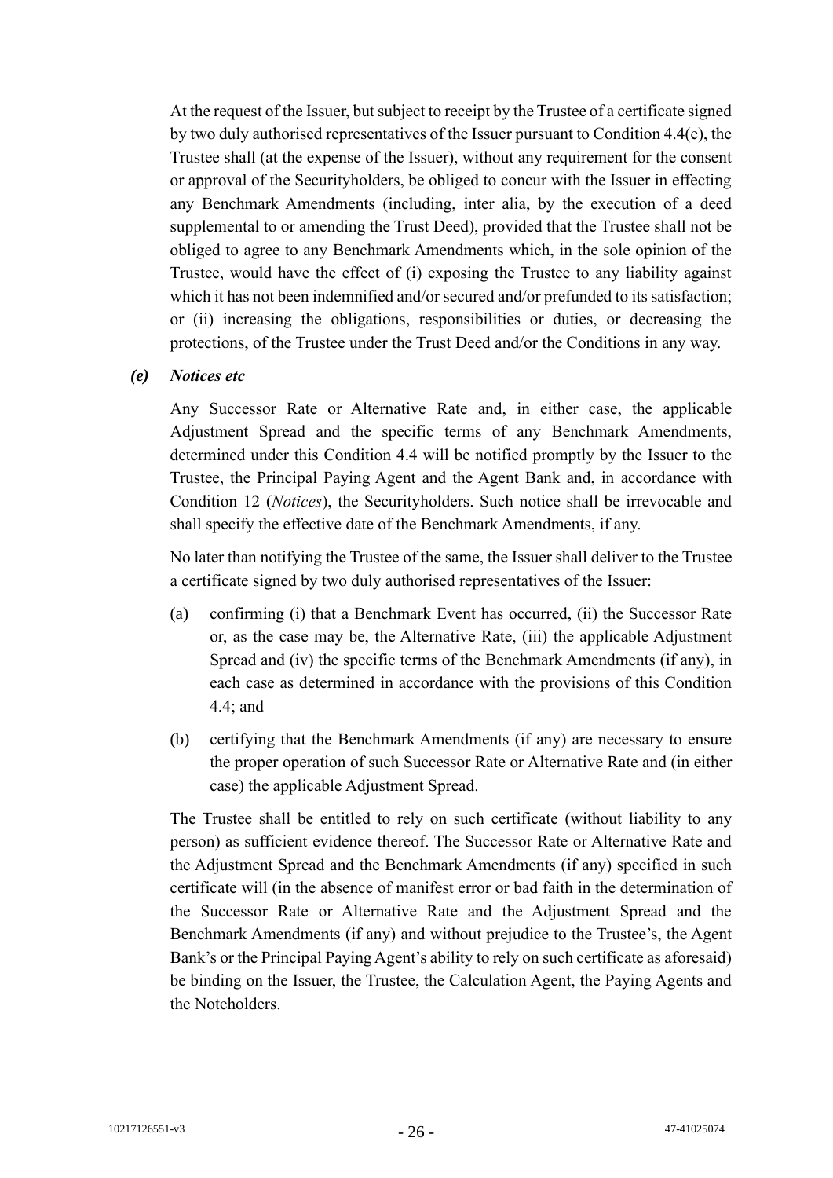At the request of the Issuer, but subject to receipt by the Trustee of a certificate signed by two duly authorised representatives of the Issuer pursuant to Condition 4.4(e), the Trustee shall (at the expense of the Issuer), without any requirement for the consent or approval of the Securityholders, be obliged to concur with the Issuer in effecting any Benchmark Amendments (including, inter alia, by the execution of a deed supplemental to or amending the Trust Deed), provided that the Trustee shall not be obliged to agree to any Benchmark Amendments which, in the sole opinion of the Trustee, would have the effect of (i) exposing the Trustee to any liability against which it has not been indemnified and/or secured and/or prefunded to its satisfaction; or (ii) increasing the obligations, responsibilities or duties, or decreasing the protections, of the Trustee under the Trust Deed and/or the Conditions in any way.

***(e) Notices etc***

Any Successor Rate or Alternative Rate and, in either case, the applicable Adjustment Spread and the specific terms of any Benchmark Amendments, determined under this Condition 4.4 will be notified promptly by the Issuer to the Trustee, the Principal Paying Agent and the Agent Bank and, in accordance with Condition 12 (*Notices*), the Securityholders. Such notice shall be irrevocable and shall specify the effective date of the Benchmark Amendments, if any.

No later than notifying the Trustee of the same, the Issuer shall deliver to the Trustee a certificate signed by two duly authorised representatives of the Issuer:

(a) confirming (i) that a Benchmark Event has occurred, (ii) the Successor Rate or, as the case may be, the Alternative Rate, (iii) the applicable Adjustment Spread and (iv) the specific terms of the Benchmark Amendments (if any), in each case as determined in accordance with the provisions of this Condition 4.4; and

(b) certifying that the Benchmark Amendments (if any) are necessary to ensure the proper operation of such Successor Rate or Alternative Rate and (in either case) the applicable Adjustment Spread.

The Trustee shall be entitled to rely on such certificate (without liability to any person) as sufficient evidence thereof. The Successor Rate or Alternative Rate and the Adjustment Spread and the Benchmark Amendments (if any) specified in such certificate will (in the absence of manifest error or bad faith in the determination of the Successor Rate or Alternative Rate and the Adjustment Spread and the Benchmark Amendments (if any) and without prejudice to the Trustee's, the Agent Bank's or the Principal Paying Agent's ability to rely on such certificate as aforesaid) be binding on the Issuer, the Trustee, the Calculation Agent, the Paying Agents and the Noteholders.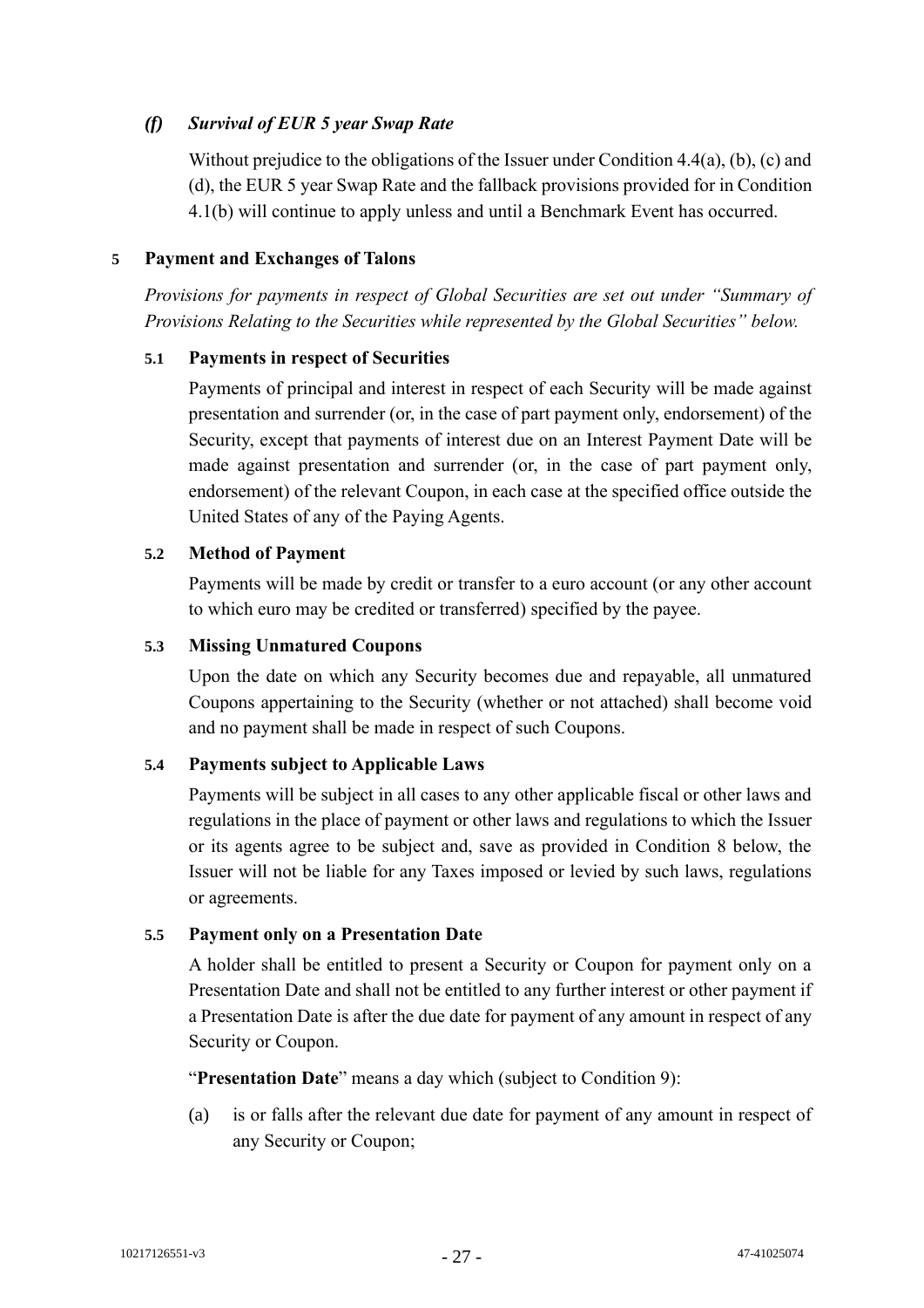### *(f) Survival of EUR 5 year Swap Rate*

Without prejudice to the obligations of the Issuer under Condition 4.4(a), (b), (c) and (d), the EUR 5 year Swap Rate and the fallback provisions provided for in Condition 4.1(b) will continue to apply unless and until a Benchmark Event has occurred.

## 5 Payment and Exchanges of Talons

*Provisions for payments in respect of Global Securities are set out under "Summary of Provisions Relating to the Securities while represented by the Global Securities" below.*

### 5.1 Payments in respect of Securities

Payments of principal and interest in respect of each Security will be made against presentation and surrender (or, in the case of part payment only, endorsement) of the Security, except that payments of interest due on an Interest Payment Date will be made against presentation and surrender (or, in the case of part payment only, endorsement) of the relevant Coupon, in each case at the specified office outside the United States of any of the Paying Agents.

### 5.2 Method of Payment

Payments will be made by credit or transfer to a euro account (or any other account to which euro may be credited or transferred) specified by the payee.

### 5.3 Missing Unmatured Coupons

Upon the date on which any Security becomes due and repayable, all unmatured Coupons appertaining to the Security (whether or not attached) shall become void and no payment shall be made in respect of such Coupons.

### 5.4 Payments subject to Applicable Laws

Payments will be subject in all cases to any other applicable fiscal or other laws and regulations in the place of payment or other laws and regulations to which the Issuer or its agents agree to be subject and, save as provided in Condition 8 below, the Issuer will not be liable for any Taxes imposed or levied by such laws, regulations or agreements.

### 5.5 Payment only on a Presentation Date

A holder shall be entitled to present a Security or Coupon for payment only on a Presentation Date and shall not be entitled to any further interest or other payment if a Presentation Date is after the due date for payment of any amount in respect of any Security or Coupon.

"**Presentation Date**" means a day which (subject to Condition 9):

(a) is or falls after the relevant due date for payment of any amount in respect of any Security or Coupon;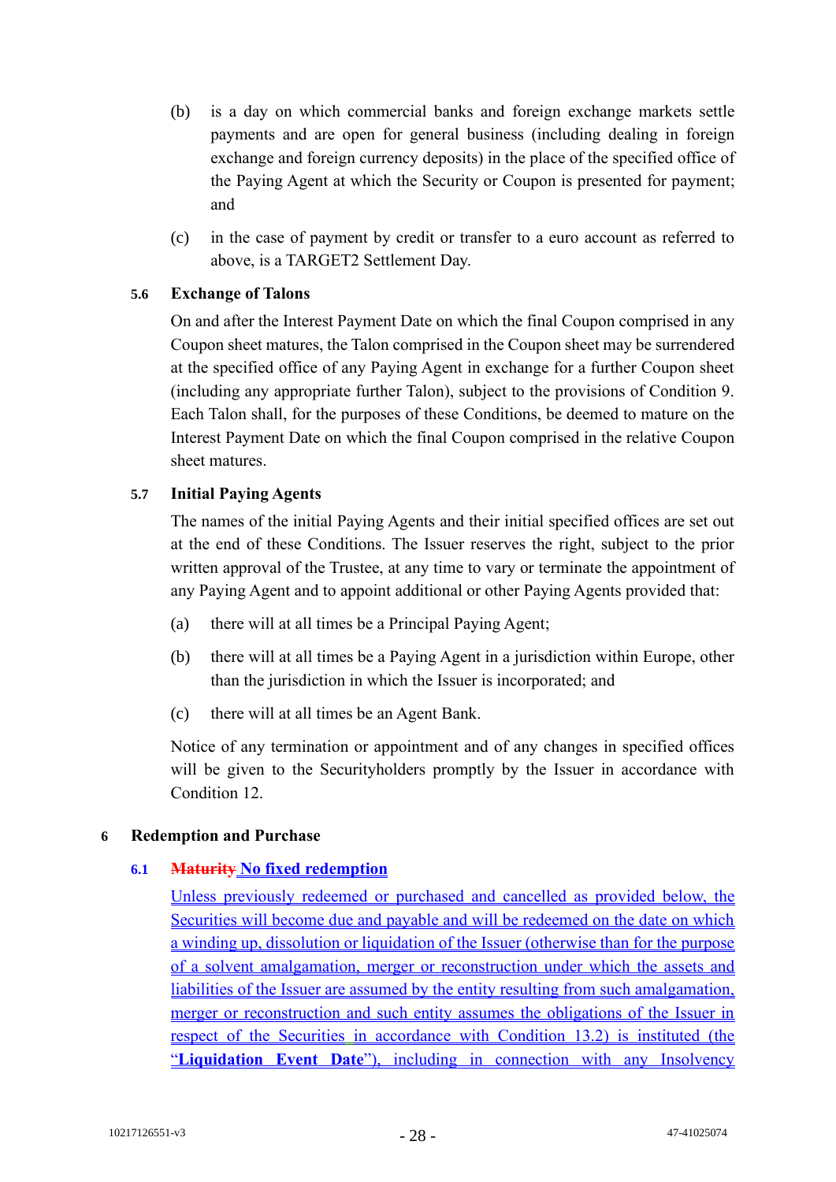(b) is a day on which commercial banks and foreign exchange markets settle payments and are open for general business (including dealing in foreign exchange and foreign currency deposits) in the place of the specified office of the Paying Agent at which the Security or Coupon is presented for payment; and

(c) in the case of payment by credit or transfer to a euro account as referred to above, is a TARGET2 Settlement Day.

### 5.6 Exchange of Talons

On and after the Interest Payment Date on which the final Coupon comprised in any Coupon sheet matures, the Talon comprised in the Coupon sheet may be surrendered at the specified office of any Paying Agent in exchange for a further Coupon sheet (including any appropriate further Talon), subject to the provisions of Condition 9. Each Talon shall, for the purposes of these Conditions, be deemed to mature on the Interest Payment Date on which the final Coupon comprised in the relative Coupon sheet matures.

### 5.7 Initial Paying Agents

The names of the initial Paying Agents and their initial specified offices are set out at the end of these Conditions. The Issuer reserves the right, subject to the prior written approval of the Trustee, at any time to vary or terminate the appointment of any Paying Agent and to appoint additional or other Paying Agents provided that:

(a) there will at all times be a Principal Paying Agent;

(b) there will at all times be a Paying Agent in a jurisdiction within Europe, other than the jurisdiction in which the Issuer is incorporated; and

(c) there will at all times be an Agent Bank.

Notice of any termination or appointment and of any changes in specified offices will be given to the Securityholders promptly by the Issuer in accordance with Condition 12.

## 6 Redemption and Purchase

### 6.1 ~~Maturity~~ No fixed redemption

Unless previously redeemed or purchased and cancelled as provided below, the Securities will become due and payable and will be redeemed on the date on which a winding up, dissolution or liquidation of the Issuer (otherwise than for the purpose of a solvent amalgamation, merger or reconstruction under which the assets and liabilities of the Issuer are assumed by the entity resulting from such amalgamation, merger or reconstruction and such entity assumes the obligations of the Issuer in respect of the Securities in accordance with Condition 13.2) is instituted (the "**Liquidation Event Date**"), including in connection with any Insolvency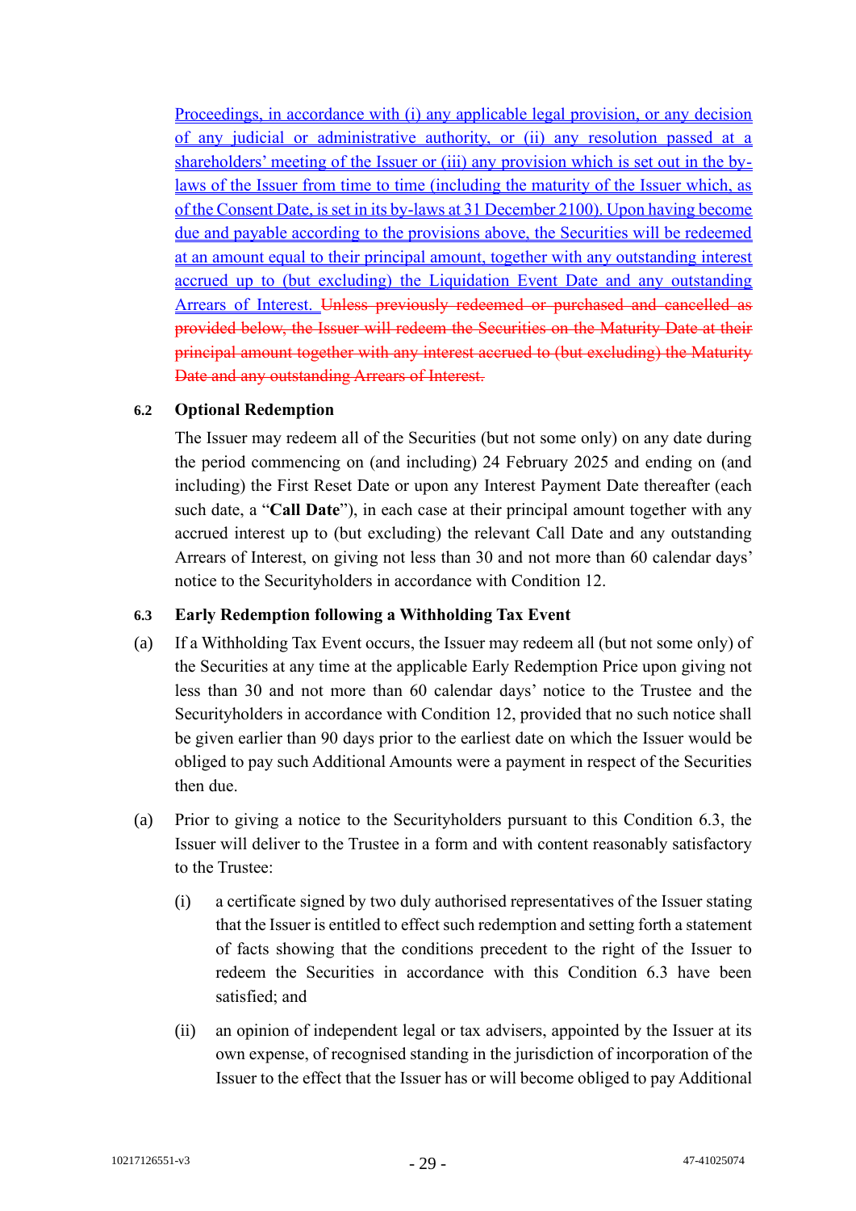Proceedings, in accordance with (i) any applicable legal provision, or any decision of any judicial or administrative authority, or (ii) any resolution passed at a shareholders' meeting of the Issuer or (iii) any provision which is set out in the by-laws of the Issuer from time to time (including the maturity of the Issuer which, as of the Consent Date, is set in its by-laws at 31 December 2100). Upon having become due and payable according to the provisions above, the Securities will be redeemed at an amount equal to their principal amount, together with any outstanding interest accrued up to (but excluding) the Liquidation Event Date and any outstanding Arrears of Interest. ~~Unless previously redeemed or purchased and cancelled as provided below, the Issuer will redeem the Securities on the Maturity Date at their principal amount together with any interest accrued to (but excluding) the Maturity Date and any outstanding Arrears of Interest.~~

**6.2 Optional Redemption**

The Issuer may redeem all of the Securities (but not some only) on any date during the period commencing on (and including) 24 February 2025 and ending on (and including) the First Reset Date or upon any Interest Payment Date thereafter (each such date, a "**Call Date**"), in each case at their principal amount together with any accrued interest up to (but excluding) the relevant Call Date and any outstanding Arrears of Interest, on giving not less than 30 and not more than 60 calendar days' notice to the Securityholders in accordance with Condition 12.

**6.3 Early Redemption following a Withholding Tax Event**

(a) If a Withholding Tax Event occurs, the Issuer may redeem all (but not some only) of the Securities at any time at the applicable Early Redemption Price upon giving not less than 30 and not more than 60 calendar days' notice to the Trustee and the Securityholders in accordance with Condition 12, provided that no such notice shall be given earlier than 90 days prior to the earliest date on which the Issuer would be obliged to pay such Additional Amounts were a payment in respect of the Securities then due.

(a) Prior to giving a notice to the Securityholders pursuant to this Condition 6.3, the Issuer will deliver to the Trustee in a form and with content reasonably satisfactory to the Trustee:

(i) a certificate signed by two duly authorised representatives of the Issuer stating that the Issuer is entitled to effect such redemption and setting forth a statement of facts showing that the conditions precedent to the right of the Issuer to redeem the Securities in accordance with this Condition 6.3 have been satisfied; and

(ii) an opinion of independent legal or tax advisers, appointed by the Issuer at its own expense, of recognised standing in the jurisdiction of incorporation of the Issuer to the effect that the Issuer has or will become obliged to pay Additional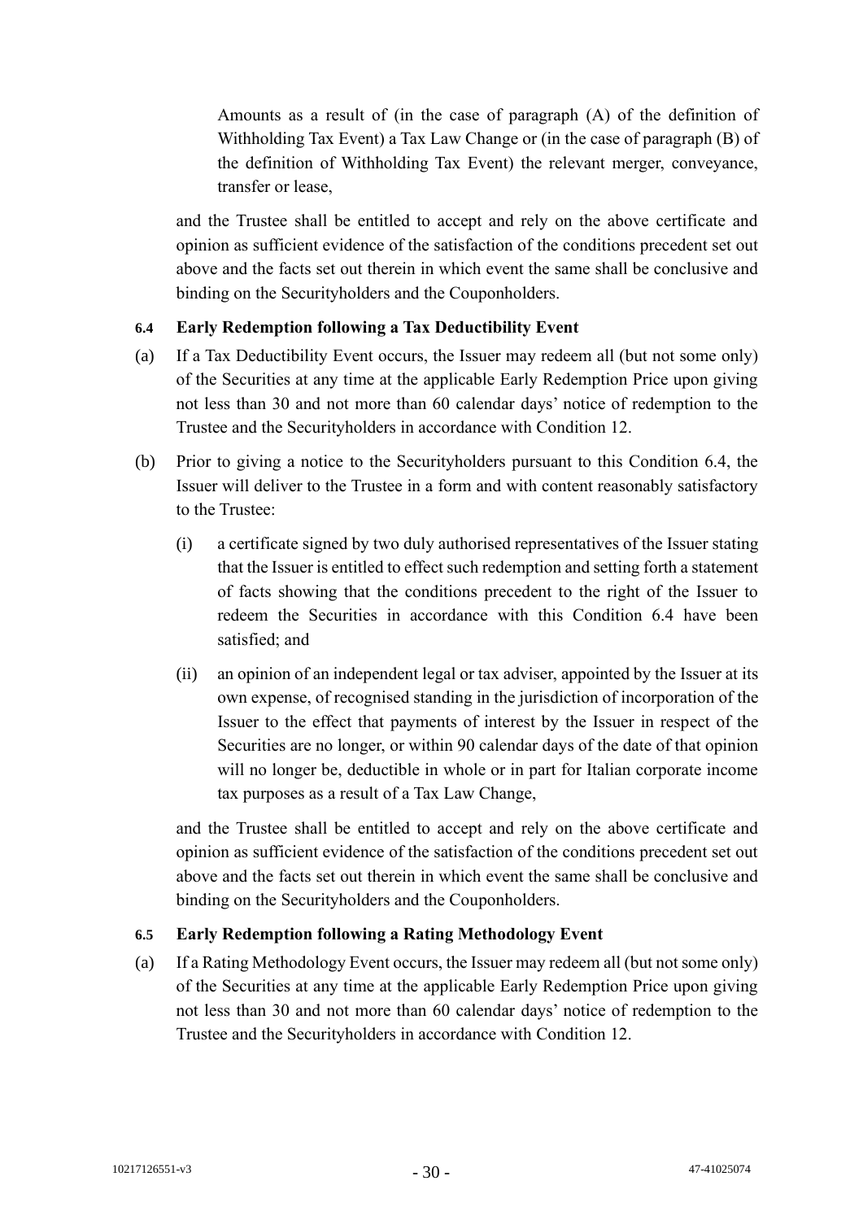Amounts as a result of (in the case of paragraph (A) of the definition of Withholding Tax Event) a Tax Law Change or (in the case of paragraph (B) of the definition of Withholding Tax Event) the relevant merger, conveyance, transfer or lease,

and the Trustee shall be entitled to accept and rely on the above certificate and opinion as sufficient evidence of the satisfaction of the conditions precedent set out above and the facts set out therein in which event the same shall be conclusive and binding on the Securityholders and the Couponholders.

**6.4 Early Redemption following a Tax Deductibility Event**

(a) If a Tax Deductibility Event occurs, the Issuer may redeem all (but not some only) of the Securities at any time at the applicable Early Redemption Price upon giving not less than 30 and not more than 60 calendar days' notice of redemption to the Trustee and the Securityholders in accordance with Condition 12.

(b) Prior to giving a notice to the Securityholders pursuant to this Condition 6.4, the Issuer will deliver to the Trustee in a form and with content reasonably satisfactory to the Trustee:

(i) a certificate signed by two duly authorised representatives of the Issuer stating that the Issuer is entitled to effect such redemption and setting forth a statement of facts showing that the conditions precedent to the right of the Issuer to redeem the Securities in accordance with this Condition 6.4 have been satisfied; and

(ii) an opinion of an independent legal or tax adviser, appointed by the Issuer at its own expense, of recognised standing in the jurisdiction of incorporation of the Issuer to the effect that payments of interest by the Issuer in respect of the Securities are no longer, or within 90 calendar days of the date of that opinion will no longer be, deductible in whole or in part for Italian corporate income tax purposes as a result of a Tax Law Change,

and the Trustee shall be entitled to accept and rely on the above certificate and opinion as sufficient evidence of the satisfaction of the conditions precedent set out above and the facts set out therein in which event the same shall be conclusive and binding on the Securityholders and the Couponholders.

**6.5 Early Redemption following a Rating Methodology Event**

(a) If a Rating Methodology Event occurs, the Issuer may redeem all (but not some only) of the Securities at any time at the applicable Early Redemption Price upon giving not less than 30 and not more than 60 calendar days' notice of redemption to the Trustee and the Securityholders in accordance with Condition 12.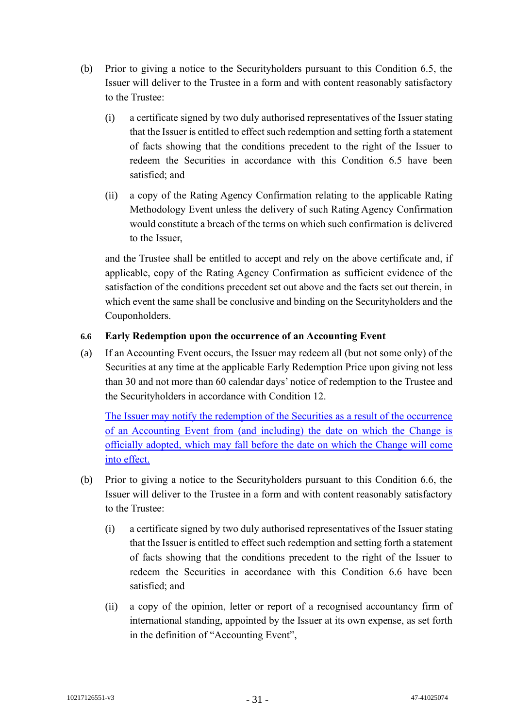(b) Prior to giving a notice to the Securityholders pursuant to this Condition 6.5, the Issuer will deliver to the Trustee in a form and with content reasonably satisfactory to the Trustee:

(i) a certificate signed by two duly authorised representatives of the Issuer stating that the Issuer is entitled to effect such redemption and setting forth a statement of facts showing that the conditions precedent to the right of the Issuer to redeem the Securities in accordance with this Condition 6.5 have been satisfied; and

(ii) a copy of the Rating Agency Confirmation relating to the applicable Rating Methodology Event unless the delivery of such Rating Agency Confirmation would constitute a breach of the terms on which such confirmation is delivered to the Issuer,

and the Trustee shall be entitled to accept and rely on the above certificate and, if applicable, copy of the Rating Agency Confirmation as sufficient evidence of the satisfaction of the conditions precedent set out above and the facts set out therein, in which event the same shall be conclusive and binding on the Securityholders and the Couponholders.

**6.6 Early Redemption upon the occurrence of an Accounting Event**

(a) If an Accounting Event occurs, the Issuer may redeem all (but not some only) of the Securities at any time at the applicable Early Redemption Price upon giving not less than 30 and not more than 60 calendar days' notice of redemption to the Trustee and the Securityholders in accordance with Condition 12.

The Issuer may notify the redemption of the Securities as a result of the occurrence of an Accounting Event from (and including) the date on which the Change is officially adopted, which may fall before the date on which the Change will come into effect.

(b) Prior to giving a notice to the Securityholders pursuant to this Condition 6.6, the Issuer will deliver to the Trustee in a form and with content reasonably satisfactory to the Trustee:

(i) a certificate signed by two duly authorised representatives of the Issuer stating that the Issuer is entitled to effect such redemption and setting forth a statement of facts showing that the conditions precedent to the right of the Issuer to redeem the Securities in accordance with this Condition 6.6 have been satisfied; and

(ii) a copy of the opinion, letter or report of a recognised accountancy firm of international standing, appointed by the Issuer at its own expense, as set forth in the definition of "Accounting Event",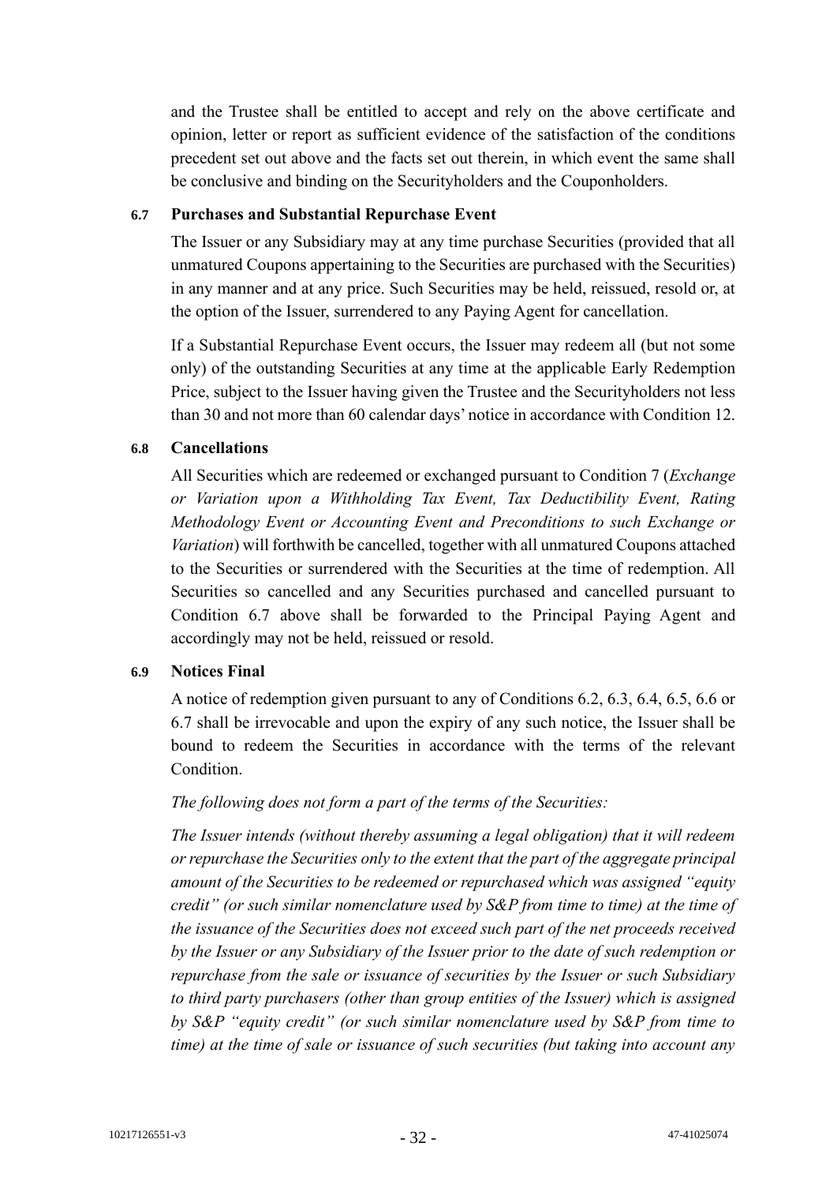and the Trustee shall be entitled to accept and rely on the above certificate and opinion, letter or report as sufficient evidence of the satisfaction of the conditions precedent set out above and the facts set out therein, in which event the same shall be conclusive and binding on the Securityholders and the Couponholders.

### 6.7 Purchases and Substantial Repurchase Event

The Issuer or any Subsidiary may at any time purchase Securities (provided that all unmatured Coupons appertaining to the Securities are purchased with the Securities) in any manner and at any price. Such Securities may be held, reissued, resold or, at the option of the Issuer, surrendered to any Paying Agent for cancellation.

If a Substantial Repurchase Event occurs, the Issuer may redeem all (but not some only) of the outstanding Securities at any time at the applicable Early Redemption Price, subject to the Issuer having given the Trustee and the Securityholders not less than 30 and not more than 60 calendar days' notice in accordance with Condition 12.

### 6.8 Cancellations

All Securities which are redeemed or exchanged pursuant to Condition 7 (*Exchange or Variation upon a Withholding Tax Event, Tax Deductibility Event, Rating Methodology Event or Accounting Event and Preconditions to such Exchange or Variation*) will forthwith be cancelled, together with all unmatured Coupons attached to the Securities or surrendered with the Securities at the time of redemption. All Securities so cancelled and any Securities purchased and cancelled pursuant to Condition 6.7 above shall be forwarded to the Principal Paying Agent and accordingly may not be held, reissued or resold.

### 6.9 Notices Final

A notice of redemption given pursuant to any of Conditions 6.2, 6.3, 6.4, 6.5, 6.6 or 6.7 shall be irrevocable and upon the expiry of any such notice, the Issuer shall be bound to redeem the Securities in accordance with the terms of the relevant Condition.

*The following does not form a part of the terms of the Securities:*

*The Issuer intends (without thereby assuming a legal obligation) that it will redeem or repurchase the Securities only to the extent that the part of the aggregate principal amount of the Securities to be redeemed or repurchased which was assigned "equity credit" (or such similar nomenclature used by S&P from time to time) at the time of the issuance of the Securities does not exceed such part of the net proceeds received by the Issuer or any Subsidiary of the Issuer prior to the date of such redemption or repurchase from the sale or issuance of securities by the Issuer or such Subsidiary to third party purchasers (other than group entities of the Issuer) which is assigned by S&P "equity credit" (or such similar nomenclature used by S&P from time to time) at the time of sale or issuance of such securities (but taking into account any*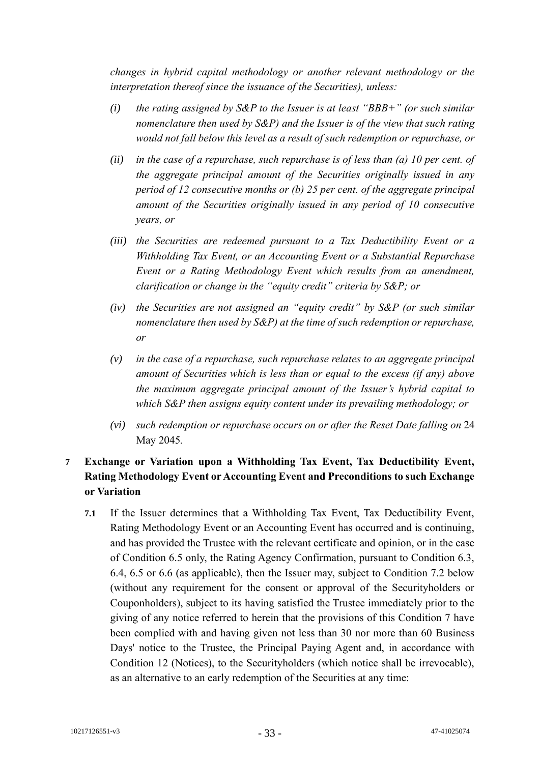*changes in hybrid capital methodology or another relevant methodology or the interpretation thereof since the issuance of the Securities), unless:*

- *(i) the rating assigned by S&P to the Issuer is at least "BBB+" (or such similar nomenclature then used by S&P) and the Issuer is of the view that such rating would not fall below this level as a result of such redemption or repurchase, or*
- *(ii) in the case of a repurchase, such repurchase is of less than (a) 10 per cent. of the aggregate principal amount of the Securities originally issued in any period of 12 consecutive months or (b) 25 per cent. of the aggregate principal amount of the Securities originally issued in any period of 10 consecutive years, or*
- *(iii) the Securities are redeemed pursuant to a Tax Deductibility Event or a Withholding Tax Event, or an Accounting Event or a Substantial Repurchase Event or a Rating Methodology Event which results from an amendment, clarification or change in the "equity credit" criteria by S&P; or*
- *(iv) the Securities are not assigned an "equity credit" by S&P (or such similar nomenclature then used by S&P) at the time of such redemption or repurchase, or*
- *(v) in the case of a repurchase, such repurchase relates to an aggregate principal amount of Securities which is less than or equal to the excess (if any) above the maximum aggregate principal amount of the Issuer's hybrid capital to which S&P then assigns equity content under its prevailing methodology; or*
- *(vi) such redemption or repurchase occurs on or after the Reset Date falling on* 24 May 2045*.*

## 7 Exchange or Variation upon a Withholding Tax Event, Tax Deductibility Event, Rating Methodology Event or Accounting Event and Preconditions to such Exchange or Variation

**7.1** If the Issuer determines that a Withholding Tax Event, Tax Deductibility Event, Rating Methodology Event or an Accounting Event has occurred and is continuing, and has provided the Trustee with the relevant certificate and opinion, or in the case of Condition 6.5 only, the Rating Agency Confirmation, pursuant to Condition 6.3, 6.4, 6.5 or 6.6 (as applicable), then the Issuer may, subject to Condition 7.2 below (without any requirement for the consent or approval of the Securityholders or Couponholders), subject to its having satisfied the Trustee immediately prior to the giving of any notice referred to herein that the provisions of this Condition 7 have been complied with and having given not less than 30 nor more than 60 Business Days' notice to the Trustee, the Principal Paying Agent and, in accordance with Condition 12 (Notices), to the Securityholders (which notice shall be irrevocable), as an alternative to an early redemption of the Securities at any time: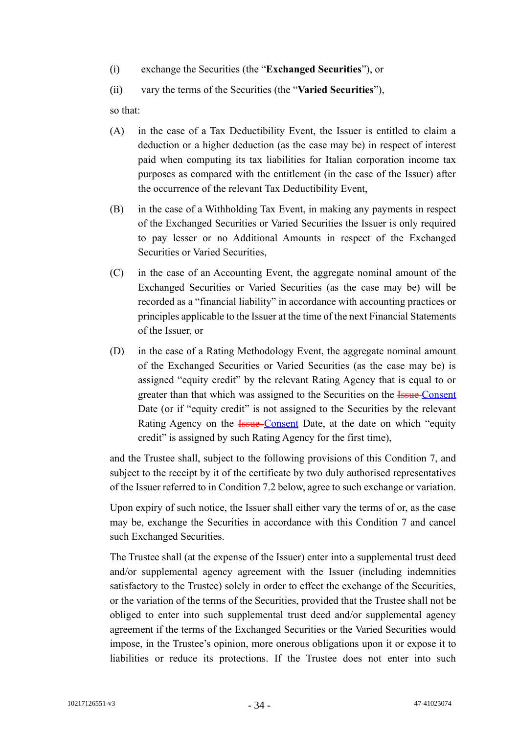(i) exchange the Securities (the "**Exchanged Securities**"), or

(ii) vary the terms of the Securities (the "**Varied Securities**"),

so that:

(A) in the case of a Tax Deductibility Event, the Issuer is entitled to claim a deduction or a higher deduction (as the case may be) in respect of interest paid when computing its tax liabilities for Italian corporation income tax purposes as compared with the entitlement (in the case of the Issuer) after the occurrence of the relevant Tax Deductibility Event,

(B) in the case of a Withholding Tax Event, in making any payments in respect of the Exchanged Securities or Varied Securities the Issuer is only required to pay lesser or no Additional Amounts in respect of the Exchanged Securities or Varied Securities,

(C) in the case of an Accounting Event, the aggregate nominal amount of the Exchanged Securities or Varied Securities (as the case may be) will be recorded as a "financial liability" in accordance with accounting practices or principles applicable to the Issuer at the time of the next Financial Statements of the Issuer, or

(D) in the case of a Rating Methodology Event, the aggregate nominal amount of the Exchanged Securities or Varied Securities (as the case may be) is assigned "equity credit" by the relevant Rating Agency that is equal to or greater than that which was assigned to the Securities on the ~~Issue~~ Consent Date (or if "equity credit" is not assigned to the Securities by the relevant Rating Agency on the ~~Issue~~ Consent Date, at the date on which "equity credit" is assigned by such Rating Agency for the first time),

and the Trustee shall, subject to the following provisions of this Condition 7, and subject to the receipt by it of the certificate by two duly authorised representatives of the Issuer referred to in Condition 7.2 below, agree to such exchange or variation.

Upon expiry of such notice, the Issuer shall either vary the terms of or, as the case may be, exchange the Securities in accordance with this Condition 7 and cancel such Exchanged Securities.

The Trustee shall (at the expense of the Issuer) enter into a supplemental trust deed and/or supplemental agency agreement with the Issuer (including indemnities satisfactory to the Trustee) solely in order to effect the exchange of the Securities, or the variation of the terms of the Securities, provided that the Trustee shall not be obliged to enter into such supplemental trust deed and/or supplemental agency agreement if the terms of the Exchanged Securities or the Varied Securities would impose, in the Trustee's opinion, more onerous obligations upon it or expose it to liabilities or reduce its protections. If the Trustee does not enter into such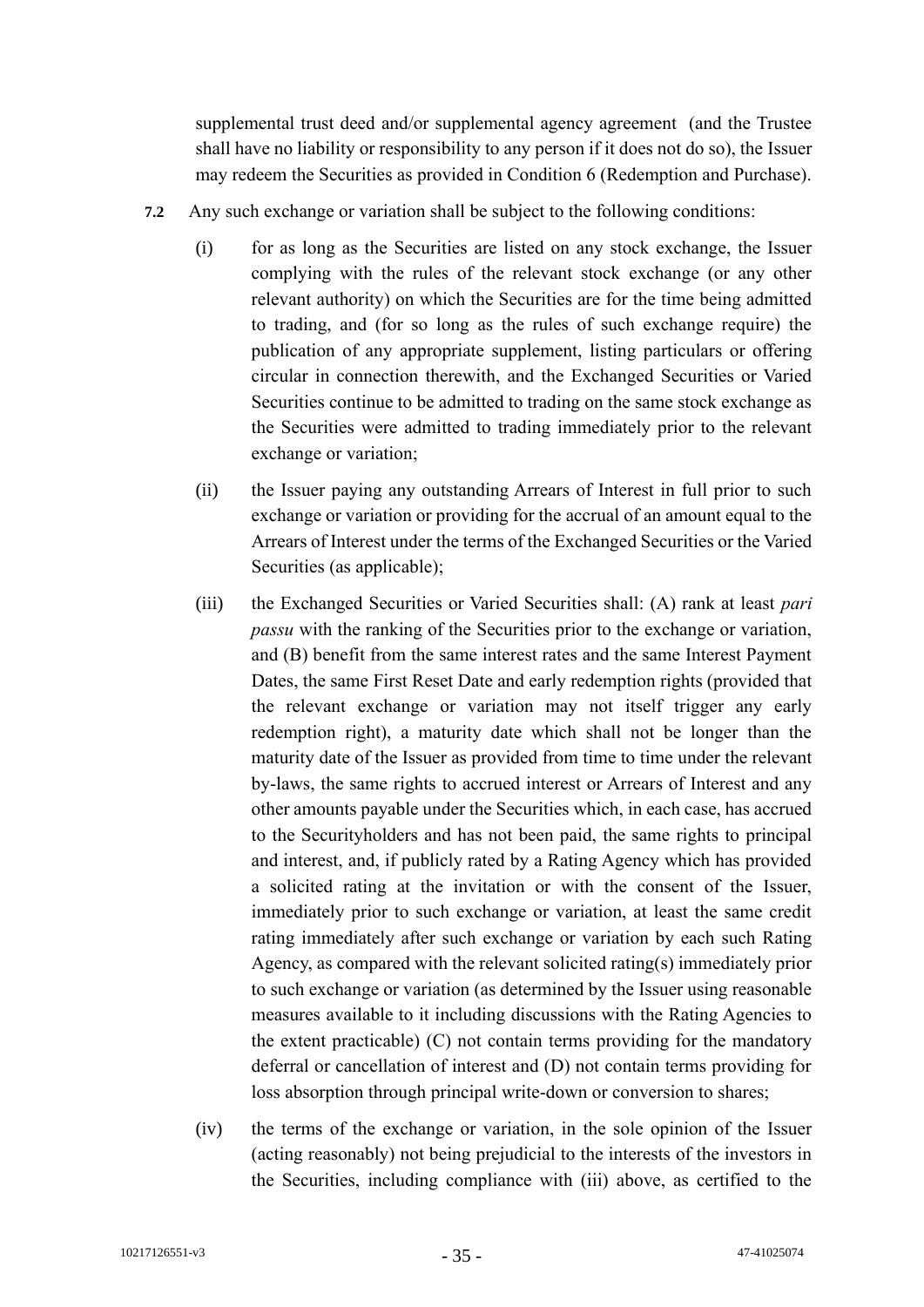supplemental trust deed and/or supplemental agency agreement (and the Trustee shall have no liability or responsibility to any person if it does not do so), the Issuer may redeem the Securities as provided in Condition 6 (Redemption and Purchase).

**7.2** Any such exchange or variation shall be subject to the following conditions:

(i) for as long as the Securities are listed on any stock exchange, the Issuer complying with the rules of the relevant stock exchange (or any other relevant authority) on which the Securities are for the time being admitted to trading, and (for so long as the rules of such exchange require) the publication of any appropriate supplement, listing particulars or offering circular in connection therewith, and the Exchanged Securities or Varied Securities continue to be admitted to trading on the same stock exchange as the Securities were admitted to trading immediately prior to the relevant exchange or variation;

(ii) the Issuer paying any outstanding Arrears of Interest in full prior to such exchange or variation or providing for the accrual of an amount equal to the Arrears of Interest under the terms of the Exchanged Securities or the Varied Securities (as applicable);

(iii) the Exchanged Securities or Varied Securities shall: (A) rank at least *pari passu* with the ranking of the Securities prior to the exchange or variation, and (B) benefit from the same interest rates and the same Interest Payment Dates, the same First Reset Date and early redemption rights (provided that the relevant exchange or variation may not itself trigger any early redemption right), a maturity date which shall not be longer than the maturity date of the Issuer as provided from time to time under the relevant by-laws, the same rights to accrued interest or Arrears of Interest and any other amounts payable under the Securities which, in each case, has accrued to the Securityholders and has not been paid, the same rights to principal and interest, and, if publicly rated by a Rating Agency which has provided a solicited rating at the invitation or with the consent of the Issuer, immediately prior to such exchange or variation, at least the same credit rating immediately after such exchange or variation by each such Rating Agency, as compared with the relevant solicited rating(s) immediately prior to such exchange or variation (as determined by the Issuer using reasonable measures available to it including discussions with the Rating Agencies to the extent practicable) (C) not contain terms providing for the mandatory deferral or cancellation of interest and (D) not contain terms providing for loss absorption through principal write-down or conversion to shares;

(iv) the terms of the exchange or variation, in the sole opinion of the Issuer (acting reasonably) not being prejudicial to the interests of the investors in the Securities, including compliance with (iii) above, as certified to the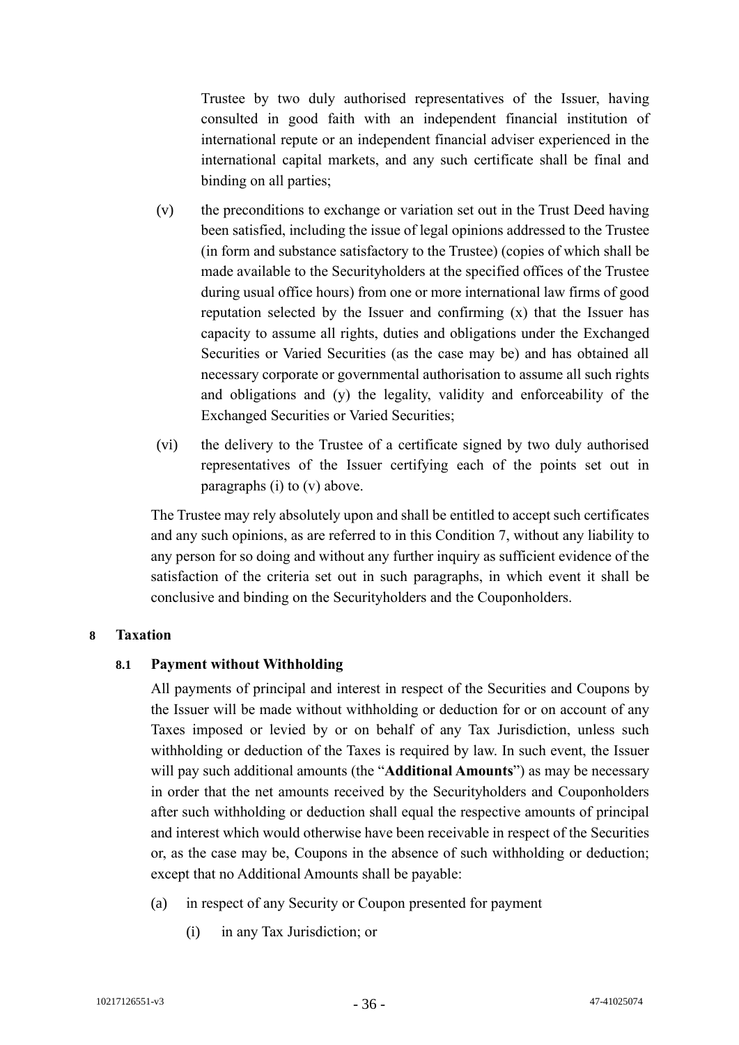Trustee by two duly authorised representatives of the Issuer, having consulted in good faith with an independent financial institution of international repute or an independent financial adviser experienced in the international capital markets, and any such certificate shall be final and binding on all parties;

(v) the preconditions to exchange or variation set out in the Trust Deed having been satisfied, including the issue of legal opinions addressed to the Trustee (in form and substance satisfactory to the Trustee) (copies of which shall be made available to the Securityholders at the specified offices of the Trustee during usual office hours) from one or more international law firms of good reputation selected by the Issuer and confirming (x) that the Issuer has capacity to assume all rights, duties and obligations under the Exchanged Securities or Varied Securities (as the case may be) and has obtained all necessary corporate or governmental authorisation to assume all such rights and obligations and (y) the legality, validity and enforceability of the Exchanged Securities or Varied Securities;

(vi) the delivery to the Trustee of a certificate signed by two duly authorised representatives of the Issuer certifying each of the points set out in paragraphs (i) to (v) above.

The Trustee may rely absolutely upon and shall be entitled to accept such certificates and any such opinions, as are referred to in this Condition 7, without any liability to any person for so doing and without any further inquiry as sufficient evidence of the satisfaction of the criteria set out in such paragraphs, in which event it shall be conclusive and binding on the Securityholders and the Couponholders.

## 8 Taxation

### 8.1 Payment without Withholding

All payments of principal and interest in respect of the Securities and Coupons by the Issuer will be made without withholding or deduction for or on account of any Taxes imposed or levied by or on behalf of any Tax Jurisdiction, unless such withholding or deduction of the Taxes is required by law. In such event, the Issuer will pay such additional amounts (the "**Additional Amounts**") as may be necessary in order that the net amounts received by the Securityholders and Couponholders after such withholding or deduction shall equal the respective amounts of principal and interest which would otherwise have been receivable in respect of the Securities or, as the case may be, Coupons in the absence of such withholding or deduction; except that no Additional Amounts shall be payable:

(a) in respect of any Security or Coupon presented for payment

   (i) in any Tax Jurisdiction; or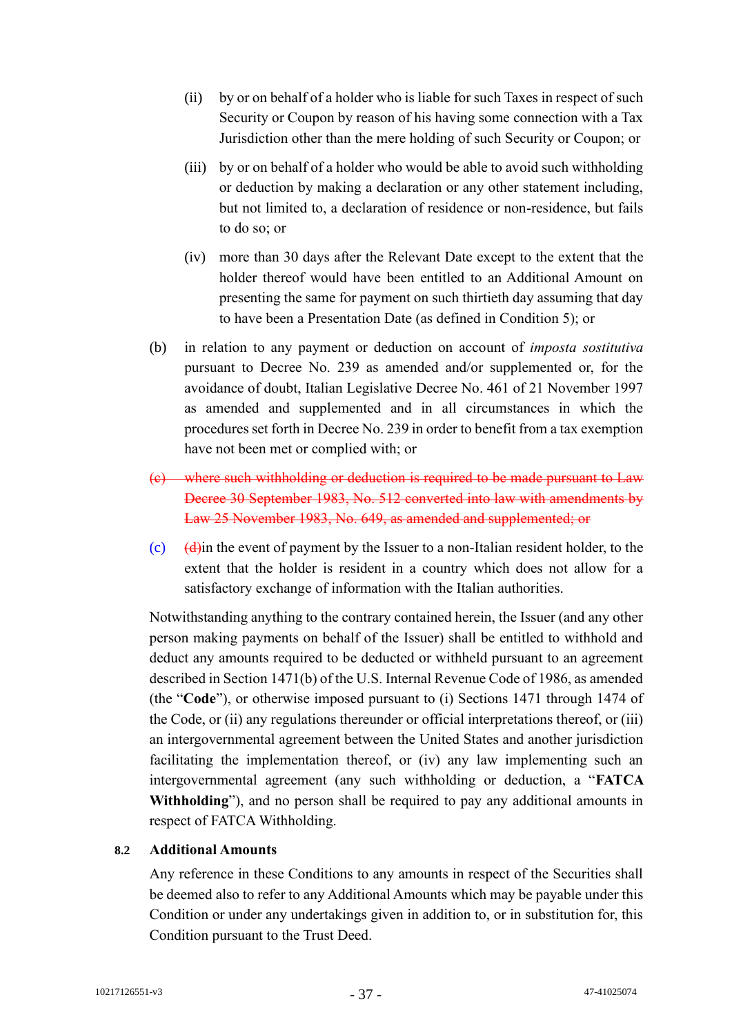(ii) by or on behalf of a holder who is liable for such Taxes in respect of such Security or Coupon by reason of his having some connection with a Tax Jurisdiction other than the mere holding of such Security or Coupon; or

(iii) by or on behalf of a holder who would be able to avoid such withholding or deduction by making a declaration or any other statement including, but not limited to, a declaration of residence or non-residence, but fails to do so; or

(iv) more than 30 days after the Relevant Date except to the extent that the holder thereof would have been entitled to an Additional Amount on presenting the same for payment on such thirtieth day assuming that day to have been a Presentation Date (as defined in Condition 5); or

(b) in relation to any payment or deduction on account of *imposta sostitutiva* pursuant to Decree No. 239 as amended and/or supplemented or, for the avoidance of doubt, Italian Legislative Decree No. 461 of 21 November 1997 as amended and supplemented and in all circumstances in which the procedures set forth in Decree No. 239 in order to benefit from a tax exemption have not been met or complied with; or

~~(c) where such withholding or deduction is required to be made pursuant to Law Decree 30 September 1983, No. 512 converted into law with amendments by Law 25 November 1983, No. 649, as amended and supplemented; or~~

(c) ~~(d)~~in the event of payment by the Issuer to a non-Italian resident holder, to the extent that the holder is resident in a country which does not allow for a satisfactory exchange of information with the Italian authorities.

Notwithstanding anything to the contrary contained herein, the Issuer (and any other person making payments on behalf of the Issuer) shall be entitled to withhold and deduct any amounts required to be deducted or withheld pursuant to an agreement described in Section 1471(b) of the U.S. Internal Revenue Code of 1986, as amended (the "**Code**"), or otherwise imposed pursuant to (i) Sections 1471 through 1474 of the Code, or (ii) any regulations thereunder or official interpretations thereof, or (iii) an intergovernmental agreement between the United States and another jurisdiction facilitating the implementation thereof, or (iv) any law implementing such an intergovernmental agreement (any such withholding or deduction, a "**FATCA Withholding**"), and no person shall be required to pay any additional amounts in respect of FATCA Withholding.

### 8.2 Additional Amounts

Any reference in these Conditions to any amounts in respect of the Securities shall be deemed also to refer to any Additional Amounts which may be payable under this Condition or under any undertakings given in addition to, or in substitution for, this Condition pursuant to the Trust Deed.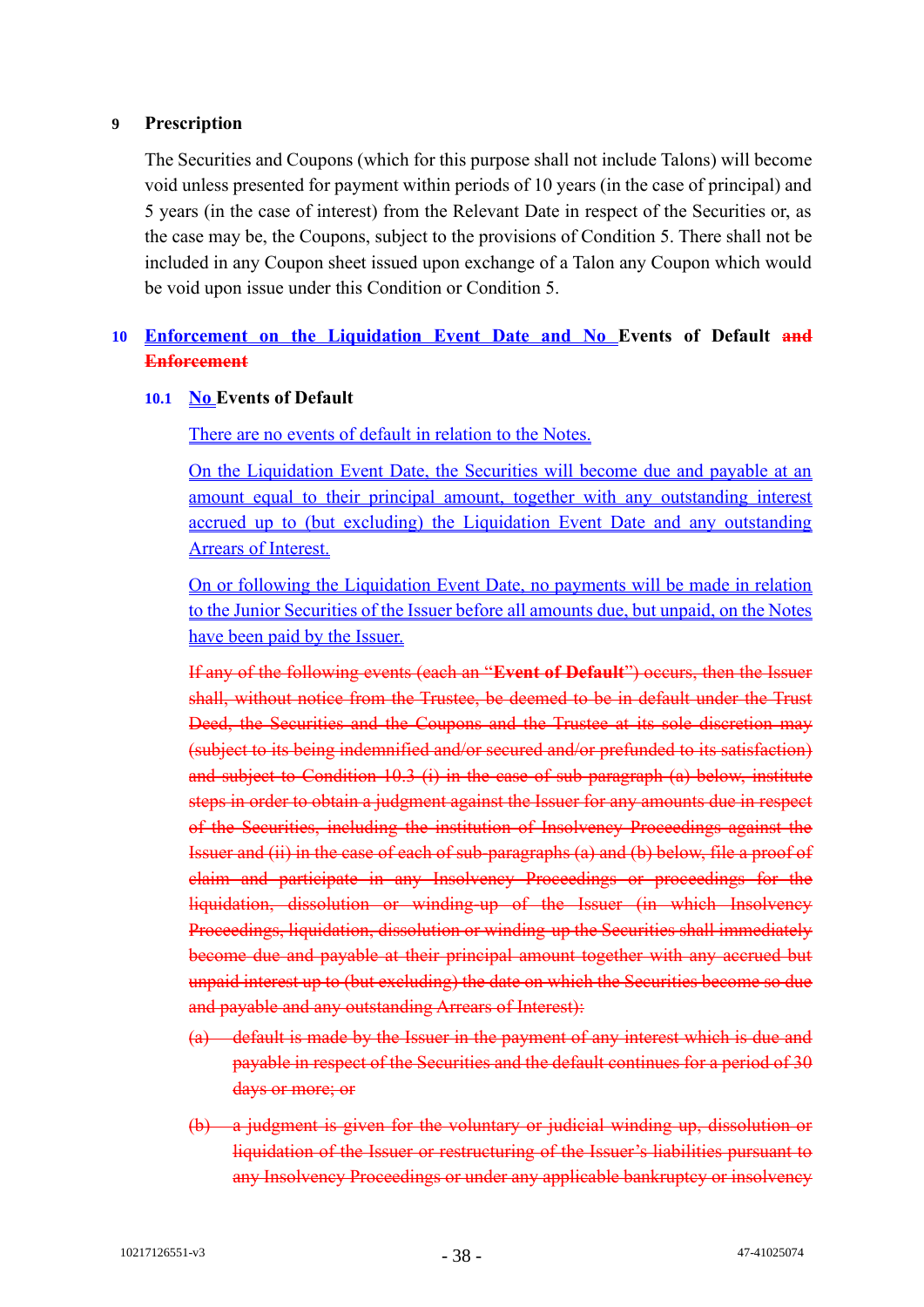## 9 Prescription

The Securities and Coupons (which for this purpose shall not include Talons) will become void unless presented for payment within periods of 10 years (in the case of principal) and 5 years (in the case of interest) from the Relevant Date in respect of the Securities or, as the case may be, the Coupons, subject to the provisions of Condition 5. There shall not be included in any Coupon sheet issued upon exchange of a Talon any Coupon which would be void upon issue under this Condition or Condition 5.

## 10 Enforcement on the Liquidation Event Date and No Events of Default ~~and Enforcement~~

### 10.1 No Events of Default

There are no events of default in relation to the Notes.

On the Liquidation Event Date, the Securities will become due and payable at an amount equal to their principal amount, together with any outstanding interest accrued up to (but excluding) the Liquidation Event Date and any outstanding Arrears of Interest.

On or following the Liquidation Event Date, no payments will be made in relation to the Junior Securities of the Issuer before all amounts due, but unpaid, on the Notes have been paid by the Issuer.

~~If any of the following events (each an "**Event of Default**") occurs, then the Issuer shall, without notice from the Trustee, be deemed to be in default under the Trust Deed, the Securities and the Coupons and the Trustee at its sole discretion may (subject to its being indemnified and/or secured and/or prefunded to its satisfaction) and subject to Condition 10.3 (i) in the case of sub-paragraph (a) below, institute steps in order to obtain a judgment against the Issuer for any amounts due in respect of the Securities, including the institution of Insolvency Proceedings against the Issuer and (ii) in the case of each of sub-paragraphs (a) and (b) below, file a proof of claim and participate in any Insolvency Proceedings or proceedings for the liquidation, dissolution or winding-up of the Issuer (in which Insolvency Proceedings, liquidation, dissolution or winding up the Securities shall immediately become due and payable at their principal amount together with any accrued but unpaid interest up to (but excluding) the date on which the Securities become so due and payable and any outstanding Arrears of Interest):~~

~~(a) default is made by the Issuer in the payment of any interest which is due and payable in respect of the Securities and the default continues for a period of 30 days or more; or~~

~~(b) a judgment is given for the voluntary or judicial winding up, dissolution or liquidation of the Issuer or restructuring of the Issuer's liabilities pursuant to any Insolvency Proceedings or under any applicable bankruptcy or insolvency~~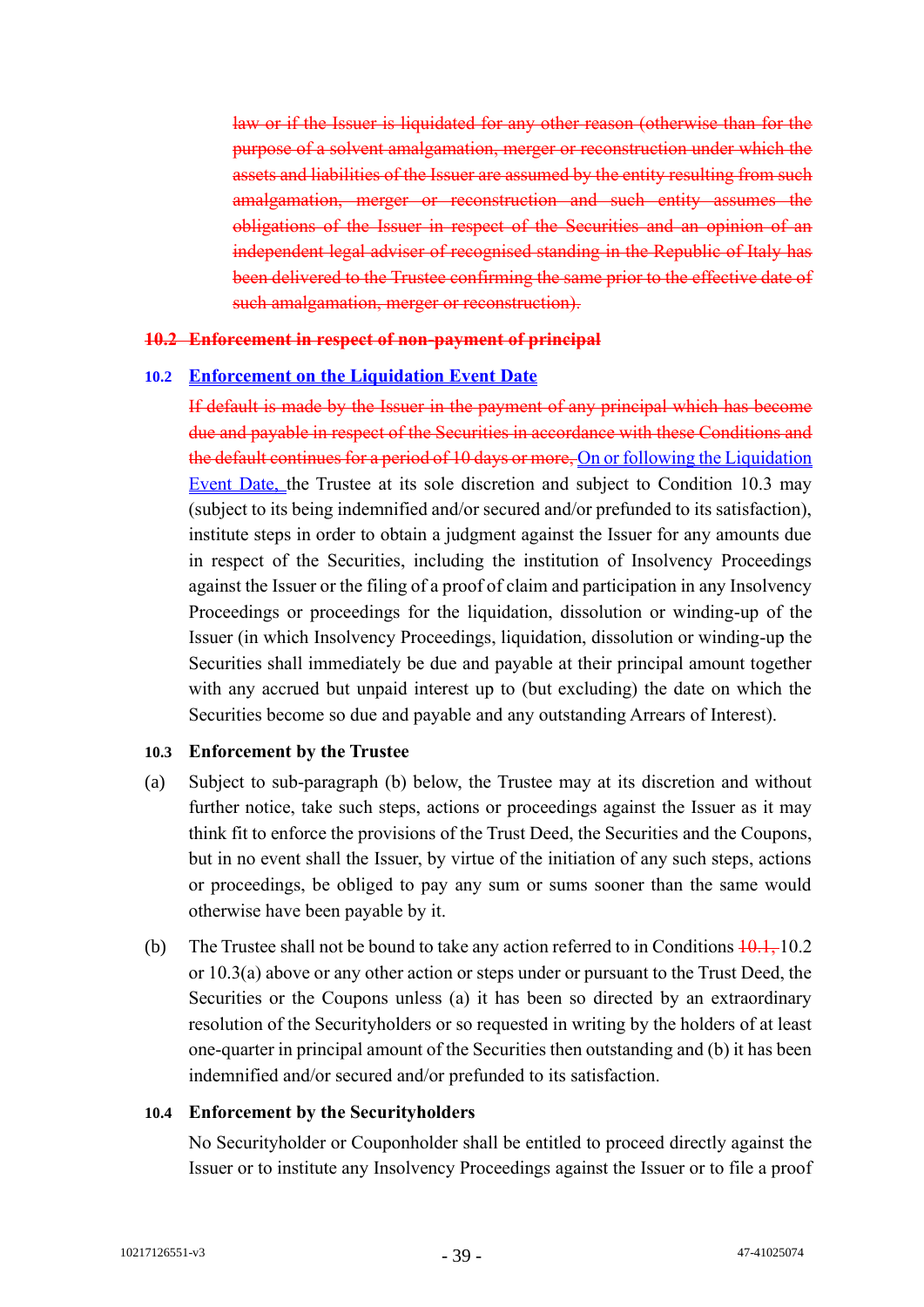~~law or if the Issuer is liquidated for any other reason (otherwise than for the purpose of a solvent amalgamation, merger or reconstruction under which the assets and liabilities of the Issuer are assumed by the entity resulting from such amalgamation, merger or reconstruction and such entity assumes the obligations of the Issuer in respect of the Securities and an opinion of an independent legal adviser of recognised standing in the Republic of Italy has been delivered to the Trustee confirming the same prior to the effective date of such amalgamation, merger or reconstruction).~~

**~~10.2 Enforcement in respect of non-payment of principal~~**

**10.2 <u>Enforcement on the Liquidation Event Date</u>**

~~If default is made by the Issuer in the payment of any principal which has become due and payable in respect of the Securities in accordance with these Conditions and the default continues for a period of 10 days or more,~~ <u>On or following the Liquidation Event Date,</u> the Trustee at its sole discretion and subject to Condition 10.3 may (subject to its being indemnified and/or secured and/or prefunded to its satisfaction), institute steps in order to obtain a judgment against the Issuer for any amounts due in respect of the Securities, including the institution of Insolvency Proceedings against the Issuer or the filing of a proof of claim and participation in any Insolvency Proceedings or proceedings for the liquidation, dissolution or winding-up of the Issuer (in which Insolvency Proceedings, liquidation, dissolution or winding-up the Securities shall immediately be due and payable at their principal amount together with any accrued but unpaid interest up to (but excluding) the date on which the Securities become so due and payable and any outstanding Arrears of Interest).

**10.3 Enforcement by the Trustee**

(a) Subject to sub-paragraph (b) below, the Trustee may at its discretion and without further notice, take such steps, actions or proceedings against the Issuer as it may think fit to enforce the provisions of the Trust Deed, the Securities and the Coupons, but in no event shall the Issuer, by virtue of the initiation of any such steps, actions or proceedings, be obliged to pay any sum or sums sooner than the same would otherwise have been payable by it.

(b) The Trustee shall not be bound to take any action referred to in Conditions ~~10.1,~~ 10.2 or 10.3(a) above or any other action or steps under or pursuant to the Trust Deed, the Securities or the Coupons unless (a) it has been so directed by an extraordinary resolution of the Securityholders or so requested in writing by the holders of at least one-quarter in principal amount of the Securities then outstanding and (b) it has been indemnified and/or secured and/or prefunded to its satisfaction.

**10.4 Enforcement by the Securityholders**

No Securityholder or Couponholder shall be entitled to proceed directly against the Issuer or to institute any Insolvency Proceedings against the Issuer or to file a proof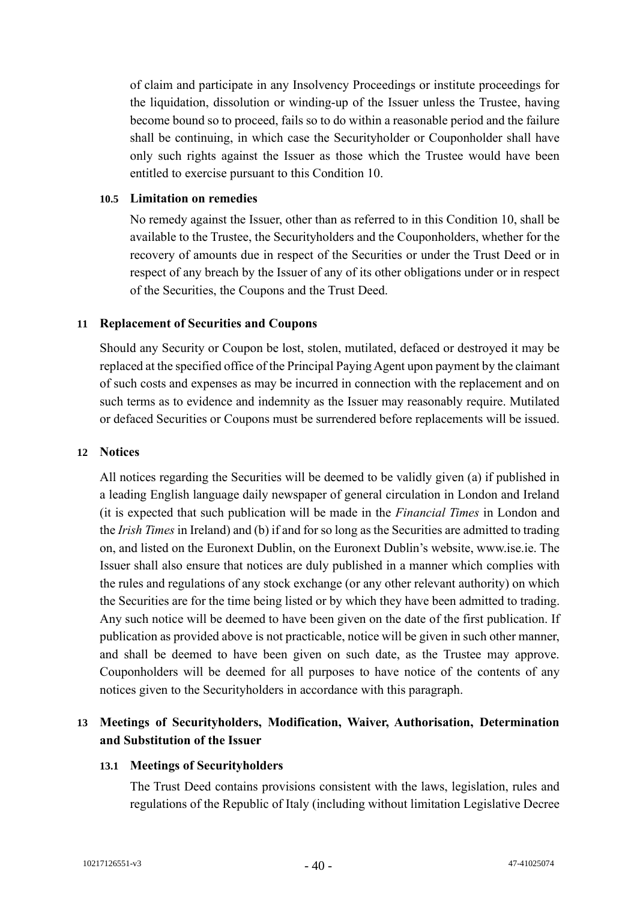of claim and participate in any Insolvency Proceedings or institute proceedings for the liquidation, dissolution or winding-up of the Issuer unless the Trustee, having become bound so to proceed, fails so to do within a reasonable period and the failure shall be continuing, in which case the Securityholder or Couponholder shall have only such rights against the Issuer as those which the Trustee would have been entitled to exercise pursuant to this Condition 10.

### 10.5 Limitation on remedies

No remedy against the Issuer, other than as referred to in this Condition 10, shall be available to the Trustee, the Securityholders and the Couponholders, whether for the recovery of amounts due in respect of the Securities or under the Trust Deed or in respect of any breach by the Issuer of any of its other obligations under or in respect of the Securities, the Coupons and the Trust Deed.

## 11 Replacement of Securities and Coupons

Should any Security or Coupon be lost, stolen, mutilated, defaced or destroyed it may be replaced at the specified office of the Principal Paying Agent upon payment by the claimant of such costs and expenses as may be incurred in connection with the replacement and on such terms as to evidence and indemnity as the Issuer may reasonably require. Mutilated or defaced Securities or Coupons must be surrendered before replacements will be issued.

## 12 Notices

All notices regarding the Securities will be deemed to be validly given (a) if published in a leading English language daily newspaper of general circulation in London and Ireland (it is expected that such publication will be made in the *Financial Times* in London and the *Irish Times* in Ireland) and (b) if and for so long as the Securities are admitted to trading on, and listed on the Euronext Dublin, on the Euronext Dublin's website, www.ise.ie. The Issuer shall also ensure that notices are duly published in a manner which complies with the rules and regulations of any stock exchange (or any other relevant authority) on which the Securities are for the time being listed or by which they have been admitted to trading. Any such notice will be deemed to have been given on the date of the first publication. If publication as provided above is not practicable, notice will be given in such other manner, and shall be deemed to have been given on such date, as the Trustee may approve. Couponholders will be deemed for all purposes to have notice of the contents of any notices given to the Securityholders in accordance with this paragraph.

## 13 Meetings of Securityholders, Modification, Waiver, Authorisation, Determination and Substitution of the Issuer

### 13.1 Meetings of Securityholders

The Trust Deed contains provisions consistent with the laws, legislation, rules and regulations of the Republic of Italy (including without limitation Legislative Decree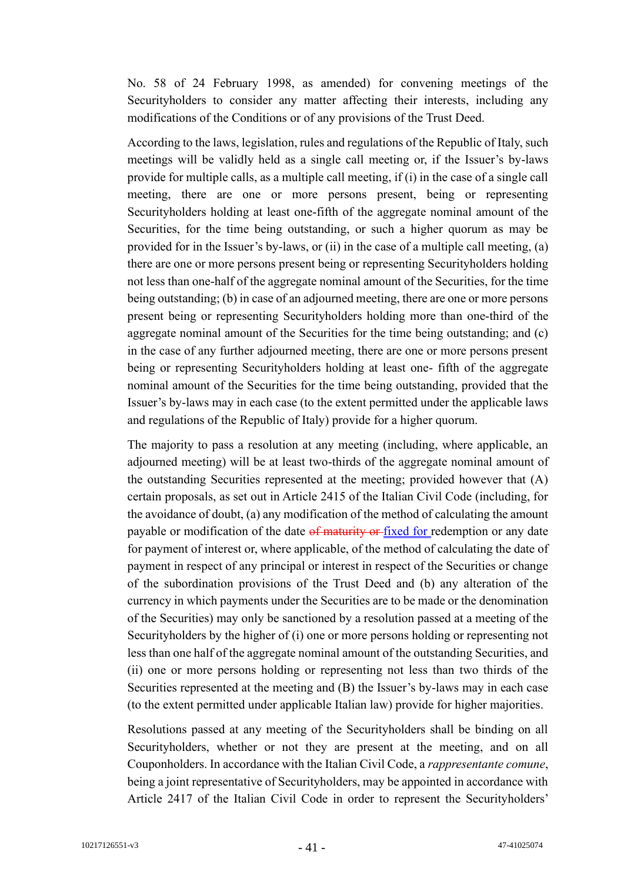No. 58 of 24 February 1998, as amended) for convening meetings of the Securityholders to consider any matter affecting their interests, including any modifications of the Conditions or of any provisions of the Trust Deed.

According to the laws, legislation, rules and regulations of the Republic of Italy, such meetings will be validly held as a single call meeting or, if the Issuer's by-laws provide for multiple calls, as a multiple call meeting, if (i) in the case of a single call meeting, there are one or more persons present, being or representing Securityholders holding at least one-fifth of the aggregate nominal amount of the Securities, for the time being outstanding, or such a higher quorum as may be provided for in the Issuer's by-laws, or (ii) in the case of a multiple call meeting, (a) there are one or more persons present being or representing Securityholders holding not less than one-half of the aggregate nominal amount of the Securities, for the time being outstanding; (b) in case of an adjourned meeting, there are one or more persons present being or representing Securityholders holding more than one-third of the aggregate nominal amount of the Securities for the time being outstanding; and (c) in the case of any further adjourned meeting, there are one or more persons present being or representing Securityholders holding at least one- fifth of the aggregate nominal amount of the Securities for the time being outstanding, provided that the Issuer's by-laws may in each case (to the extent permitted under the applicable laws and regulations of the Republic of Italy) provide for a higher quorum.

The majority to pass a resolution at any meeting (including, where applicable, an adjourned meeting) will be at least two-thirds of the aggregate nominal amount of the outstanding Securities represented at the meeting; provided however that (A) certain proposals, as set out in Article 2415 of the Italian Civil Code (including, for the avoidance of doubt, (a) any modification of the method of calculating the amount payable or modification of the date ~~of maturity or~~ fixed for redemption or any date for payment of interest or, where applicable, of the method of calculating the date of payment in respect of any principal or interest in respect of the Securities or change of the subordination provisions of the Trust Deed and (b) any alteration of the currency in which payments under the Securities are to be made or the denomination of the Securities) may only be sanctioned by a resolution passed at a meeting of the Securityholders by the higher of (i) one or more persons holding or representing not less than one half of the aggregate nominal amount of the outstanding Securities, and (ii) one or more persons holding or representing not less than two thirds of the Securities represented at the meeting and (B) the Issuer's by-laws may in each case (to the extent permitted under applicable Italian law) provide for higher majorities.

Resolutions passed at any meeting of the Securityholders shall be binding on all Securityholders, whether or not they are present at the meeting, and on all Couponholders. In accordance with the Italian Civil Code, a *rappresentante comune*, being a joint representative of Securityholders, may be appointed in accordance with Article 2417 of the Italian Civil Code in order to represent the Securityholders'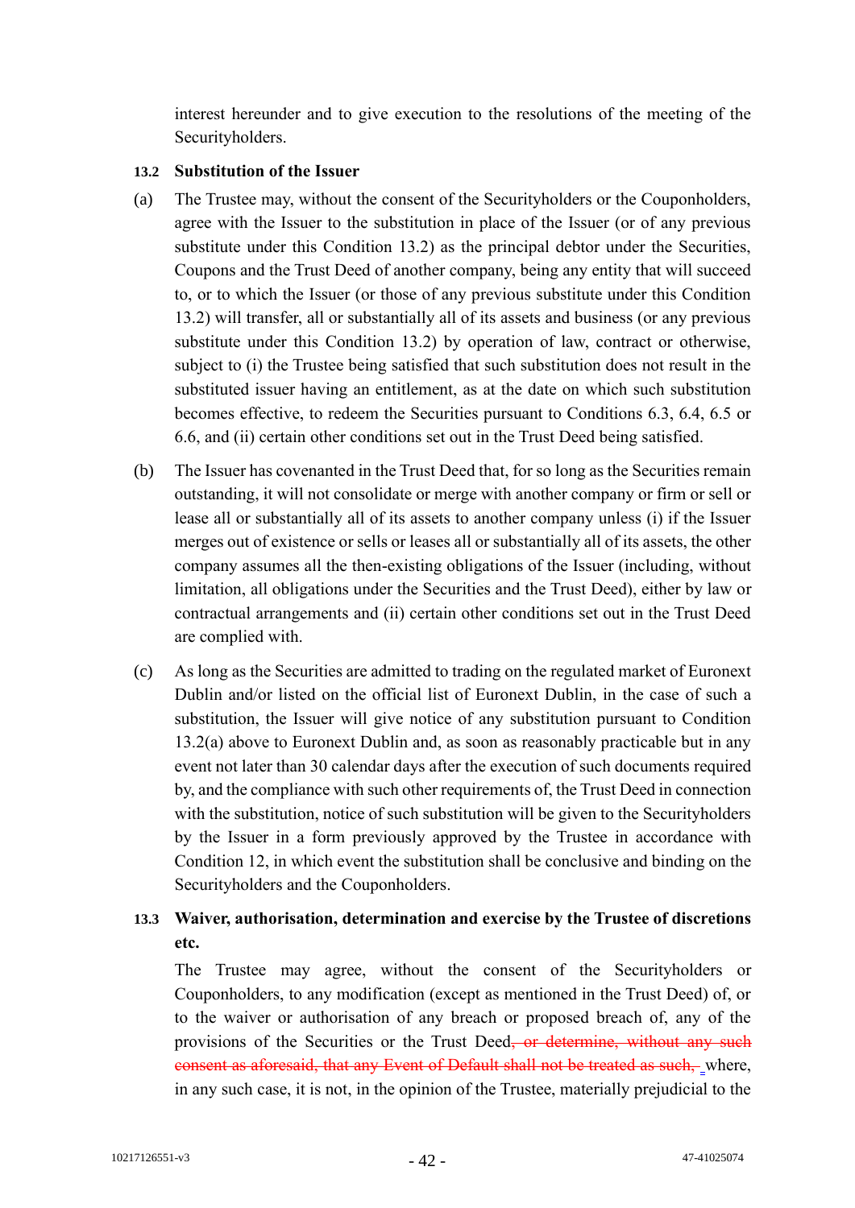interest hereunder and to give execution to the resolutions of the meeting of the Securityholders.

### 13.2 Substitution of the Issuer

(a) The Trustee may, without the consent of the Securityholders or the Couponholders, agree with the Issuer to the substitution in place of the Issuer (or of any previous substitute under this Condition 13.2) as the principal debtor under the Securities, Coupons and the Trust Deed of another company, being any entity that will succeed to, or to which the Issuer (or those of any previous substitute under this Condition 13.2) will transfer, all or substantially all of its assets and business (or any previous substitute under this Condition 13.2) by operation of law, contract or otherwise, subject to (i) the Trustee being satisfied that such substitution does not result in the substituted issuer having an entitlement, as at the date on which such substitution becomes effective, to redeem the Securities pursuant to Conditions 6.3, 6.4, 6.5 or 6.6, and (ii) certain other conditions set out in the Trust Deed being satisfied.

(b) The Issuer has covenanted in the Trust Deed that, for so long as the Securities remain outstanding, it will not consolidate or merge with another company or firm or sell or lease all or substantially all of its assets to another company unless (i) if the Issuer merges out of existence or sells or leases all or substantially all of its assets, the other company assumes all the then-existing obligations of the Issuer (including, without limitation, all obligations under the Securities and the Trust Deed), either by law or contractual arrangements and (ii) certain other conditions set out in the Trust Deed are complied with.

(c) As long as the Securities are admitted to trading on the regulated market of Euronext Dublin and/or listed on the official list of Euronext Dublin, in the case of such a substitution, the Issuer will give notice of any substitution pursuant to Condition 13.2(a) above to Euronext Dublin and, as soon as reasonably practicable but in any event not later than 30 calendar days after the execution of such documents required by, and the compliance with such other requirements of, the Trust Deed in connection with the substitution, notice of such substitution will be given to the Securityholders by the Issuer in a form previously approved by the Trustee in accordance with Condition 12, in which event the substitution shall be conclusive and binding on the Securityholders and the Couponholders.

### 13.3 Waiver, authorisation, determination and exercise by the Trustee of discretions etc.

The Trustee may agree, without the consent of the Securityholders or Couponholders, to any modification (except as mentioned in the Trust Deed) of, or to the waiver or authorisation of any breach or proposed breach of, any of the provisions of the Securities or the Trust Deed~~, or determine, without any such consent as aforesaid, that any Event of Default shall not be treated as such,~~ where, in any such case, it is not, in the opinion of the Trustee, materially prejudicial to the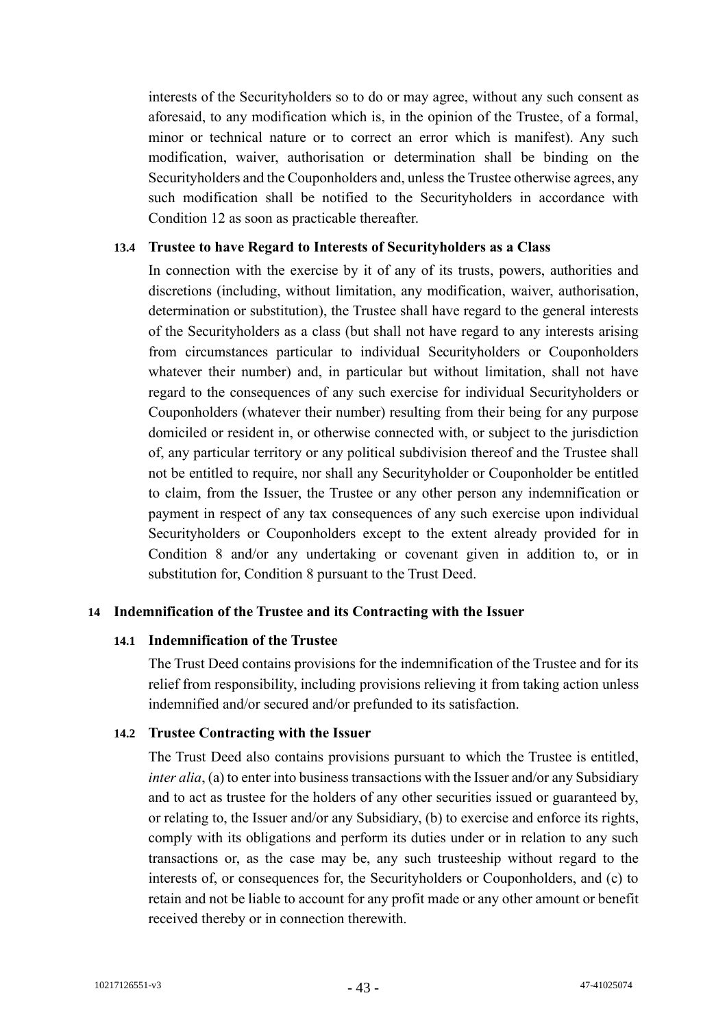interests of the Securityholders so to do or may agree, without any such consent as aforesaid, to any modification which is, in the opinion of the Trustee, of a formal, minor or technical nature or to correct an error which is manifest). Any such modification, waiver, authorisation or determination shall be binding on the Securityholders and the Couponholders and, unless the Trustee otherwise agrees, any such modification shall be notified to the Securityholders in accordance with Condition 12 as soon as practicable thereafter.

### 13.4 Trustee to have Regard to Interests of Securityholders as a Class

In connection with the exercise by it of any of its trusts, powers, authorities and discretions (including, without limitation, any modification, waiver, authorisation, determination or substitution), the Trustee shall have regard to the general interests of the Securityholders as a class (but shall not have regard to any interests arising from circumstances particular to individual Securityholders or Couponholders whatever their number) and, in particular but without limitation, shall not have regard to the consequences of any such exercise for individual Securityholders or Couponholders (whatever their number) resulting from their being for any purpose domiciled or resident in, or otherwise connected with, or subject to the jurisdiction of, any particular territory or any political subdivision thereof and the Trustee shall not be entitled to require, nor shall any Securityholder or Couponholder be entitled to claim, from the Issuer, the Trustee or any other person any indemnification or payment in respect of any tax consequences of any such exercise upon individual Securityholders or Couponholders except to the extent already provided for in Condition 8 and/or any undertaking or covenant given in addition to, or in substitution for, Condition 8 pursuant to the Trust Deed.

## 14 Indemnification of the Trustee and its Contracting with the Issuer

### 14.1 Indemnification of the Trustee

The Trust Deed contains provisions for the indemnification of the Trustee and for its relief from responsibility, including provisions relieving it from taking action unless indemnified and/or secured and/or prefunded to its satisfaction.

### 14.2 Trustee Contracting with the Issuer

The Trust Deed also contains provisions pursuant to which the Trustee is entitled, *inter alia*, (a) to enter into business transactions with the Issuer and/or any Subsidiary and to act as trustee for the holders of any other securities issued or guaranteed by, or relating to, the Issuer and/or any Subsidiary, (b) to exercise and enforce its rights, comply with its obligations and perform its duties under or in relation to any such transactions or, as the case may be, any such trusteeship without regard to the interests of, or consequences for, the Securityholders or Couponholders, and (c) to retain and not be liable to account for any profit made or any other amount or benefit received thereby or in connection therewith.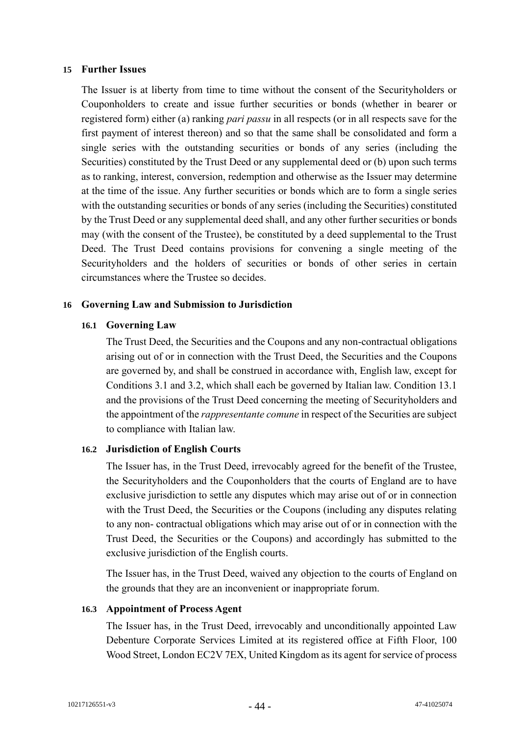## 15 Further Issues

The Issuer is at liberty from time to time without the consent of the Securityholders or Couponholders to create and issue further securities or bonds (whether in bearer or registered form) either (a) ranking *pari passu* in all respects (or in all respects save for the first payment of interest thereon) and so that the same shall be consolidated and form a single series with the outstanding securities or bonds of any series (including the Securities) constituted by the Trust Deed or any supplemental deed or (b) upon such terms as to ranking, interest, conversion, redemption and otherwise as the Issuer may determine at the time of the issue. Any further securities or bonds which are to form a single series with the outstanding securities or bonds of any series (including the Securities) constituted by the Trust Deed or any supplemental deed shall, and any other further securities or bonds may (with the consent of the Trustee), be constituted by a deed supplemental to the Trust Deed. The Trust Deed contains provisions for convening a single meeting of the Securityholders and the holders of securities or bonds of other series in certain circumstances where the Trustee so decides.

## 16 Governing Law and Submission to Jurisdiction

### 16.1 Governing Law

The Trust Deed, the Securities and the Coupons and any non-contractual obligations arising out of or in connection with the Trust Deed, the Securities and the Coupons are governed by, and shall be construed in accordance with, English law, except for Conditions 3.1 and 3.2, which shall each be governed by Italian law. Condition 13.1 and the provisions of the Trust Deed concerning the meeting of Securityholders and the appointment of the *rappresentante comune* in respect of the Securities are subject to compliance with Italian law.

### 16.2 Jurisdiction of English Courts

The Issuer has, in the Trust Deed, irrevocably agreed for the benefit of the Trustee, the Securityholders and the Couponholders that the courts of England are to have exclusive jurisdiction to settle any disputes which may arise out of or in connection with the Trust Deed, the Securities or the Coupons (including any disputes relating to any non- contractual obligations which may arise out of or in connection with the Trust Deed, the Securities or the Coupons) and accordingly has submitted to the exclusive jurisdiction of the English courts.

The Issuer has, in the Trust Deed, waived any objection to the courts of England on the grounds that they are an inconvenient or inappropriate forum.

### 16.3 Appointment of Process Agent

The Issuer has, in the Trust Deed, irrevocably and unconditionally appointed Law Debenture Corporate Services Limited at its registered office at Fifth Floor, 100 Wood Street, London EC2V 7EX, United Kingdom as its agent for service of process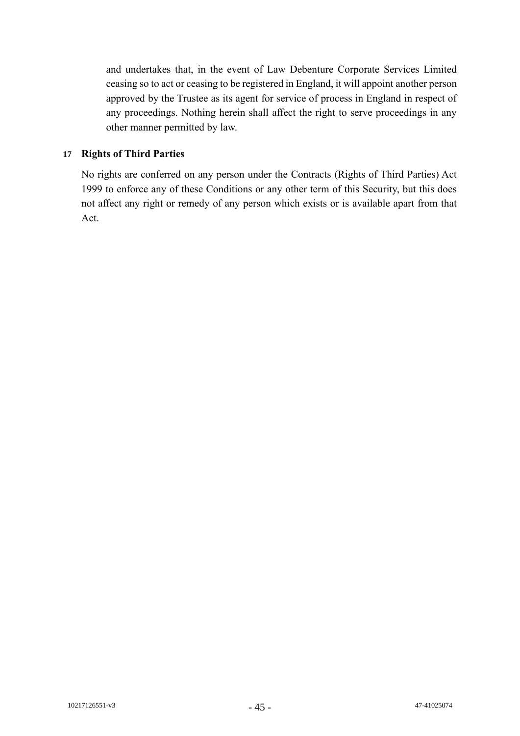and undertakes that, in the event of Law Debenture Corporate Services Limited ceasing so to act or ceasing to be registered in England, it will appoint another person approved by the Trustee as its agent for service of process in England in respect of any proceedings. Nothing herein shall affect the right to serve proceedings in any other manner permitted by law.

## 17 Rights of Third Parties

No rights are conferred on any person under the Contracts (Rights of Third Parties) Act 1999 to enforce any of these Conditions or any other term of this Security, but this does not affect any right or remedy of any person which exists or is available apart from that Act.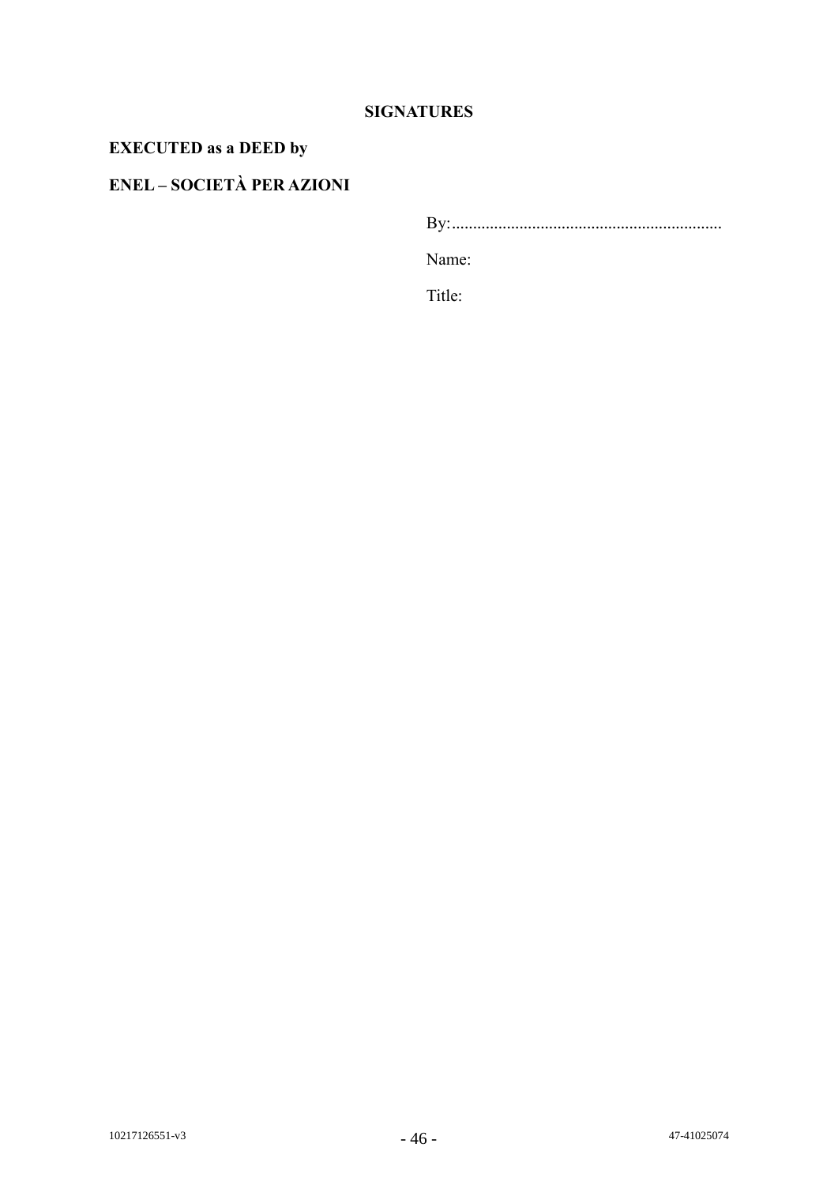**SIGNATURES**

**EXECUTED as a DEED by**

**ENEL – SOCIETÀ PER AZIONI**

By:................................................................

Name:

Title: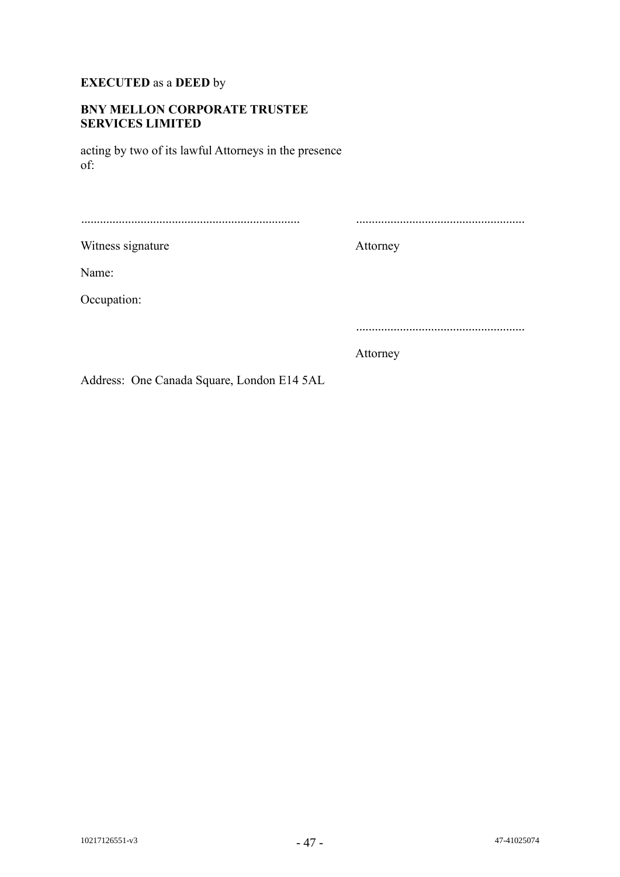**EXECUTED** as a **DEED** by

**BNY MELLON CORPORATE TRUSTEE SERVICES LIMITED**

acting by two of its lawful Attorneys in the presence of:

| | |
|---|---|
| ..................................................................... | ...................................................... |
| Witness signature | Attorney |
| Name: | |
| Occupation: | |
| | ...................................................... |
| | Attorney |

Address: One Canada Square, London E14 5AL